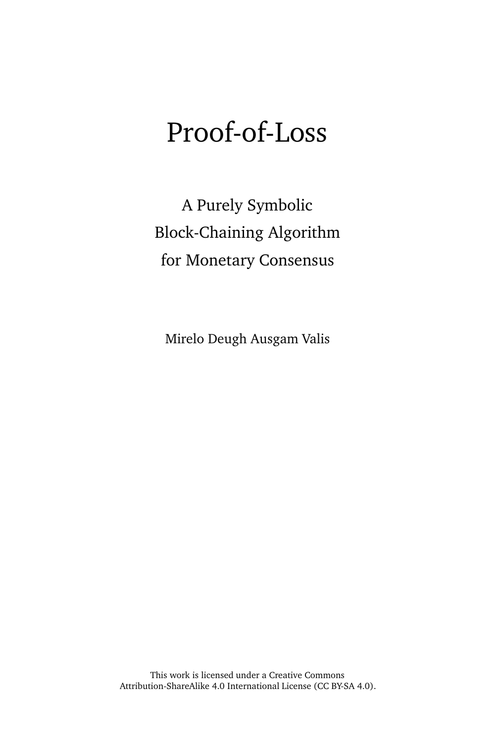# Proof-of-Loss

## A Purely Symbolic Block-Chaining Algorithm for Monetary Consensus

Mirelo Deugh Ausgam Valis

This work is licensed under a Creative Commons Attribution-ShareAlike 4.0 International License (CC BY-SA 4.0).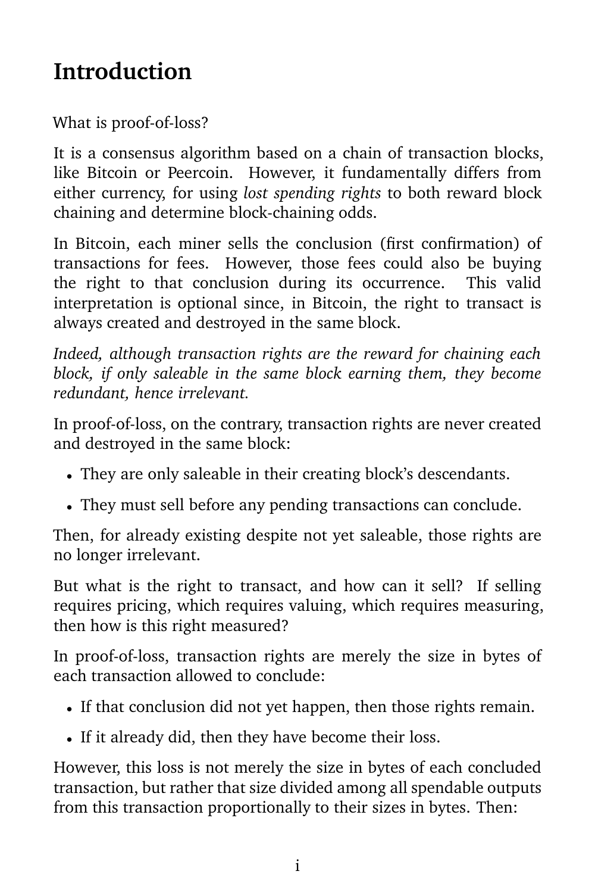# Introduction

What is proof-of-loss?

It is a consensus algorithm based on a chain of transaction blocks, like Bitcoin or Peercoin. However, it fundamentally differs from either currency, for using *lost spending rights* to both reward block chaining and determine block-chaining odds.

In Bitcoin, each miner sells the conclusion (first confirmation) of transactions for fees. However, those fees could also be buying the right to that conclusion during its occurrence. This valid interpretation is optional since, in Bitcoin, the right to transact is always created and destroyed in the same block.

*Indeed, although transaction rights are the reward for chaining each block, if only saleable in the same block earning them, they become redundant, hence irrelevant.*

In proof-of-loss, on the contrary, transaction rights are never created and destroyed in the same block:

- They are only saleable in their creating block's descendants.
- They must sell before any pending transactions can conclude.

Then, for already existing despite not yet saleable, those rights are no longer irrelevant.

But what is the right to transact, and how can it sell? If selling requires pricing, which requires valuing, which requires measuring, then how is this right measured?

In proof-of-loss, transaction rights are merely the size in bytes of each transaction allowed to conclude:

- If that conclusion did not yet happen, then those rights remain.
- If it already did, then they have become their loss.

However, this loss is not merely the size in bytes of each concluded transaction, but rather that size divided among all spendable outputs from this transaction proportionally to their sizes in bytes. Then: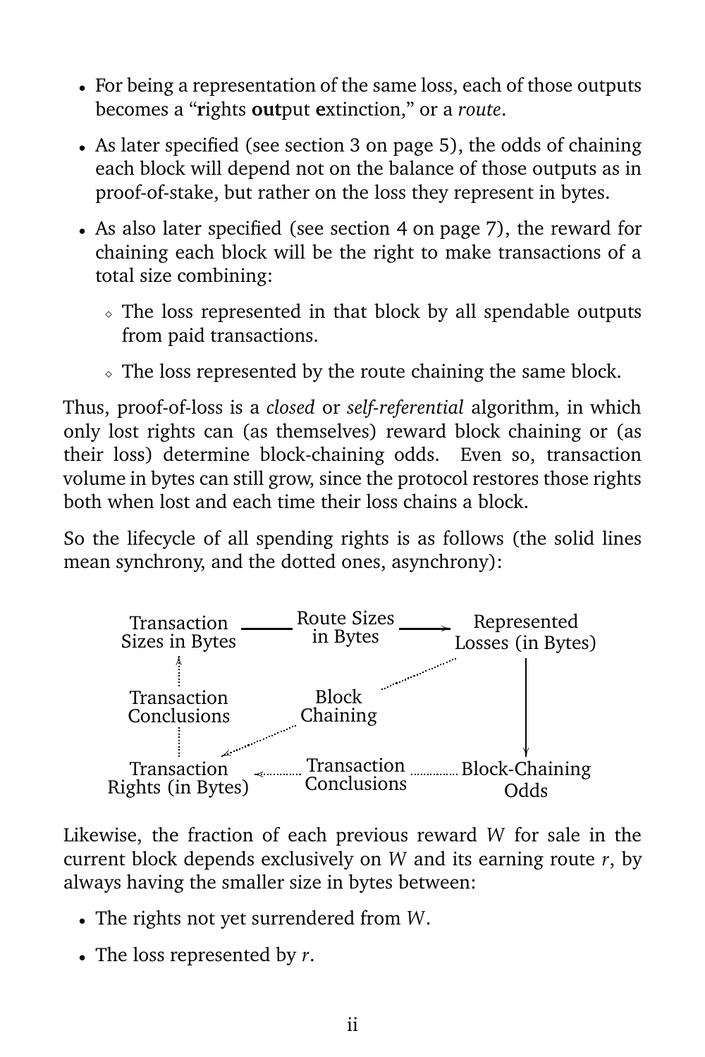- For being a representation of the same loss, each of those outputs becomes a "**r**ights **out**put **e**xtinction," or a *route*.
- As later specified (see section 3 on page 5), the odds of chaining each block will depend not on the balance of those outputs as in proof-of-stake, but rather on the loss they represent in bytes.
- As also later specified (see section 4 on page 7), the reward for chaining each block will be the right to make transactions of a total size combining:
  - The loss represented in that block by all spendable outputs from paid transactions.
  - The loss represented by the route chaining the same block.

Thus, proof-of-loss is a *closed* or *self-referential* algorithm, in which only lost rights can (as themselves) reward block chaining or (as their loss) determine block-chaining odds. Even so, transaction volume in bytes can still grow, since the protocol restores those rights both when lost and each time their loss chains a block.

So the lifecycle of all spending rights is as follows (the solid lines mean synchrony, and the dotted ones, asynchrony):

Likewise, the fraction of each previous reward $W$ for sale in the current block depends exclusively on $W$ and its earning route $r$, by always having the smaller size in bytes between:

- The rights not yet surrendered from $W$.
- The loss represented by $r$.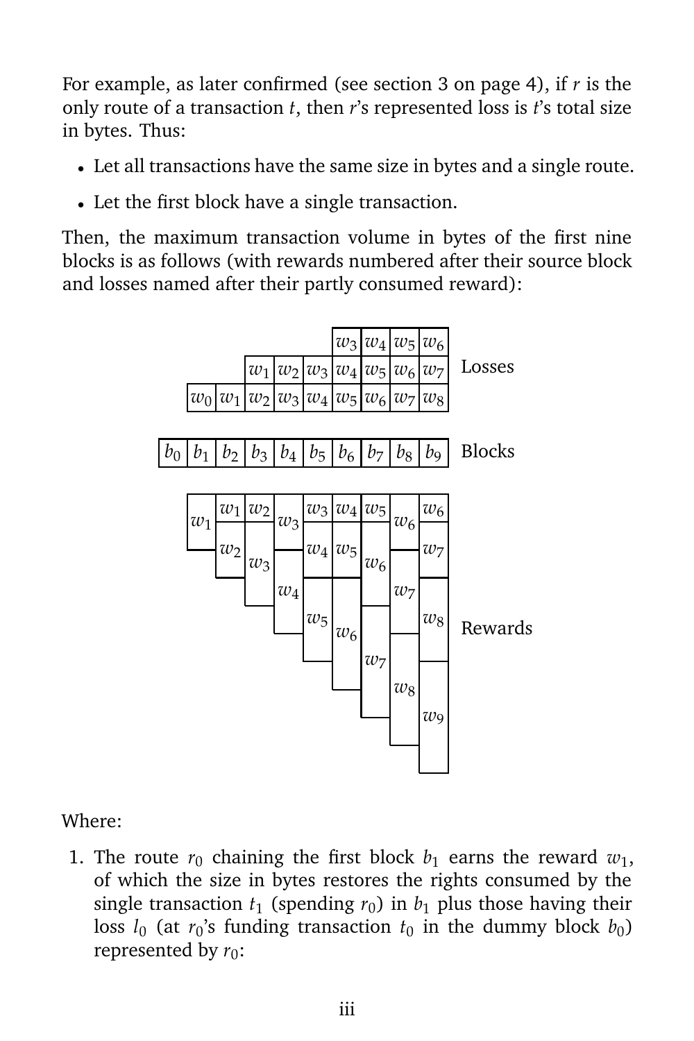For example, as later confirmed (see section 3 on page 4), if $r$ is the only route of a transaction $t$, then $r$'s represented loss is $t$'s total size in bytes. Thus:

- Let all transactions have the same size in bytes and a single route.
- Let the first block have a single transaction.

Then, the maximum transaction volume in bytes of the first nine blocks is as follows (with rewards numbered after their source block and losses named after their partly consumed reward):

| | $b_0$ | $b_1$ | $b_2$ | $b_3$ | $b_4$ | $b_5$ | $b_6$ | $b_7$ | $b_8$ | $b_9$ |
|---|---|---|---|---|---|---|---|---|---|---|
| Losses | | | | | | | $w_3$ | $w_4$ | $w_5$ | $w_6$ |
| Losses | | | | $w_1$ | $w_2$ | $w_3$ | $w_4$ | $w_5$ | $w_6$ | $w_7$ |
| Losses | | $w_0$ | $w_1$ | $w_2$ | $w_3$ | $w_4$ | $w_5$ | $w_6$ | $w_7$ | $w_8$ |
| Blocks | $b_0$ | $b_1$ | $b_2$ | $b_3$ | $b_4$ | $b_5$ | $b_6$ | $b_7$ | $b_8$ | $b_9$ |
| Rewards | | $w_1$ | $w_1$ | $w_2$ | $w_3$ | $w_3$ | $w_4$ | $w_5$ | $w_6$ | $w_6$ |
| Rewards | | | $w_2$ | $w_3$ | $w_4$ | $w_4$ | $w_5$ | $w_6$ | $w_7$ | $w_7$ |
| Rewards | | | | | | $w_5$ | $w_6$ | $w_7$ | $w_8$ | $w_8$ |
| Rewards | | | | | | | | | | $w_9$ |

Where:

1. The route $r_0$ chaining the first block $b_1$ earns the reward $w_1$, of which the size in bytes restores the rights consumed by the single transaction $t_1$ (spending $r_0$) in $b_1$ plus those having their loss $l_0$ (at $r_0$'s funding transaction $t_0$ in the dummy block $b_0$) represented by $r_0$: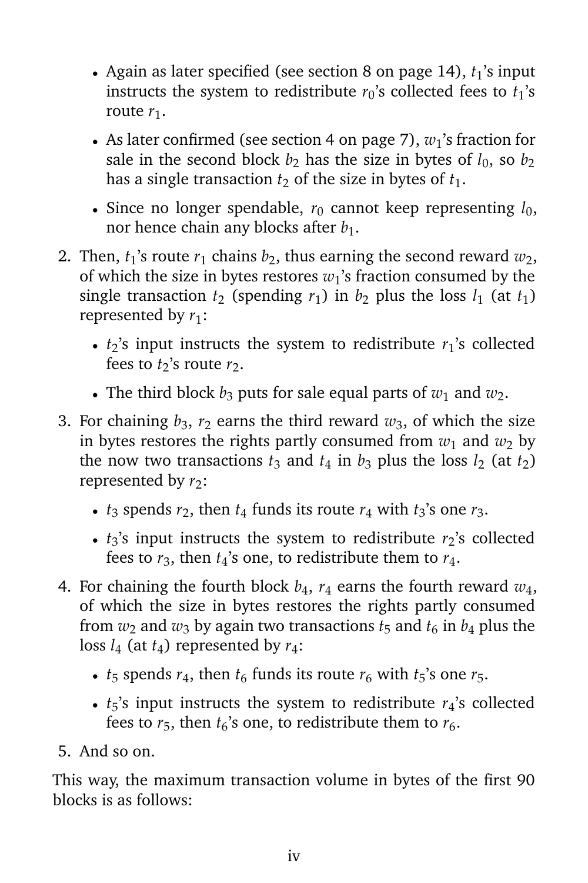- Again as later specified (see section 8 on page 14), $t_1$'s input instructs the system to redistribute $r_0$'s collected fees to $t_1$'s route $r_1$.

- As later confirmed (see section 4 on page 7), $w_1$'s fraction for sale in the second block $b_2$ has the size in bytes of $l_0$, so $b_2$ has a single transaction $t_2$ of the size in bytes of $t_1$.

- Since no longer spendable, $r_0$ cannot keep representing $l_0$, nor hence chain any blocks after $b_1$.

2. Then, $t_1$'s route $r_1$ chains $b_2$, thus earning the second reward $w_2$, of which the size in bytes restores $w_1$'s fraction consumed by the single transaction $t_2$ (spending $r_1$) in $b_2$ plus the loss $l_1$ (at $t_1$) represented by $r_1$:

   - $t_2$'s input instructs the system to redistribute $r_1$'s collected fees to $t_2$'s route $r_2$.

   - The third block $b_3$ puts for sale equal parts of $w_1$ and $w_2$.

3. For chaining $b_3$, $r_2$ earns the third reward $w_3$, of which the size in bytes restores the rights partly consumed from $w_1$ and $w_2$ by the now two transactions $t_3$ and $t_4$ in $b_3$ plus the loss $l_2$ (at $t_2$) represented by $r_2$:

   - $t_3$ spends $r_2$, then $t_4$ funds its route $r_4$ with $t_3$'s one $r_3$.

   - $t_3$'s input instructs the system to redistribute $r_2$'s collected fees to $r_3$, then $t_4$'s one, to redistribute them to $r_4$.

4. For chaining the fourth block $b_4$, $r_4$ earns the fourth reward $w_4$, of which the size in bytes restores the rights partly consumed from $w_2$ and $w_3$ by again two transactions $t_5$ and $t_6$ in $b_4$ plus the loss $l_4$ (at $t_4$) represented by $r_4$:

   - $t_5$ spends $r_4$, then $t_6$ funds its route $r_6$ with $t_5$'s one $r_5$.

   - $t_5$'s input instructs the system to redistribute $r_4$'s collected fees to $r_5$, then $t_6$'s one, to redistribute them to $r_6$.

5. And so on.

This way, the maximum transaction volume in bytes of the first 90 blocks is as follows: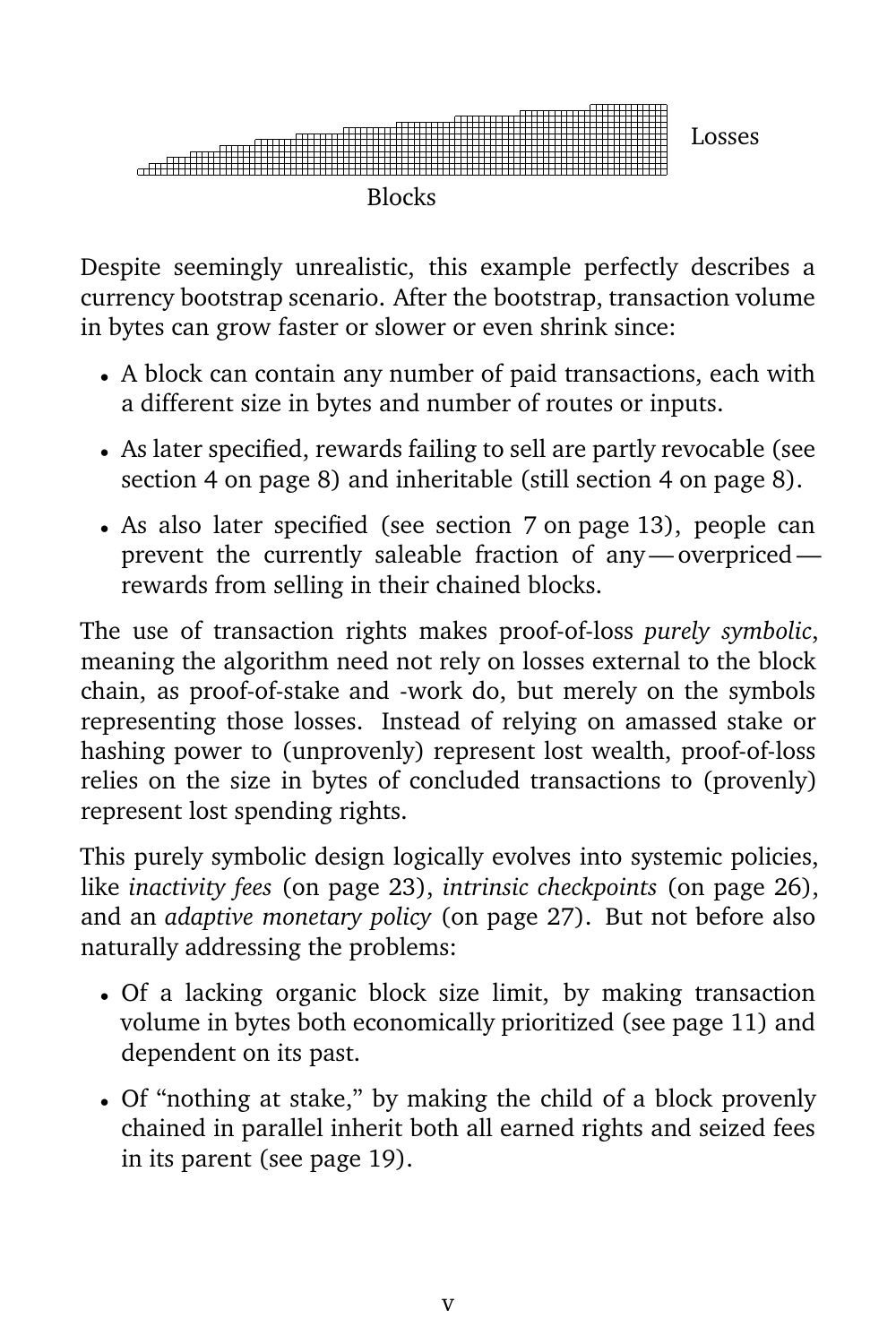Losses

Blocks

Despite seemingly unrealistic, this example perfectly describes a currency bootstrap scenario. After the bootstrap, transaction volume in bytes can grow faster or slower or even shrink since:

- A block can contain any number of paid transactions, each with a different size in bytes and number of routes or inputs.
- As later specified, rewards failing to sell are partly revocable (see section 4 on page 8) and inheritable (still section 4 on page 8).
- As also later specified (see section 7 on page 13), people can prevent the currently saleable fraction of any — overpriced — rewards from selling in their chained blocks.

The use of transaction rights makes proof-of-loss *purely symbolic*, meaning the algorithm need not rely on losses external to the block chain, as proof-of-stake and -work do, but merely on the symbols representing those losses. Instead of relying on amassed stake or hashing power to (unprovenly) represent lost wealth, proof-of-loss relies on the size in bytes of concluded transactions to (provenly) represent lost spending rights.

This purely symbolic design logically evolves into systemic policies, like *inactivity fees* (on page 23), *intrinsic checkpoints* (on page 26), and an *adaptive monetary policy* (on page 27). But not before also naturally addressing the problems:

- Of a lacking organic block size limit, by making transaction volume in bytes both economically prioritized (see page 11) and dependent on its past.
- Of "nothing at stake," by making the child of a block provenly chained in parallel inherit both all earned rights and seized fees in its parent (see page 19).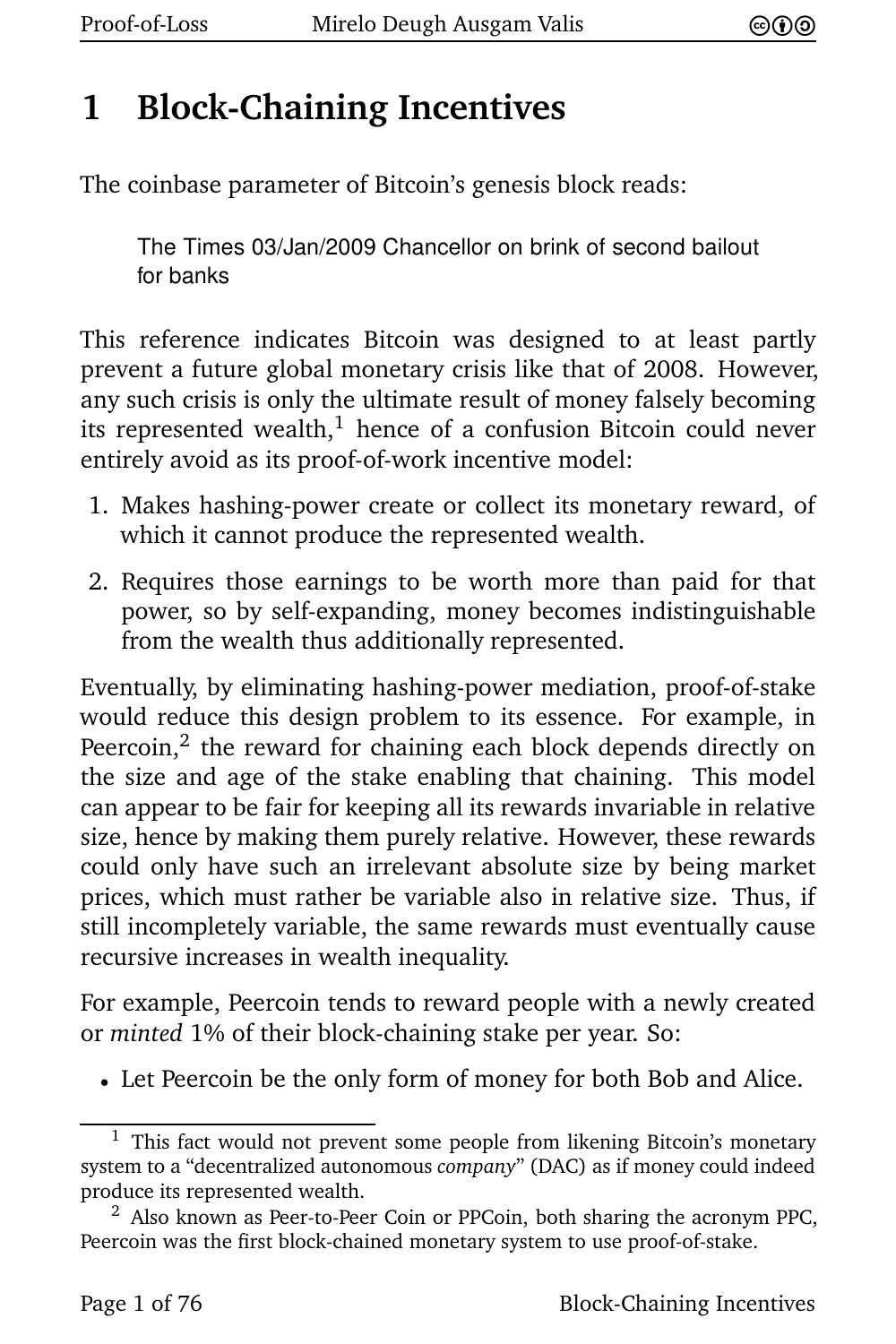# 1 Block-Chaining Incentives

The coinbase parameter of Bitcoin's genesis block reads:

> The Times 03/Jan/2009 Chancellor on brink of second bailout for banks

This reference indicates Bitcoin was designed to at least partly prevent a future global monetary crisis like that of 2008. However, any such crisis is only the ultimate result of money falsely becoming its represented wealth,[1] hence of a confusion Bitcoin could never entirely avoid as its proof-of-work incentive model:

1. Makes hashing-power create or collect its monetary reward, of which it cannot produce the represented wealth.
2. Requires those earnings to be worth more than paid for that power, so by self-expanding, money becomes indistinguishable from the wealth thus additionally represented.

Eventually, by eliminating hashing-power mediation, proof-of-stake would reduce this design problem to its essence. For example, in Peercoin,[2] the reward for chaining each block depends directly on the size and age of the stake enabling that chaining. This model can appear to be fair for keeping all its rewards invariable in relative size, hence by making them purely relative. However, these rewards could only have such an irrelevant absolute size by being market prices, which must rather be variable also in relative size. Thus, if still incompletely variable, the same rewards must eventually cause recursive increases in wealth inequality.

For example, Peercoin tends to reward people with a newly created or *minted* 1% of their block-chaining stake per year. So:

- Let Peercoin be the only form of money for both Bob and Alice.

---

[1] This fact would not prevent some people from likening Bitcoin's monetary system to a "decentralized autonomous *company*" (DAC) as if money could indeed produce its represented wealth.

[2] Also known as Peer-to-Peer Coin or PPCoin, both sharing the acronym PPC, Peercoin was the first block-chained monetary system to use proof-of-stake.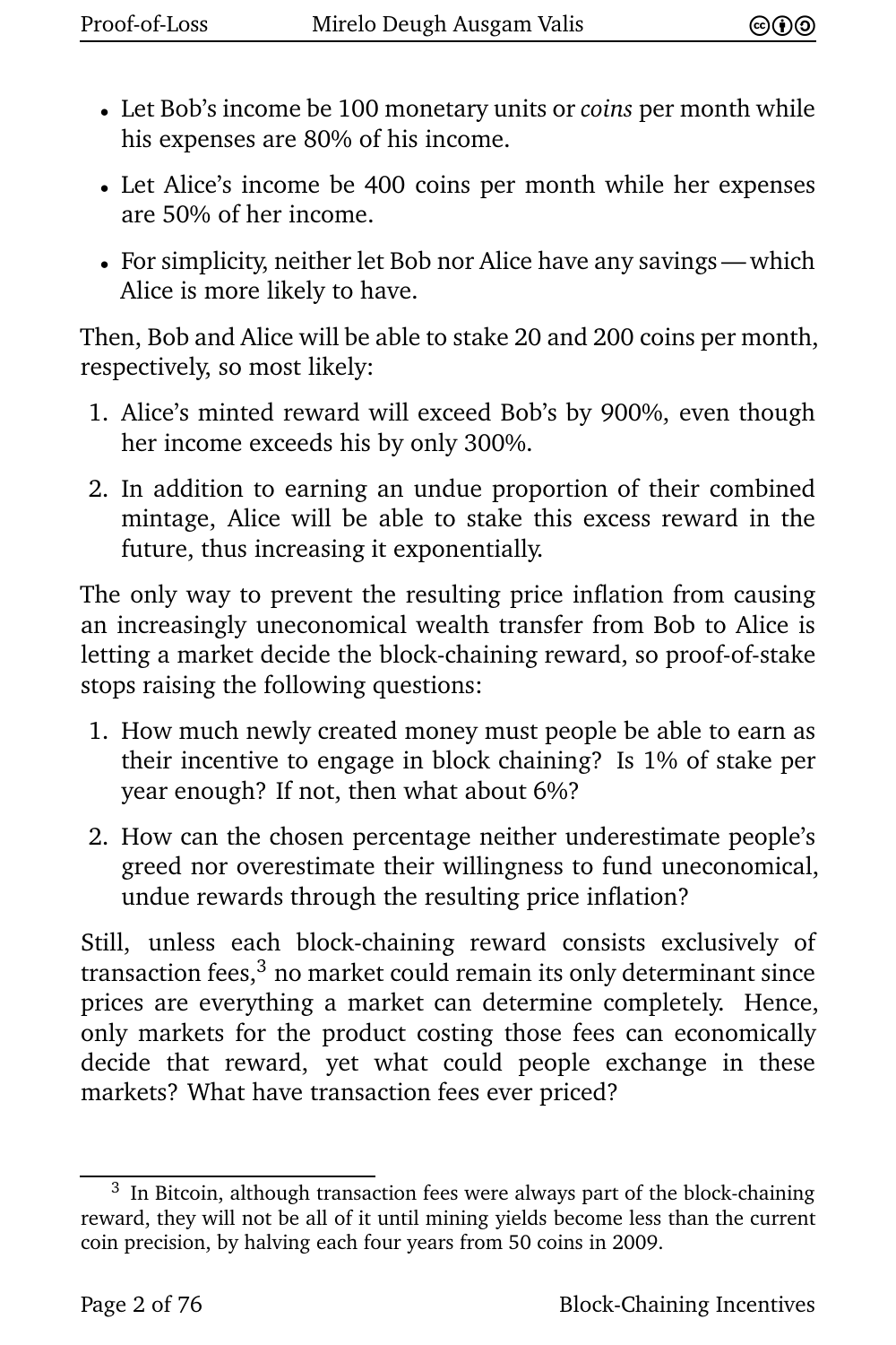- Let Bob's income be 100 monetary units or *coins* per month while his expenses are 80% of his income.
- Let Alice's income be 400 coins per month while her expenses are 50% of her income.
- For simplicity, neither let Bob nor Alice have any savings — which Alice is more likely to have.

Then, Bob and Alice will be able to stake 20 and 200 coins per month, respectively, so most likely:

1. Alice's minted reward will exceed Bob's by 900%, even though her income exceeds his by only 300%.
2. In addition to earning an undue proportion of their combined mintage, Alice will be able to stake this excess reward in the future, thus increasing it exponentially.

The only way to prevent the resulting price inflation from causing an increasingly uneconomical wealth transfer from Bob to Alice is letting a market decide the block-chaining reward, so proof-of-stake stops raising the following questions:

1. How much newly created money must people be able to earn as their incentive to engage in block chaining? Is 1% of stake per year enough? If not, then what about 6%?
2. How can the chosen percentage neither underestimate people's greed nor overestimate their willingness to fund uneconomical, undue rewards through the resulting price inflation?

Still, unless each block-chaining reward consists exclusively of transaction fees,[3] no market could remain its only determinant since prices are everything a market can determine completely. Hence, only markets for the product costing those fees can economically decide that reward, yet what could people exchange in these markets? What have transaction fees ever priced?

[3] In Bitcoin, although transaction fees were always part of the block-chaining reward, they will not be all of it until mining yields become less than the current coin precision, by halving each four years from 50 coins in 2009.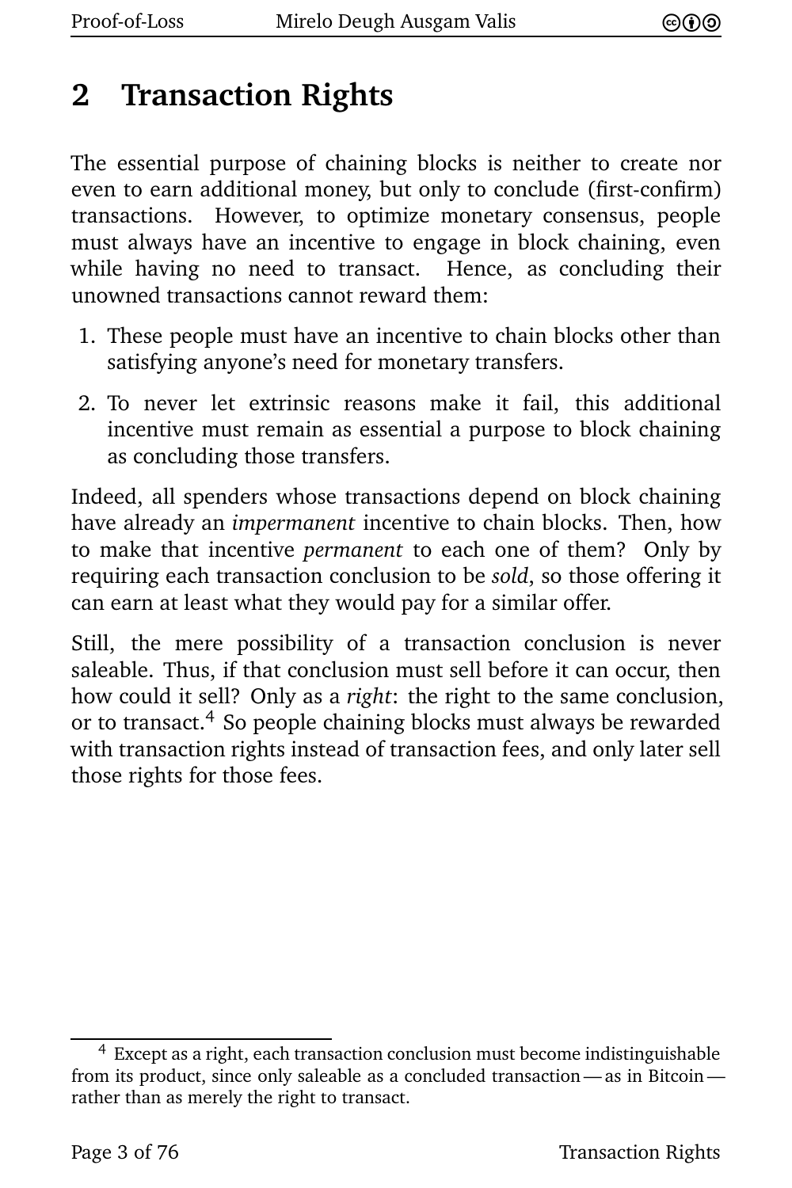## 2 Transaction Rights

The essential purpose of chaining blocks is neither to create nor even to earn additional money, but only to conclude (first-confirm) transactions. However, to optimize monetary consensus, people must always have an incentive to engage in block chaining, even while having no need to transact. Hence, as concluding their unowned transactions cannot reward them:

1. These people must have an incentive to chain blocks other than satisfying anyone's need for monetary transfers.
2. To never let extrinsic reasons make it fail, this additional incentive must remain as essential a purpose to block chaining as concluding those transfers.

Indeed, all spenders whose transactions depend on block chaining have already an *impermanent* incentive to chain blocks. Then, how to make that incentive *permanent* to each one of them? Only by requiring each transaction conclusion to be *sold*, so those offering it can earn at least what they would pay for a similar offer.

Still, the mere possibility of a transaction conclusion is never saleable. Thus, if that conclusion must sell before it can occur, then how could it sell? Only as a *right*: the right to the same conclusion, or to transact.[4] So people chaining blocks must always be rewarded with transaction rights instead of transaction fees, and only later sell those rights for those fees.

[4] Except as a right, each transaction conclusion must become indistinguishable from its product, since only saleable as a concluded transaction — as in Bitcoin — rather than as merely the right to transact.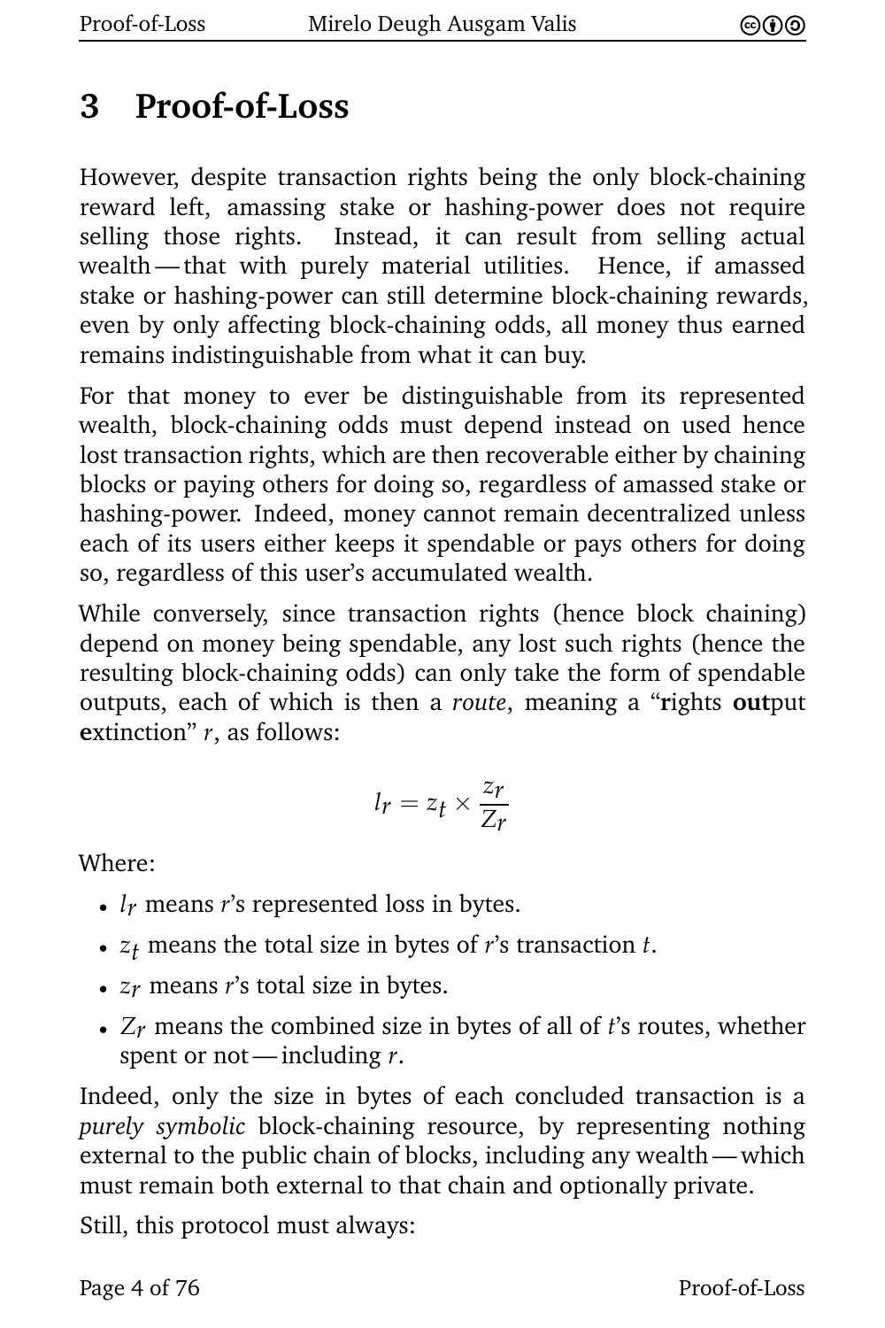# 3 Proof-of-Loss

However, despite transaction rights being the only block-chaining reward left, amassing stake or hashing-power does not require selling those rights. Instead, it can result from selling actual wealth — that with purely material utilities. Hence, if amassed stake or hashing-power can still determine block-chaining rewards, even by only affecting block-chaining odds, all money thus earned remains indistinguishable from what it can buy.

For that money to ever be distinguishable from its represented wealth, block-chaining odds must depend instead on used hence lost transaction rights, which are then recoverable either by chaining blocks or paying others for doing so, regardless of amassed stake or hashing-power. Indeed, money cannot remain decentralized unless each of its users either keeps it spendable or pays others for doing so, regardless of this user's accumulated wealth.

While conversely, since transaction rights (hence block chaining) depend on money being spendable, any lost such rights (hence the resulting block-chaining odds) can only take the form of spendable outputs, each of which is then a *route*, meaning a "**r**ights **out**put **e**xtinction" $r$, as follows:

$$l_r = z_t \times \frac{z_r}{Z_r}$$

Where:

- $l_r$ means $r$'s represented loss in bytes.
- $z_t$ means the total size in bytes of $r$'s transaction $t$.
- $z_r$ means $r$'s total size in bytes.
- $Z_r$ means the combined size in bytes of all of $t$'s routes, whether spent or not — including $r$.

Indeed, only the size in bytes of each concluded transaction is a *purely symbolic* block-chaining resource, by representing nothing external to the public chain of blocks, including any wealth — which must remain both external to that chain and optionally private.

Still, this protocol must always: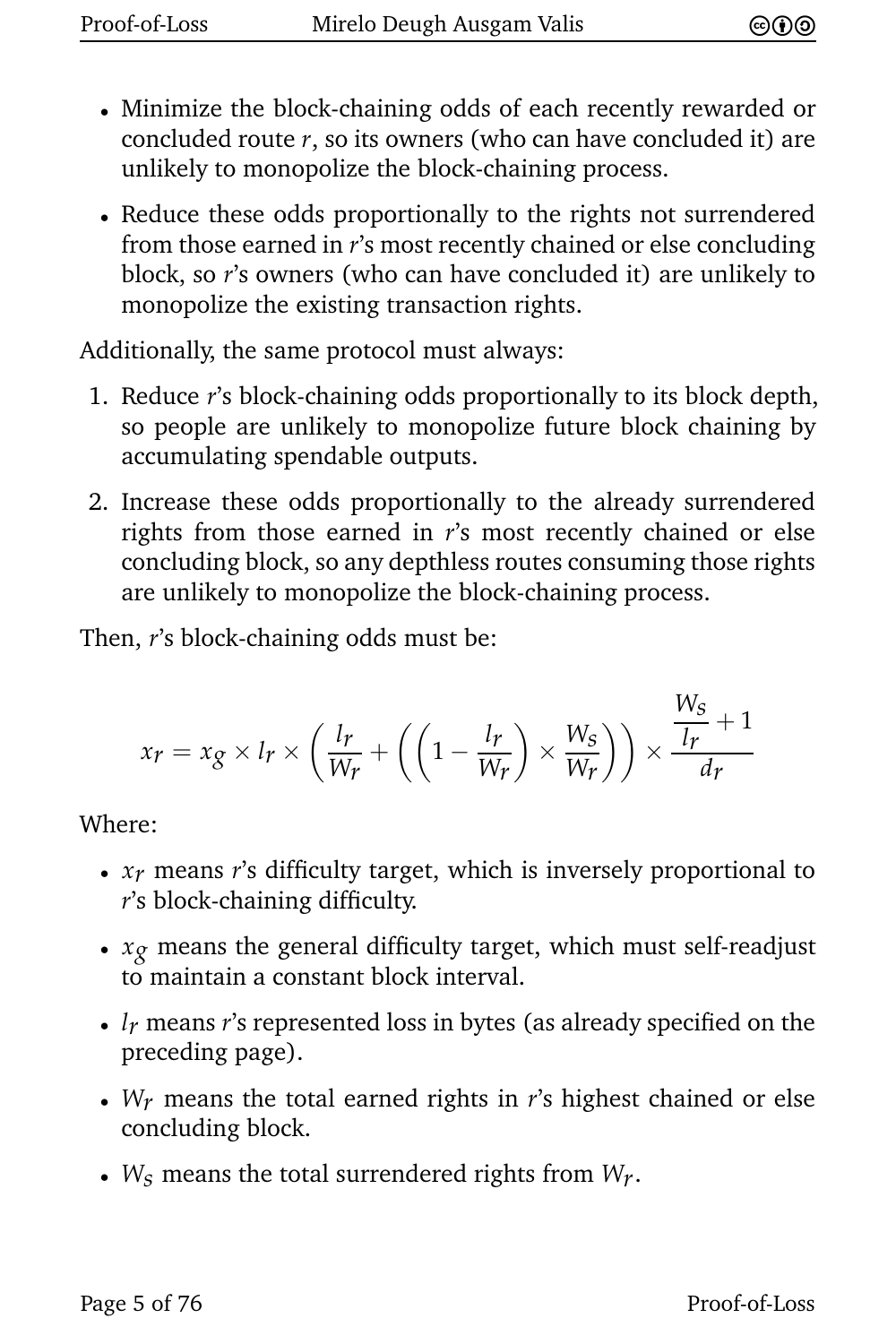- Minimize the block-chaining odds of each recently rewarded or concluded route $r$, so its owners (who can have concluded it) are unlikely to monopolize the block-chaining process.
- Reduce these odds proportionally to the rights not surrendered from those earned in $r$'s most recently chained or else concluding block, so $r$'s owners (who can have concluded it) are unlikely to monopolize the existing transaction rights.

Additionally, the same protocol must always:

1. Reduce $r$'s block-chaining odds proportionally to its block depth, so people are unlikely to monopolize future block chaining by accumulating spendable outputs.
2. Increase these odds proportionally to the already surrendered rights from those earned in $r$'s most recently chained or else concluding block, so any depthless routes consuming those rights are unlikely to monopolize the block-chaining process.

Then, $r$'s block-chaining odds must be:

$$x_r = x_g \times l_r \times \left( \frac{l_r}{W_r} + \left( \left( 1 - \frac{l_r}{W_r} \right) \times \frac{W_S}{W_r} \right) \right) \times \frac{\frac{W_S}{l_r} + 1}{d_r}$$

Where:

- $x_r$ means $r$'s difficulty target, which is inversely proportional to $r$'s block-chaining difficulty.
- $x_g$ means the general difficulty target, which must self-readjust to maintain a constant block interval.
- $l_r$ means $r$'s represented loss in bytes (as already specified on the preceding page).
- $W_r$ means the total earned rights in $r$'s highest chained or else concluding block.
- $W_S$ means the total surrendered rights from $W_r$.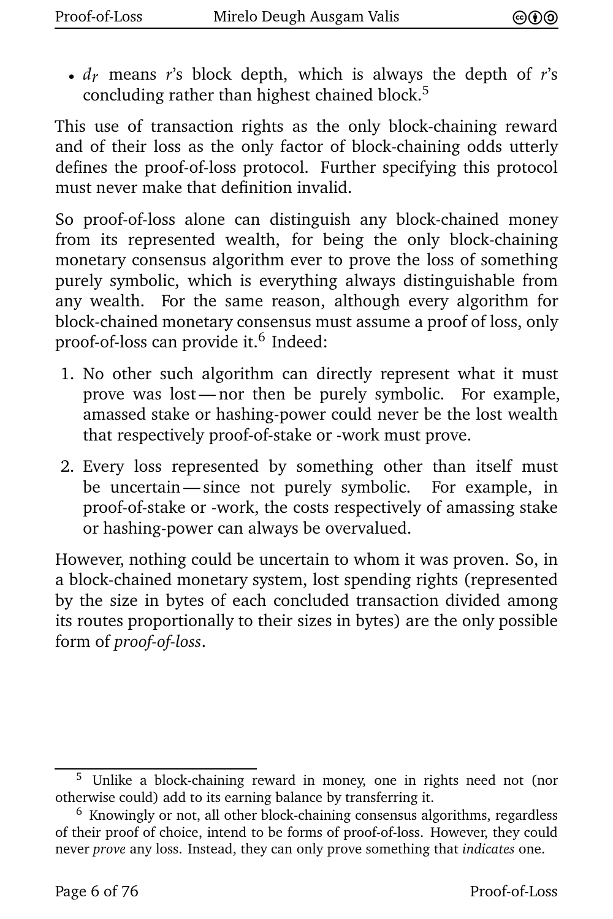- $d_r$ means $r$'s block depth, which is always the depth of $r$'s concluding rather than highest chained block.[5]

This use of transaction rights as the only block-chaining reward and of their loss as the only factor of block-chaining odds utterly defines the proof-of-loss protocol. Further specifying this protocol must never make that definition invalid.

So proof-of-loss alone can distinguish any block-chained money from its represented wealth, for being the only block-chaining monetary consensus algorithm ever to prove the loss of something purely symbolic, which is everything always distinguishable from any wealth. For the same reason, although every algorithm for block-chained monetary consensus must assume a proof of loss, only proof-of-loss can provide it.[6] Indeed:

1. No other such algorithm can directly represent what it must prove was lost — nor then be purely symbolic. For example, amassed stake or hashing-power could never be the lost wealth that respectively proof-of-stake or -work must prove.

2. Every loss represented by something other than itself must be uncertain — since not purely symbolic. For example, in proof-of-stake or -work, the costs respectively of amassing stake or hashing-power can always be overvalued.

However, nothing could be uncertain to whom it was proven. So, in a block-chained monetary system, lost spending rights (represented by the size in bytes of each concluded transaction divided among its routes proportionally to their sizes in bytes) are the only possible form of *proof-of-loss*.

---

[5] Unlike a block-chaining reward in money, one in rights need not (nor otherwise could) add to its earning balance by transferring it.

[6] Knowingly or not, all other block-chaining consensus algorithms, regardless of their proof of choice, intend to be forms of proof-of-loss. However, they could never *prove* any loss. Instead, they can only prove something that *indicates* one.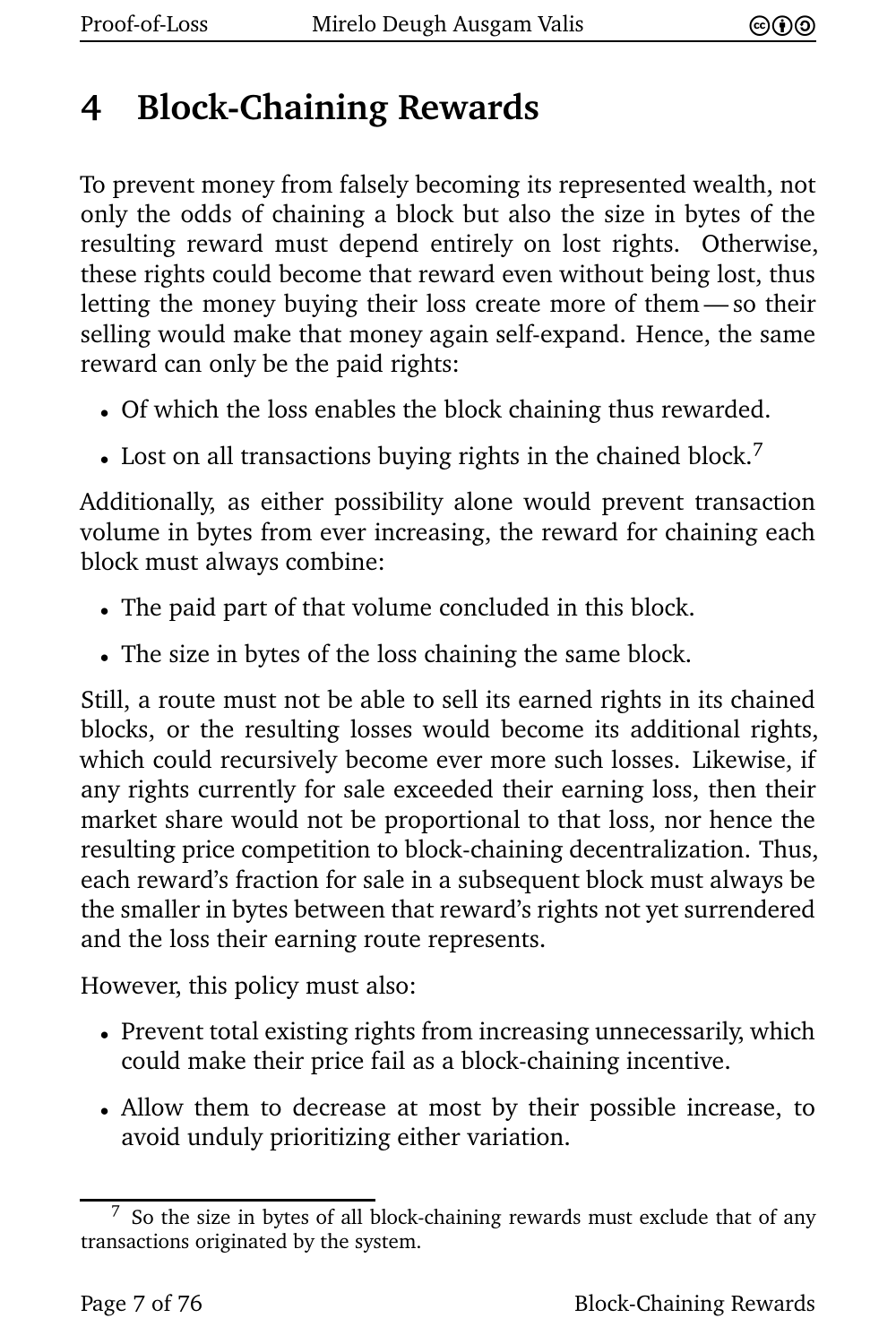# 4 Block-Chaining Rewards

To prevent money from falsely becoming its represented wealth, not only the odds of chaining a block but also the size in bytes of the resulting reward must depend entirely on lost rights. Otherwise, these rights could become that reward even without being lost, thus letting the money buying their loss create more of them — so their selling would make that money again self-expand. Hence, the same reward can only be the paid rights:

- Of which the loss enables the block chaining thus rewarded.
- Lost on all transactions buying rights in the chained block.[7]

Additionally, as either possibility alone would prevent transaction volume in bytes from ever increasing, the reward for chaining each block must always combine:

- The paid part of that volume concluded in this block.
- The size in bytes of the loss chaining the same block.

Still, a route must not be able to sell its earned rights in its chained blocks, or the resulting losses would become its additional rights, which could recursively become ever more such losses. Likewise, if any rights currently for sale exceeded their earning loss, then their market share would not be proportional to that loss, nor hence the resulting price competition to block-chaining decentralization. Thus, each reward's fraction for sale in a subsequent block must always be the smaller in bytes between that reward's rights not yet surrendered and the loss their earning route represents.

However, this policy must also:

- Prevent total existing rights from increasing unnecessarily, which could make their price fail as a block-chaining incentive.
- Allow them to decrease at most by their possible increase, to avoid unduly prioritizing either variation.

[7] So the size in bytes of all block-chaining rewards must exclude that of any transactions originated by the system.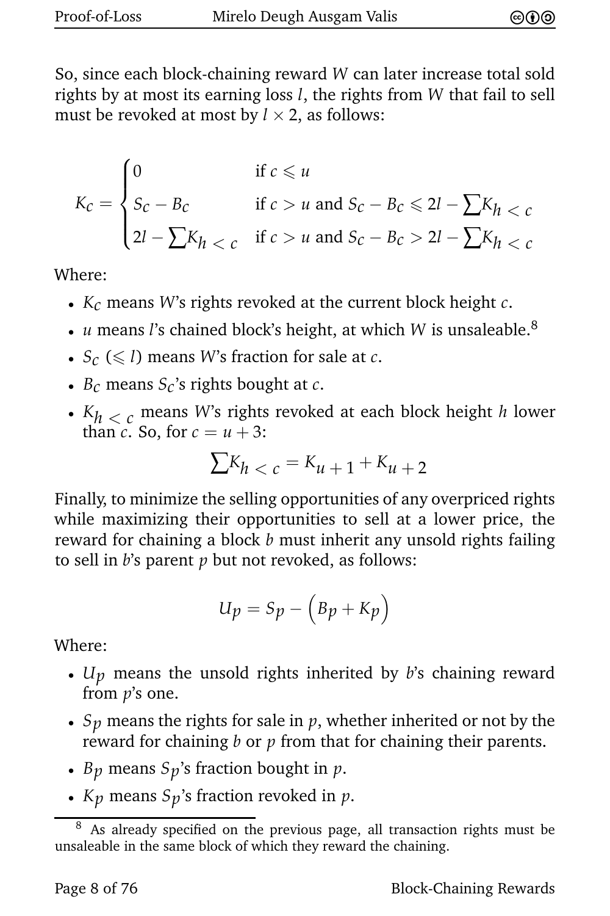So, since each block-chaining reward $W$ can later increase total sold rights by at most its earning loss $l$, the rights from $W$ that fail to sell must be revoked at most by $l \times 2$, as follows:

$$K_c = \begin{cases} 0 & \text{if } c \leqslant u \\ S_c - B_c & \text{if } c > u \text{ and } S_c - B_c \leqslant 2l - \sum K_{h < c} \\ 2l - \sum K_{h < c} & \text{if } c > u \text{ and } S_c - B_c > 2l - \sum K_{h < c} \end{cases}$$

Where:

- $K_c$ means $W$'s rights revoked at the current block height $c$.
- $u$ means $l$'s chained block's height, at which $W$ is unsaleable.[8]
- $S_c$ ($\leqslant l$) means $W$'s fraction for sale at $c$.
- $B_c$ means $S_c$'s rights bought at $c$.
- $K_{h < c}$ means $W$'s rights revoked at each block height $h$ lower than $c$. So, for $c = u + 3$:

$$\sum K_{h < c} = K_{u+1} + K_{u+2}$$

Finally, to minimize the selling opportunities of any overpriced rights while maximizing their opportunities to sell at a lower price, the reward for chaining a block $b$ must inherit any unsold rights failing to sell in $b$'s parent $p$ but not revoked, as follows:

$$U_p = S_p - \left(B_p + K_p\right)$$

Where:

- $U_p$ means the unsold rights inherited by $b$'s chaining reward from $p$'s one.
- $S_p$ means the rights for sale in $p$, whether inherited or not by the reward for chaining $b$ or $p$ from that for chaining their parents.
- $B_p$ means $S_p$'s fraction bought in $p$.
- $K_p$ means $S_p$'s fraction revoked in $p$.

[8] As already specified on the previous page, all transaction rights must be unsaleable in the same block of which they reward the chaining.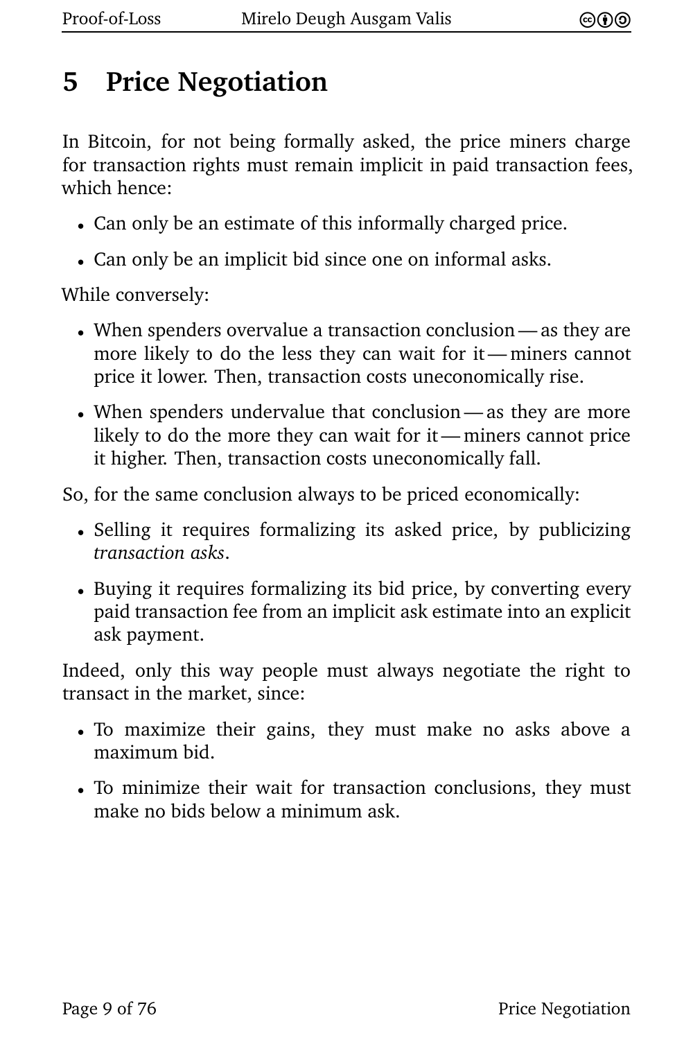# 5 Price Negotiation

In Bitcoin, for not being formally asked, the price miners charge for transaction rights must remain implicit in paid transaction fees, which hence:

- Can only be an estimate of this informally charged price.
- Can only be an implicit bid since one on informal asks.

While conversely:

- When spenders overvalue a transaction conclusion — as they are more likely to do the less they can wait for it — miners cannot price it lower. Then, transaction costs uneconomically rise.
- When spenders undervalue that conclusion — as they are more likely to do the more they can wait for it — miners cannot price it higher. Then, transaction costs uneconomically fall.

So, for the same conclusion always to be priced economically:

- Selling it requires formalizing its asked price, by publicizing *transaction asks*.
- Buying it requires formalizing its bid price, by converting every paid transaction fee from an implicit ask estimate into an explicit ask payment.

Indeed, only this way people must always negotiate the right to transact in the market, since:

- To maximize their gains, they must make no asks above a maximum bid.
- To minimize their wait for transaction conclusions, they must make no bids below a minimum ask.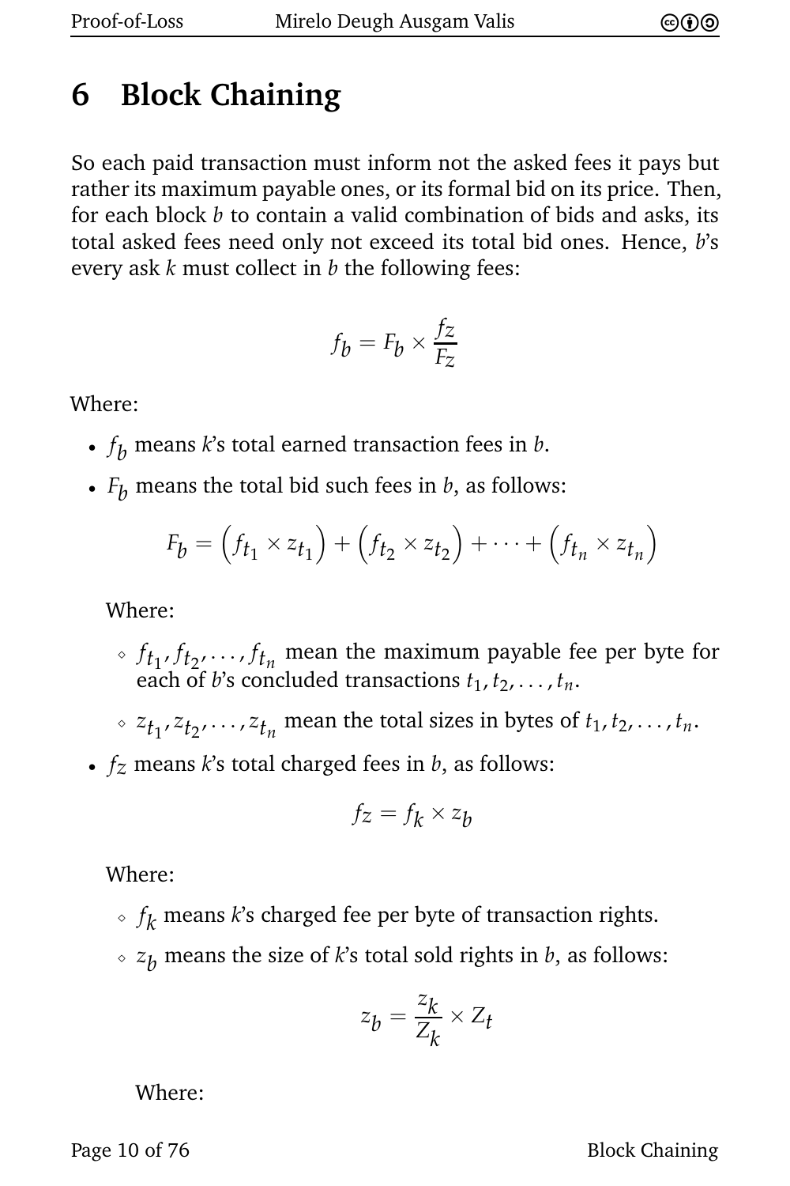# 6 Block Chaining

So each paid transaction must inform not the asked fees it pays but rather its maximum payable ones, or its formal bid on its price. Then, for each block $b$ to contain a valid combination of bids and asks, its total asked fees need only not exceed its total bid ones. Hence, $b$'s every ask $k$ must collect in $b$ the following fees:

$$f_b = F_b \times \frac{f_z}{F_z}$$

Where:

- $f_b$ means $k$'s total earned transaction fees in $b$.
- $F_b$ means the total bid such fees in $b$, as follows:

  $$F_b = \left(f_{t_1} \times z_{t_1}\right) + \left(f_{t_2} \times z_{t_2}\right) + \cdots + \left(f_{t_n} \times z_{t_n}\right)$$

  Where:

  - $f_{t_1}, f_{t_2}, \ldots, f_{t_n}$ mean the maximum payable fee per byte for each of $b$'s concluded transactions $t_1, t_2, \ldots, t_n$.
  - $z_{t_1}, z_{t_2}, \ldots, z_{t_n}$ mean the total sizes in bytes of $t_1, t_2, \ldots, t_n$.

- $f_z$ means $k$'s total charged fees in $b$, as follows:

  $$f_z = f_k \times z_b$$

  Where:

  - $f_k$ means $k$'s charged fee per byte of transaction rights.
  - $z_b$ means the size of $k$'s total sold rights in $b$, as follows:

    $$z_b = \frac{z_k}{Z_k} \times Z_t$$

    Where: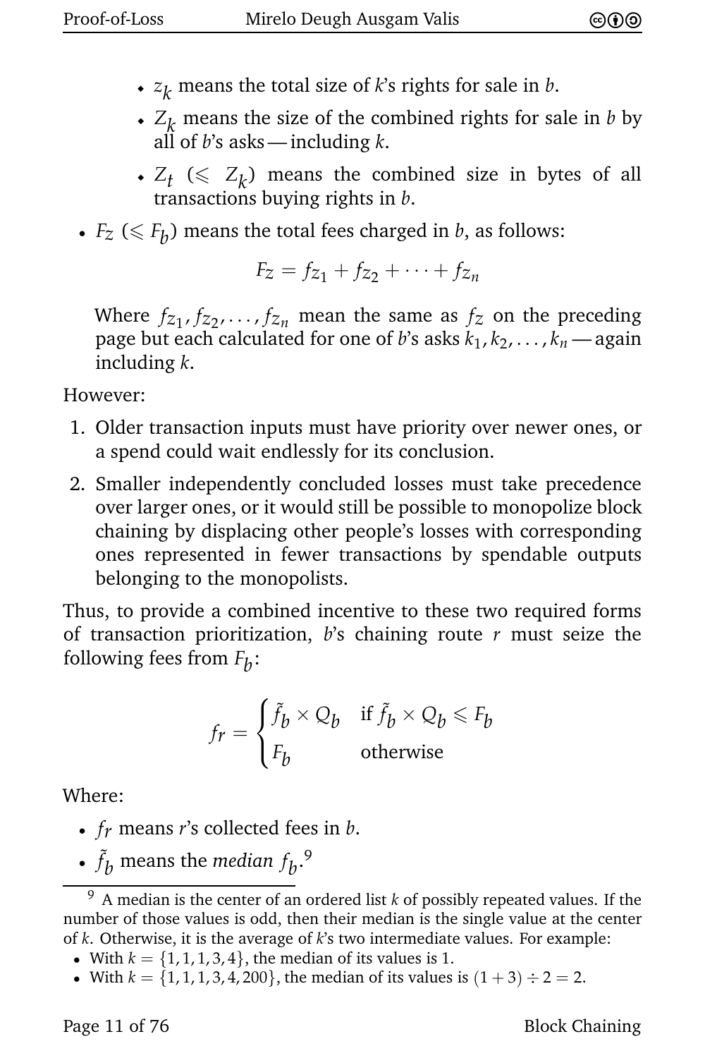- $z_k$ means the total size of $k$'s rights for sale in $b$.
  - $Z_k$ means the size of the combined rights for sale in $b$ by all of $b$'s asks — including $k$.
  - $Z_t$ ($\leqslant Z_k$) means the combined size in bytes of all transactions buying rights in $b$.

- $F_Z$ ($\leqslant F_b$) means the total fees charged in $b$, as follows:

$$F_Z = fz_1 + fz_2 + \cdots + fz_n$$

  Where $fz_1, fz_2, \ldots, fz_n$ mean the same as $fz$ on the preceding page but each calculated for one of $b$'s asks $k_1, k_2, \ldots, k_n$ — again including $k$.

However:

1. Older transaction inputs must have priority over newer ones, or a spend could wait endlessly for its conclusion.
2. Smaller independently concluded losses must take precedence over larger ones, or it would still be possible to monopolize block chaining by displacing other people's losses with corresponding ones represented in fewer transactions by spendable outputs belonging to the monopolists.

Thus, to provide a combined incentive to these two required forms of transaction prioritization, $b$'s chaining route $r$ must seize the following fees from $F_b$:

$$fr = \begin{cases} \tilde{f}_b \times Q_b & \text{if } \tilde{f}_b \times Q_b \leqslant F_b \\ F_b & \text{otherwise} \end{cases}$$

Where:

- $fr$ means $r$'s collected fees in $b$.
- $\tilde{f}_b$ means the *median* $f_b$.[9]

[9] A median is the center of an ordered list $k$ of possibly repeated values. If the number of those values is odd, then their median is the single value at the center of $k$. Otherwise, it is the average of $k$'s two intermediate values. For example:

- With $k = \{1, 1, 1, 3, 4\}$, the median of its values is 1.
- With $k = \{1, 1, 1, 3, 4, 200\}$, the median of its values is $(1 + 3) \div 2 = 2$.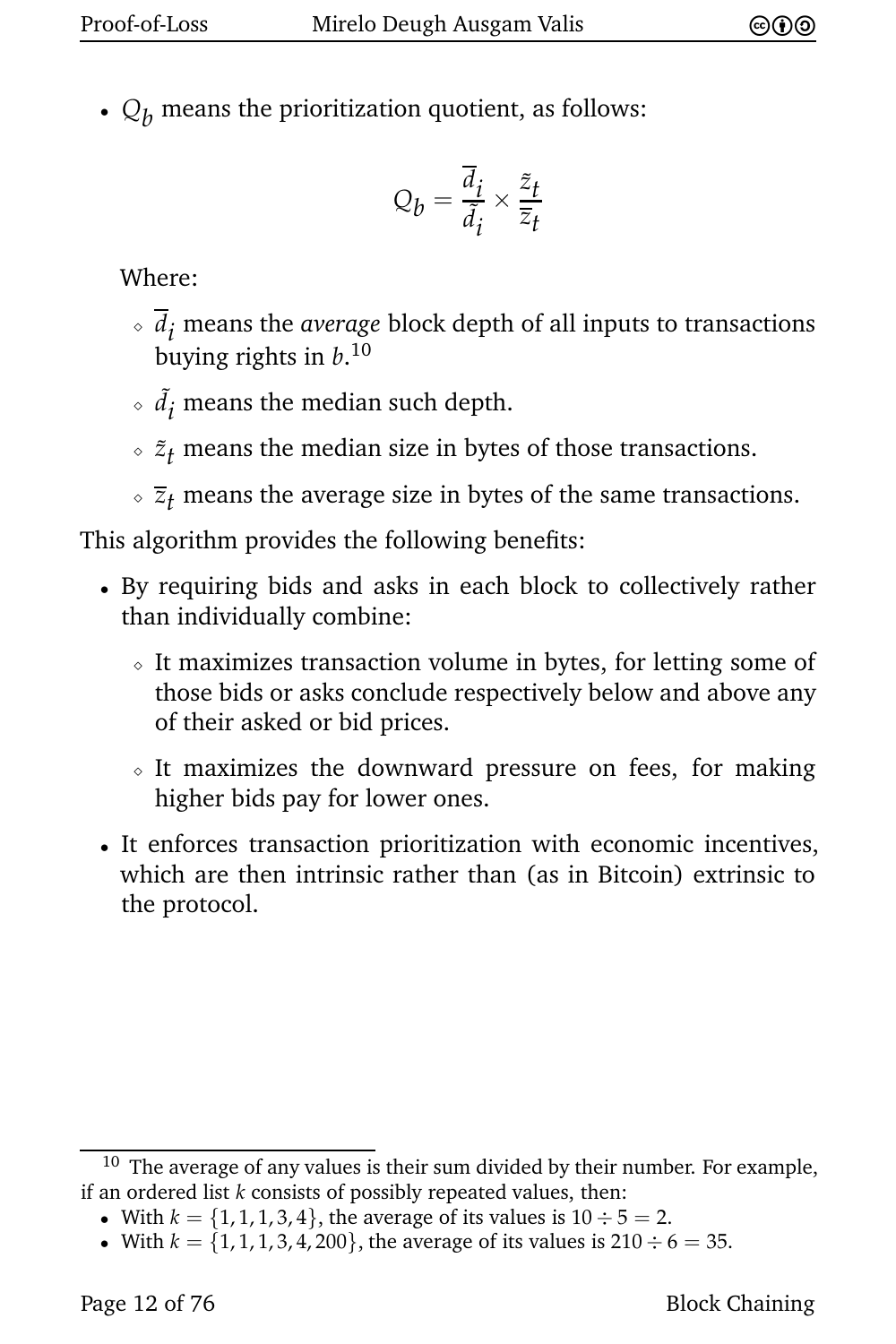- $Q_b$ means the prioritization quotient, as follows:

$$Q_b = \frac{\overline{d}_i}{\tilde{d}_i} \times \frac{\tilde{z}_t}{\overline{z}_t}$$

  Where:

  - $\overline{d}_i$ means the *average* block depth of all inputs to transactions buying rights in $b$.[10]
  - $\tilde{d}_i$ means the median such depth.
  - $\tilde{z}_t$ means the median size in bytes of those transactions.
  - $\overline{z}_t$ means the average size in bytes of the same transactions.

This algorithm provides the following benefits:

- By requiring bids and asks in each block to collectively rather than individually combine:
  - It maximizes transaction volume in bytes, for letting some of those bids or asks conclude respectively below and above any of their asked or bid prices.
  - It maximizes the downward pressure on fees, for making higher bids pay for lower ones.
- It enforces transaction prioritization with economic incentives, which are then intrinsic rather than (as in Bitcoin) extrinsic to the protocol.

---

[10] The average of any values is their sum divided by their number. For example, if an ordered list $k$ consists of possibly repeated values, then:

- With $k = \{1, 1, 1, 3, 4\}$, the average of its values is $10 \div 5 = 2$.
- With $k = \{1, 1, 1, 3, 4, 200\}$, the average of its values is $210 \div 6 = 35$.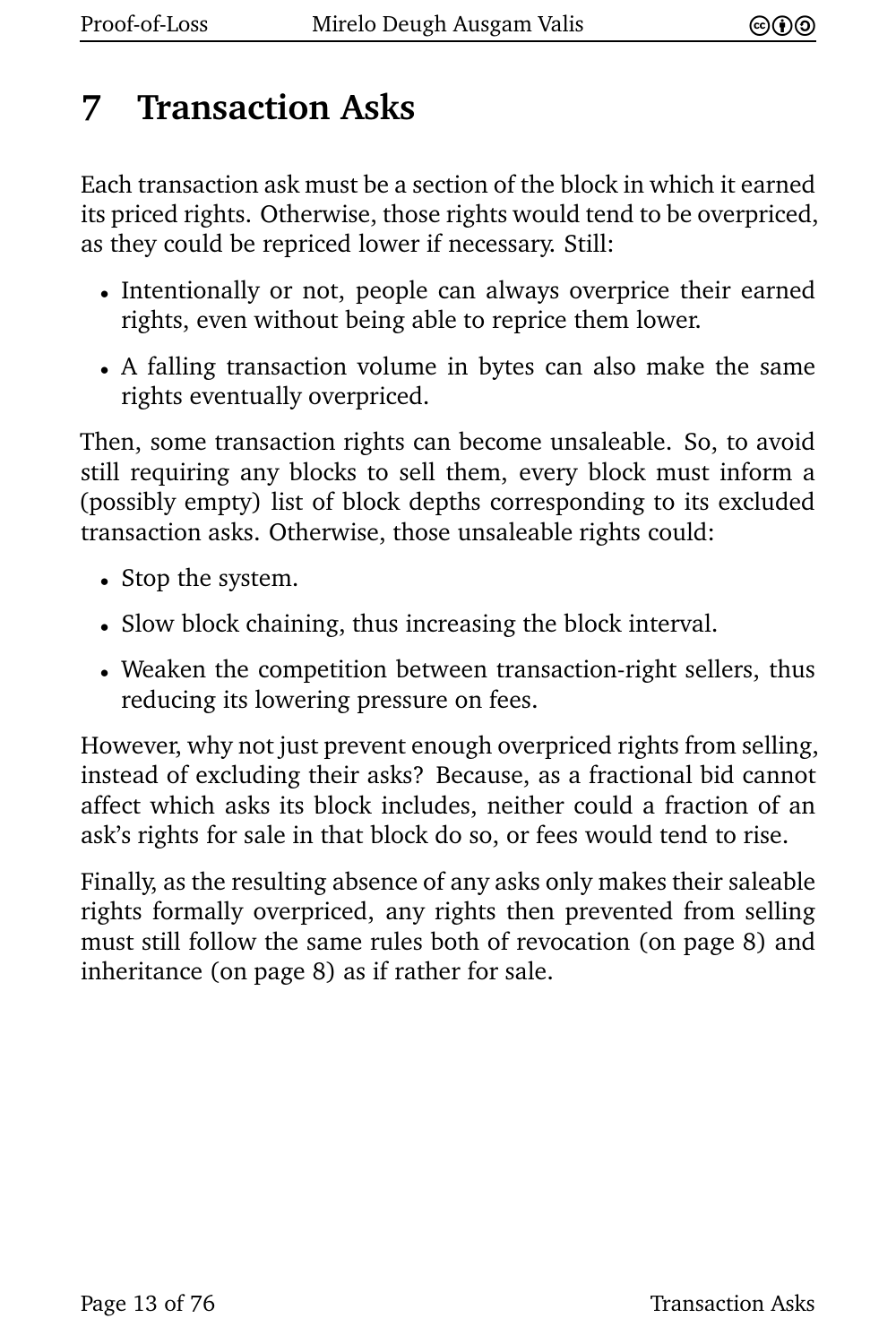# 7 Transaction Asks

Each transaction ask must be a section of the block in which it earned its priced rights. Otherwise, those rights would tend to be overpriced, as they could be repriced lower if necessary. Still:

- Intentionally or not, people can always overprice their earned rights, even without being able to reprice them lower.
- A falling transaction volume in bytes can also make the same rights eventually overpriced.

Then, some transaction rights can become unsaleable. So, to avoid still requiring any blocks to sell them, every block must inform a (possibly empty) list of block depths corresponding to its excluded transaction asks. Otherwise, those unsaleable rights could:

- Stop the system.
- Slow block chaining, thus increasing the block interval.
- Weaken the competition between transaction-right sellers, thus reducing its lowering pressure on fees.

However, why not just prevent enough overpriced rights from selling, instead of excluding their asks? Because, as a fractional bid cannot affect which asks its block includes, neither could a fraction of an ask's rights for sale in that block do so, or fees would tend to rise.

Finally, as the resulting absence of any asks only makes their saleable rights formally overpriced, any rights then prevented from selling must still follow the same rules both of revocation (on page 8) and inheritance (on page 8) as if rather for sale.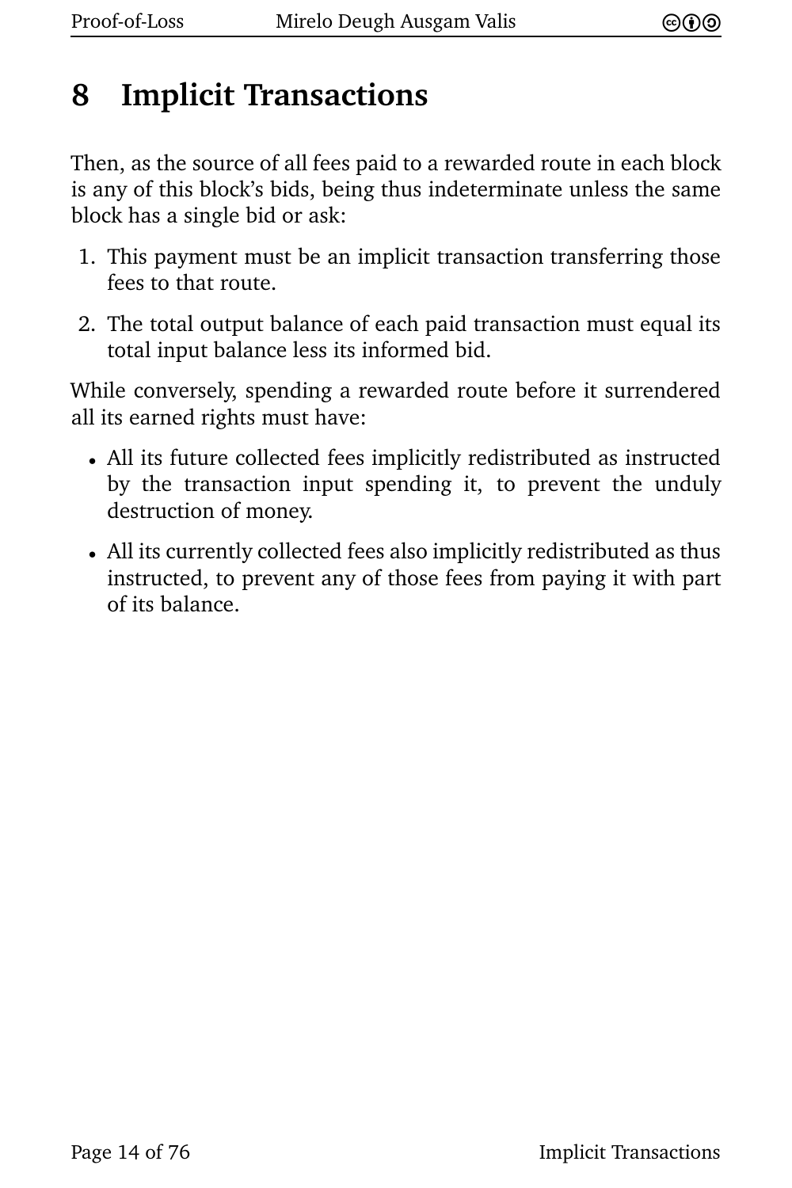# 8 Implicit Transactions

Then, as the source of all fees paid to a rewarded route in each block is any of this block's bids, being thus indeterminate unless the same block has a single bid or ask:

1. This payment must be an implicit transaction transferring those fees to that route.
2. The total output balance of each paid transaction must equal its total input balance less its informed bid.

While conversely, spending a rewarded route before it surrendered all its earned rights must have:

- All its future collected fees implicitly redistributed as instructed by the transaction input spending it, to prevent the unduly destruction of money.
- All its currently collected fees also implicitly redistributed as thus instructed, to prevent any of those fees from paying it with part of its balance.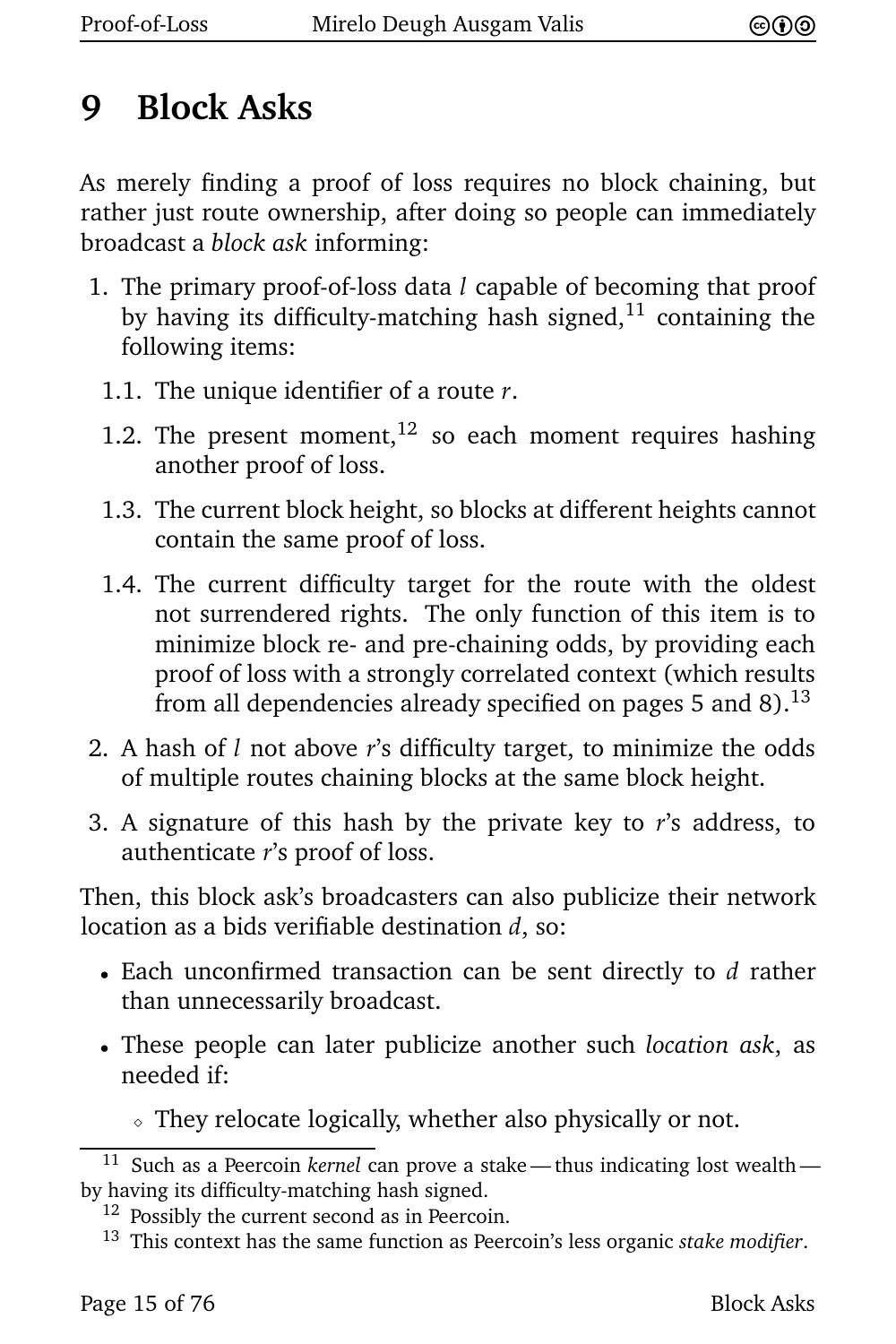# 9 Block Asks

As merely finding a proof of loss requires no block chaining, but rather just route ownership, after doing so people can immediately broadcast a *block ask* informing:

1. The primary proof-of-loss data $l$ capable of becoming that proof by having its difficulty-matching hash signed,[11] containing the following items:
   1.1. The unique identifier of a route $r$.
   1.2. The present moment,[12] so each moment requires hashing another proof of loss.
   1.3. The current block height, so blocks at different heights cannot contain the same proof of loss.
   1.4. The current difficulty target for the route with the oldest not surrendered rights. The only function of this item is to minimize block re- and pre-chaining odds, by providing each proof of loss with a strongly correlated context (which results from all dependencies already specified on pages 5 and 8).[13]
2. A hash of $l$ not above $r$'s difficulty target, to minimize the odds of multiple routes chaining blocks at the same block height.
3. A signature of this hash by the private key to $r$'s address, to authenticate $r$'s proof of loss.

Then, this block ask's broadcasters can also publicize their network location as a bids verifiable destination $d$, so:

- Each unconfirmed transaction can be sent directly to $d$ rather than unnecessarily broadcast.
- These people can later publicize another such *location ask*, as needed if:
  - They relocate logically, whether also physically or not.

---

[11] Such as a Peercoin *kernel* can prove a stake — thus indicating lost wealth — by having its difficulty-matching hash signed.

[12] Possibly the current second as in Peercoin.

[13] This context has the same function as Peercoin's less organic *stake modifier*.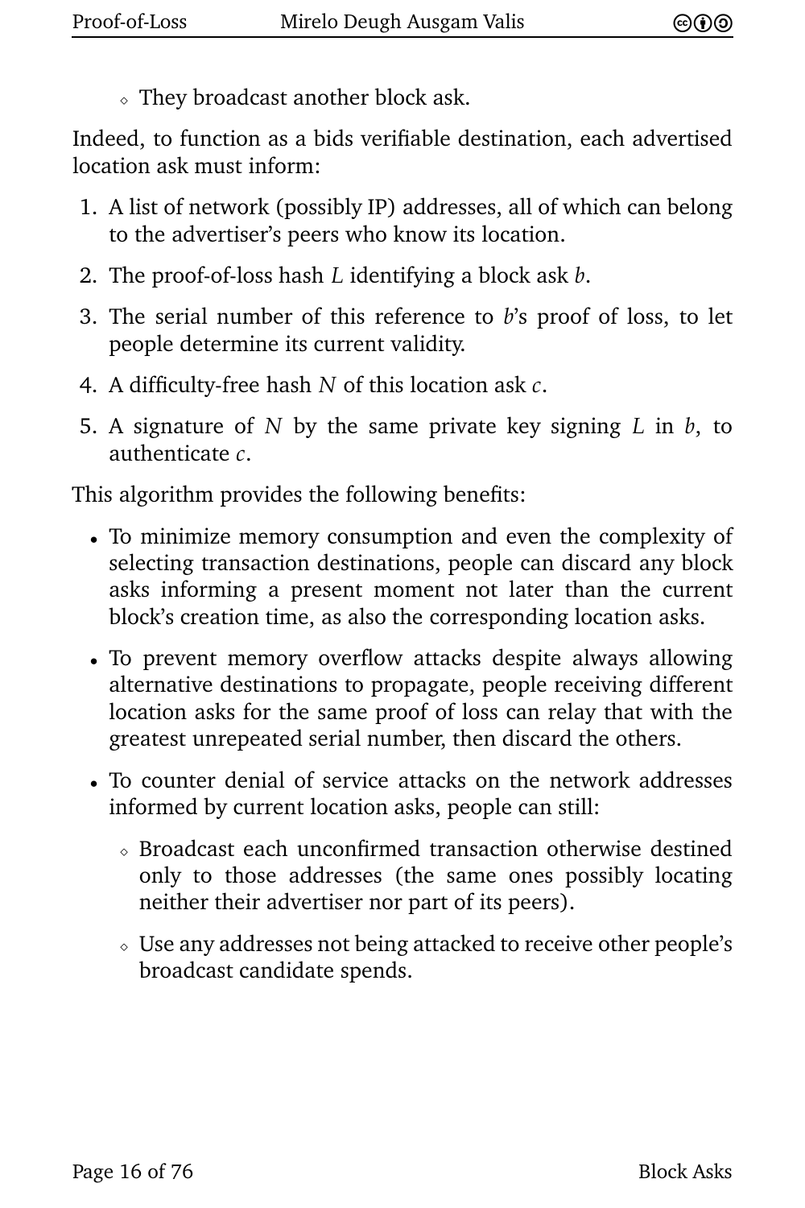- They broadcast another block ask.

Indeed, to function as a bids verifiable destination, each advertised location ask must inform:

1. A list of network (possibly IP) addresses, all of which can belong to the advertiser's peers who know its location.
2. The proof-of-loss hash $L$ identifying a block ask $b$.
3. The serial number of this reference to $b$'s proof of loss, to let people determine its current validity.
4. A difficulty-free hash $N$ of this location ask $c$.
5. A signature of $N$ by the same private key signing $L$ in $b$, to authenticate $c$.

This algorithm provides the following benefits:

- To minimize memory consumption and even the complexity of selecting transaction destinations, people can discard any block asks informing a present moment not later than the current block's creation time, as also the corresponding location asks.
- To prevent memory overflow attacks despite always allowing alternative destinations to propagate, people receiving different location asks for the same proof of loss can relay that with the greatest unrepeated serial number, then discard the others.
- To counter denial of service attacks on the network addresses informed by current location asks, people can still:
  - Broadcast each unconfirmed transaction otherwise destined only to those addresses (the same ones possibly locating neither their advertiser nor part of its peers).
  - Use any addresses not being attacked to receive other people's broadcast candidate spends.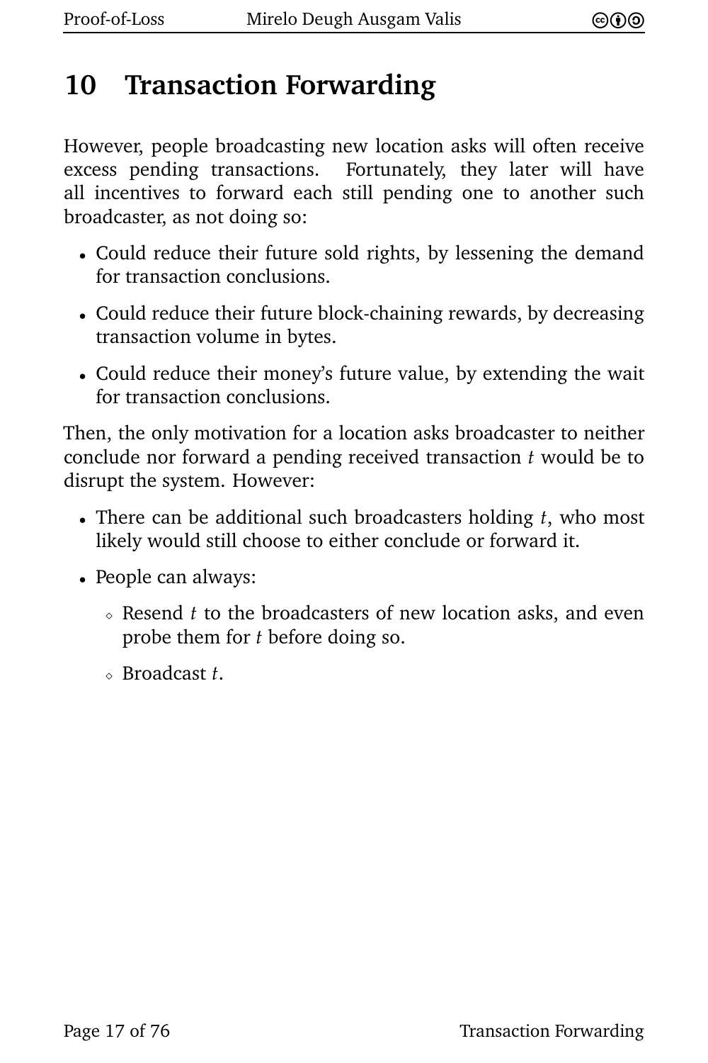# 10 Transaction Forwarding

However, people broadcasting new location asks will often receive excess pending transactions. Fortunately, they later will have all incentives to forward each still pending one to another such broadcaster, as not doing so:

- Could reduce their future sold rights, by lessening the demand for transaction conclusions.
- Could reduce their future block-chaining rewards, by decreasing transaction volume in bytes.
- Could reduce their money's future value, by extending the wait for transaction conclusions.

Then, the only motivation for a location asks broadcaster to neither conclude nor forward a pending received transaction $t$ would be to disrupt the system. However:

- There can be additional such broadcasters holding $t$, who most likely would still choose to either conclude or forward it.
- People can always:
  - Resend $t$ to the broadcasters of new location asks, and even probe them for $t$ before doing so.
  - Broadcast $t$.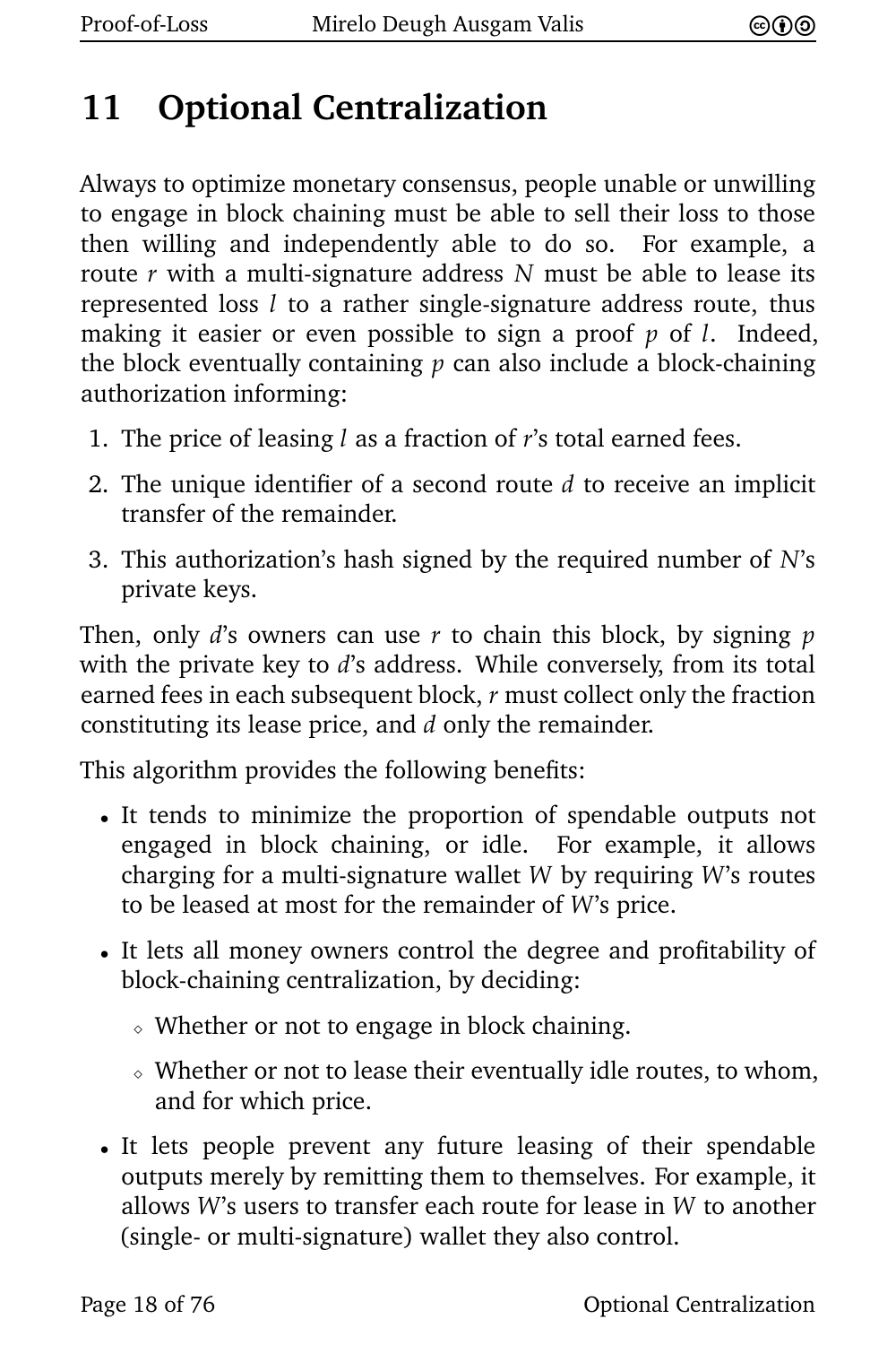# 11 Optional Centralization

Always to optimize monetary consensus, people unable or unwilling to engage in block chaining must be able to sell their loss to those then willing and independently able to do so. For example, a route $r$ with a multi-signature address $N$ must be able to lease its represented loss $l$ to a rather single-signature address route, thus making it easier or even possible to sign a proof $p$ of $l$. Indeed, the block eventually containing $p$ can also include a block-chaining authorization informing:

1. The price of leasing $l$ as a fraction of $r$'s total earned fees.
2. The unique identifier of a second route $d$ to receive an implicit transfer of the remainder.
3. This authorization's hash signed by the required number of $N$'s private keys.

Then, only $d$'s owners can use $r$ to chain this block, by signing $p$ with the private key to $d$'s address. While conversely, from its total earned fees in each subsequent block, $r$ must collect only the fraction constituting its lease price, and $d$ only the remainder.

This algorithm provides the following benefits:

- It tends to minimize the proportion of spendable outputs not engaged in block chaining, or idle. For example, it allows charging for a multi-signature wallet $W$ by requiring $W$'s routes to be leased at most for the remainder of $W$'s price.
- It lets all money owners control the degree and profitability of block-chaining centralization, by deciding:
  - Whether or not to engage in block chaining.
  - Whether or not to lease their eventually idle routes, to whom, and for which price.
- It lets people prevent any future leasing of their spendable outputs merely by remitting them to themselves. For example, it allows $W$'s users to transfer each route for lease in $W$ to another (single- or multi-signature) wallet they also control.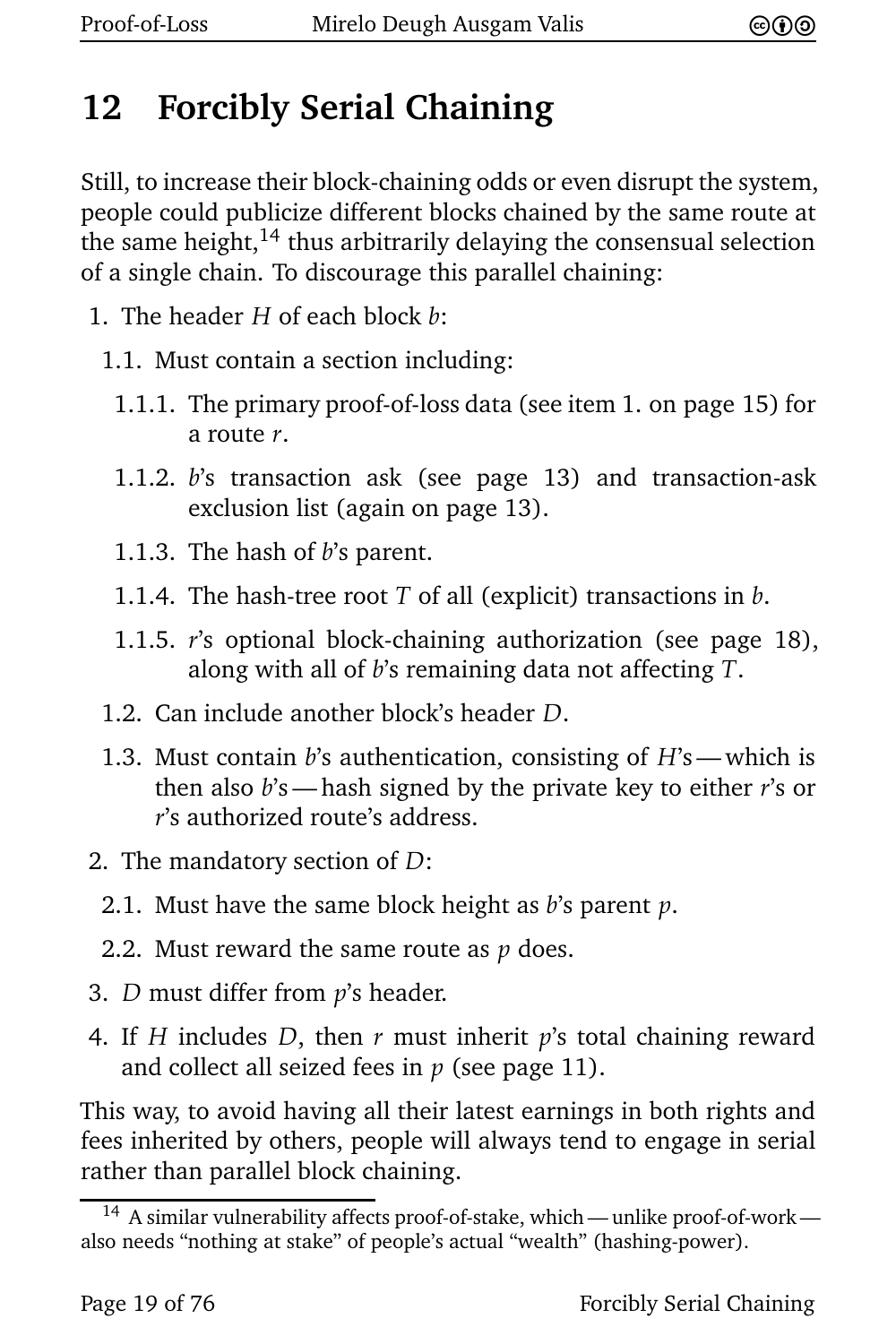## 12 Forcibly Serial Chaining

Still, to increase their block-chaining odds or even disrupt the system, people could publicize different blocks chained by the same route at the same height,[14] thus arbitrarily delaying the consensual selection of a single chain. To discourage this parallel chaining:

1. The header $H$ of each block $b$:
   1.1. Must contain a section including:
      1.1.1. The primary proof-of-loss data (see item 1. on page 15) for a route $r$.
      1.1.2. $b$'s transaction ask (see page 13) and transaction-ask exclusion list (again on page 13).
      1.1.3. The hash of $b$'s parent.
      1.1.4. The hash-tree root $T$ of all (explicit) transactions in $b$.
      1.1.5. $r$'s optional block-chaining authorization (see page 18), along with all of $b$'s remaining data not affecting $T$.
   1.2. Can include another block's header $D$.
   1.3. Must contain $b$'s authentication, consisting of $H$'s — which is then also $b$'s — hash signed by the private key to either $r$'s or $r$'s authorized route's address.
2. The mandatory section of $D$:
   2.1. Must have the same block height as $b$'s parent $p$.
   2.2. Must reward the same route as $p$ does.
3. $D$ must differ from $p$'s header.
4. If $H$ includes $D$, then $r$ must inherit $p$'s total chaining reward and collect all seized fees in $p$ (see page 11).

This way, to avoid having all their latest earnings in both rights and fees inherited by others, people will always tend to engage in serial rather than parallel block chaining.

[14] A similar vulnerability affects proof-of-stake, which — unlike proof-of-work — also needs "nothing at stake" of people's actual "wealth" (hashing-power).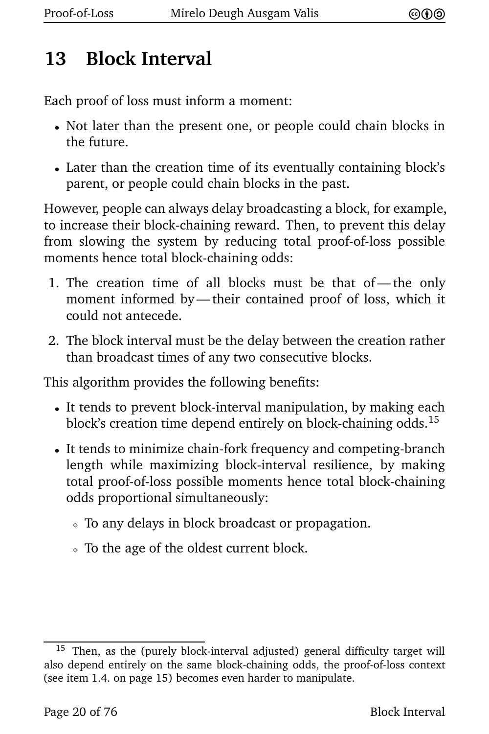# 13 Block Interval

Each proof of loss must inform a moment:

- Not later than the present one, or people could chain blocks in the future.
- Later than the creation time of its eventually containing block's parent, or people could chain blocks in the past.

However, people can always delay broadcasting a block, for example, to increase their block-chaining reward. Then, to prevent this delay from slowing the system by reducing total proof-of-loss possible moments hence total block-chaining odds:

1. The creation time of all blocks must be that of — the only moment informed by — their contained proof of loss, which it could not antecede.
2. The block interval must be the delay between the creation rather than broadcast times of any two consecutive blocks.

This algorithm provides the following benefits:

- It tends to prevent block-interval manipulation, by making each block's creation time depend entirely on block-chaining odds.[15]
- It tends to minimize chain-fork frequency and competing-branch length while maximizing block-interval resilience, by making total proof-of-loss possible moments hence total block-chaining odds proportional simultaneously:
  - To any delays in block broadcast or propagation.
  - To the age of the oldest current block.

[15] Then, as the (purely block-interval adjusted) general difficulty target will also depend entirely on the same block-chaining odds, the proof-of-loss context (see item 1.4. on page 15) becomes even harder to manipulate.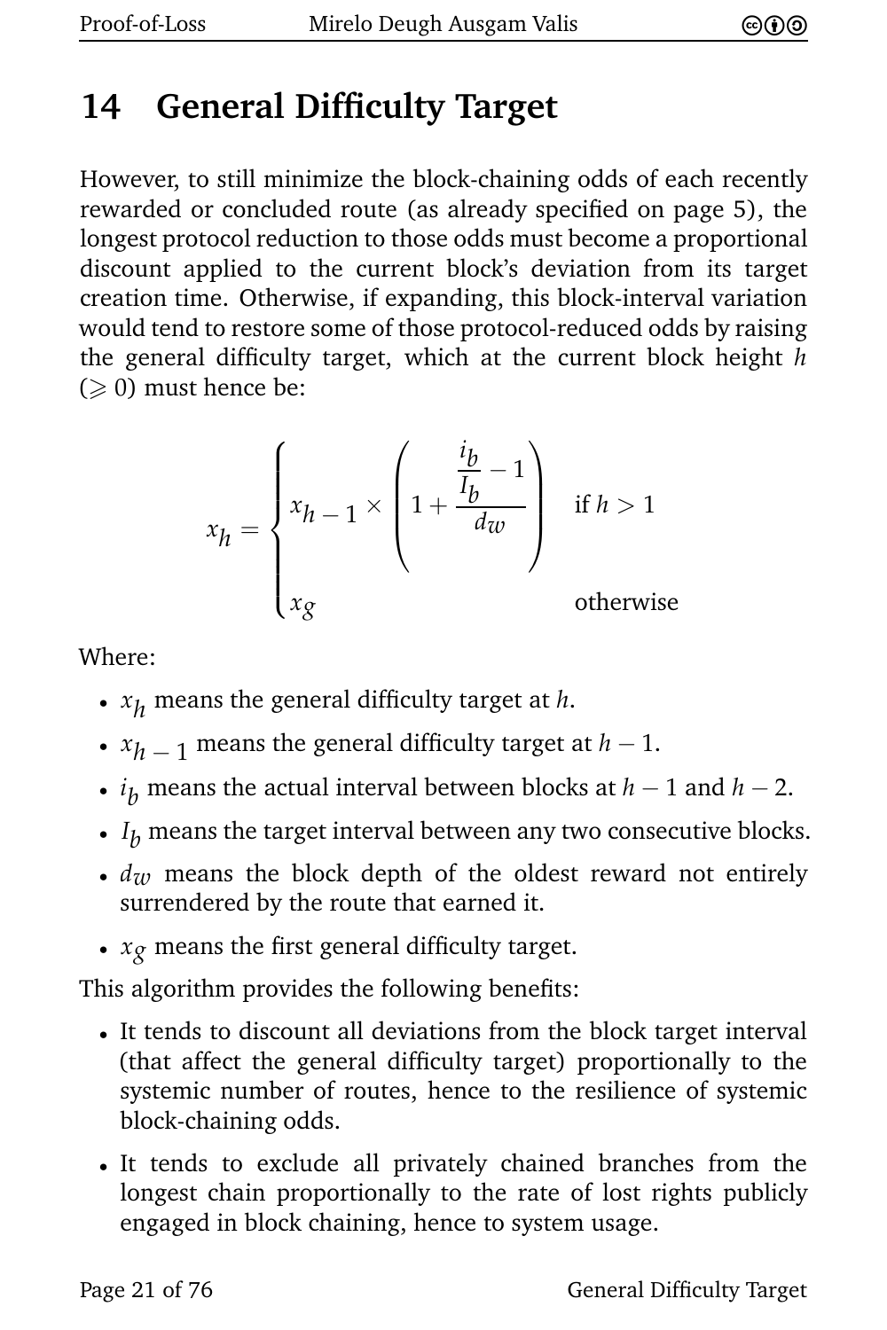# 14 General Difficulty Target

However, to still minimize the block-chaining odds of each recently rewarded or concluded route (as already specified on page 5), the longest protocol reduction to those odds must become a proportional discount applied to the current block's deviation from its target creation time. Otherwise, if expanding, this block-interval variation would tend to restore some of those protocol-reduced odds by raising the general difficulty target, which at the current block height $h$ ($\geqslant 0$) must hence be:

$$x_h = \begin{cases} x_{h-1} \times \left(1 + \dfrac{\dfrac{i_b}{I_b} - 1}{d_w}\right) & \text{if } h > 1 \\ x_g & \text{otherwise} \end{cases}$$

Where:

- $x_h$ means the general difficulty target at $h$.
- $x_{h-1}$ means the general difficulty target at $h - 1$.
- $i_b$ means the actual interval between blocks at $h - 1$ and $h - 2$.
- $I_b$ means the target interval between any two consecutive blocks.
- $d_w$ means the block depth of the oldest reward not entirely surrendered by the route that earned it.
- $x_g$ means the first general difficulty target.

This algorithm provides the following benefits:

- It tends to discount all deviations from the block target interval (that affect the general difficulty target) proportionally to the systemic number of routes, hence to the resilience of systemic block-chaining odds.
- It tends to exclude all privately chained branches from the longest chain proportionally to the rate of lost rights publicly engaged in block chaining, hence to system usage.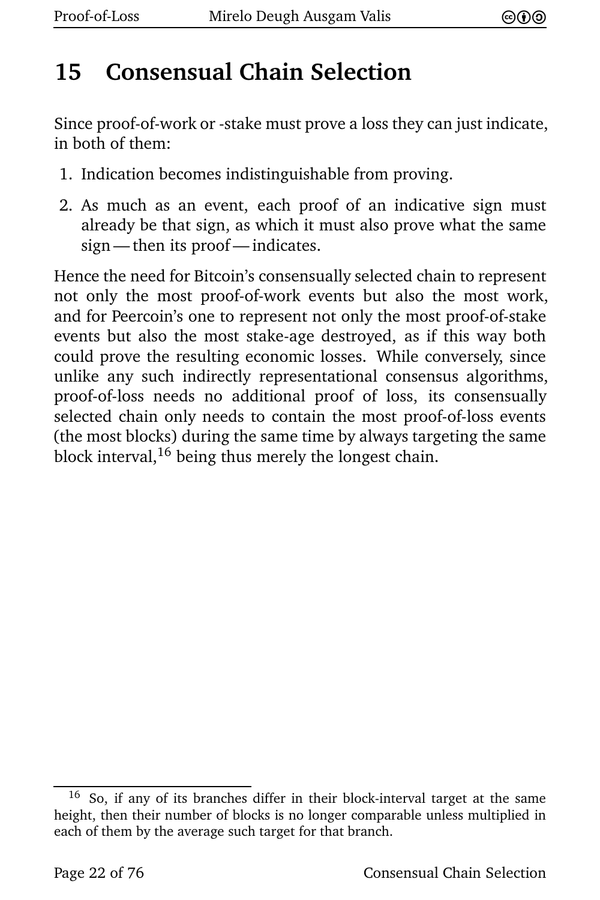# 15 Consensual Chain Selection

Since proof-of-work or -stake must prove a loss they can just indicate, in both of them:

1. Indication becomes indistinguishable from proving.
2. As much as an event, each proof of an indicative sign must already be that sign, as which it must also prove what the same sign — then its proof — indicates.

Hence the need for Bitcoin's consensually selected chain to represent not only the most proof-of-work events but also the most work, and for Peercoin's one to represent not only the most proof-of-stake events but also the most stake-age destroyed, as if this way both could prove the resulting economic losses. While conversely, since unlike any such indirectly representational consensus algorithms, proof-of-loss needs no additional proof of loss, its consensually selected chain only needs to contain the most proof-of-loss events (the most blocks) during the same time by always targeting the same block interval,[16] being thus merely the longest chain.

---

[16] So, if any of its branches differ in their block-interval target at the same height, then their number of blocks is no longer comparable unless multiplied in each of them by the average such target for that branch.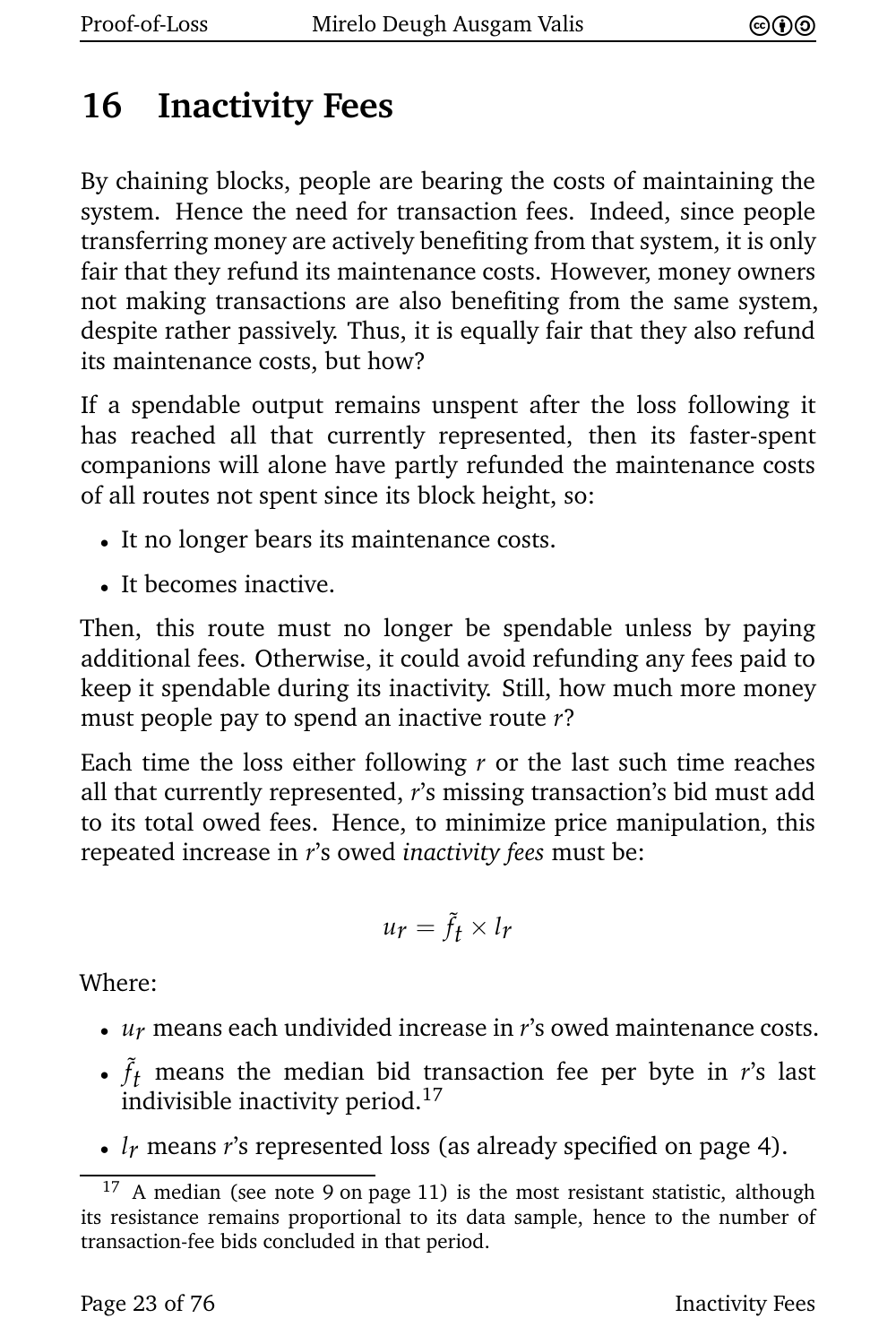# 16 Inactivity Fees

By chaining blocks, people are bearing the costs of maintaining the system. Hence the need for transaction fees. Indeed, since people transferring money are actively benefiting from that system, it is only fair that they refund its maintenance costs. However, money owners not making transactions are also benefiting from the same system, despite rather passively. Thus, it is equally fair that they also refund its maintenance costs, but how?

If a spendable output remains unspent after the loss following it has reached all that currently represented, then its faster-spent companions will alone have partly refunded the maintenance costs of all routes not spent since its block height, so:

- It no longer bears its maintenance costs.
- It becomes inactive.

Then, this route must no longer be spendable unless by paying additional fees. Otherwise, it could avoid refunding any fees paid to keep it spendable during its inactivity. Still, how much more money must people pay to spend an inactive route $r$?

Each time the loss either following $r$ or the last such time reaches all that currently represented, $r$'s missing transaction's bid must add to its total owed fees. Hence, to minimize price manipulation, this repeated increase in $r$'s owed *inactivity fees* must be:

$$u_r = \tilde{f}_t \times l_r$$

Where:

- $u_r$ means each undivided increase in $r$'s owed maintenance costs.
- $\tilde{f}_t$ means the median bid transaction fee per byte in $r$'s last indivisible inactivity period.[17]
- $l_r$ means $r$'s represented loss (as already specified on page 4).

[17] A median (see note 9 on page 11) is the most resistant statistic, although its resistance remains proportional to its data sample, hence to the number of transaction-fee bids concluded in that period.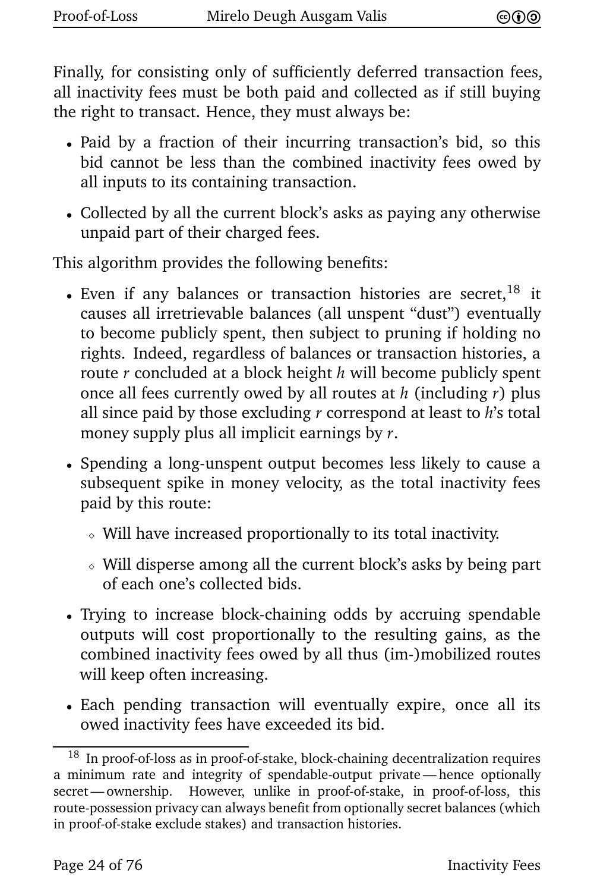Finally, for consisting only of sufficiently deferred transaction fees, all inactivity fees must be both paid and collected as if still buying the right to transact. Hence, they must always be:

- Paid by a fraction of their incurring transaction's bid, so this bid cannot be less than the combined inactivity fees owed by all inputs to its containing transaction.
- Collected by all the current block's asks as paying any otherwise unpaid part of their charged fees.

This algorithm provides the following benefits:

- Even if any balances or transaction histories are secret,[18] it causes all irretrievable balances (all unspent "dust") eventually to become publicly spent, then subject to pruning if holding no rights. Indeed, regardless of balances or transaction histories, a route $r$ concluded at a block height $h$ will become publicly spent once all fees currently owed by all routes at $h$ (including $r$) plus all since paid by those excluding $r$ correspond at least to $h$'s total money supply plus all implicit earnings by $r$.
- Spending a long-unspent output becomes less likely to cause a subsequent spike in money velocity, as the total inactivity fees paid by this route:
  - Will have increased proportionally to its total inactivity.
  - Will disperse among all the current block's asks by being part of each one's collected bids.
- Trying to increase block-chaining odds by accruing spendable outputs will cost proportionally to the resulting gains, as the combined inactivity fees owed by all thus (im-)mobilized routes will keep often increasing.
- Each pending transaction will eventually expire, once all its owed inactivity fees have exceeded its bid.

---

[18] In proof-of-loss as in proof-of-stake, block-chaining decentralization requires a minimum rate and integrity of spendable-output private — hence optionally secret — ownership. However, unlike in proof-of-stake, in proof-of-loss, this route-possession privacy can always benefit from optionally secret balances (which in proof-of-stake exclude stakes) and transaction histories.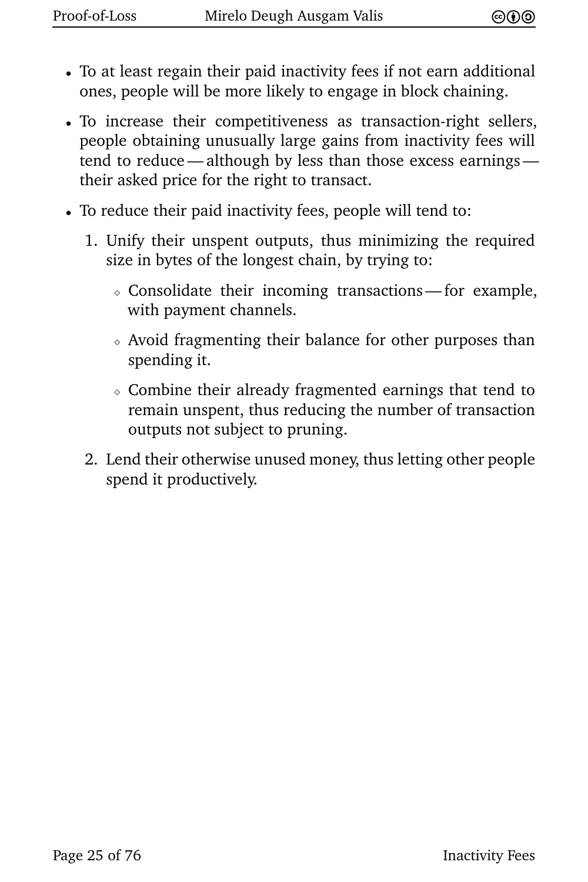- To at least regain their paid inactivity fees if not earn additional ones, people will be more likely to engage in block chaining.
- To increase their competitiveness as transaction-right sellers, people obtaining unusually large gains from inactivity fees will tend to reduce — although by less than those excess earnings — their asked price for the right to transact.
- To reduce their paid inactivity fees, people will tend to:
  1. Unify their unspent outputs, thus minimizing the required size in bytes of the longest chain, by trying to:
     - Consolidate their incoming transactions — for example, with payment channels.
     - Avoid fragmenting their balance for other purposes than spending it.
     - Combine their already fragmented earnings that tend to remain unspent, thus reducing the number of transaction outputs not subject to pruning.
  2. Lend their otherwise unused money, thus letting other people spend it productively.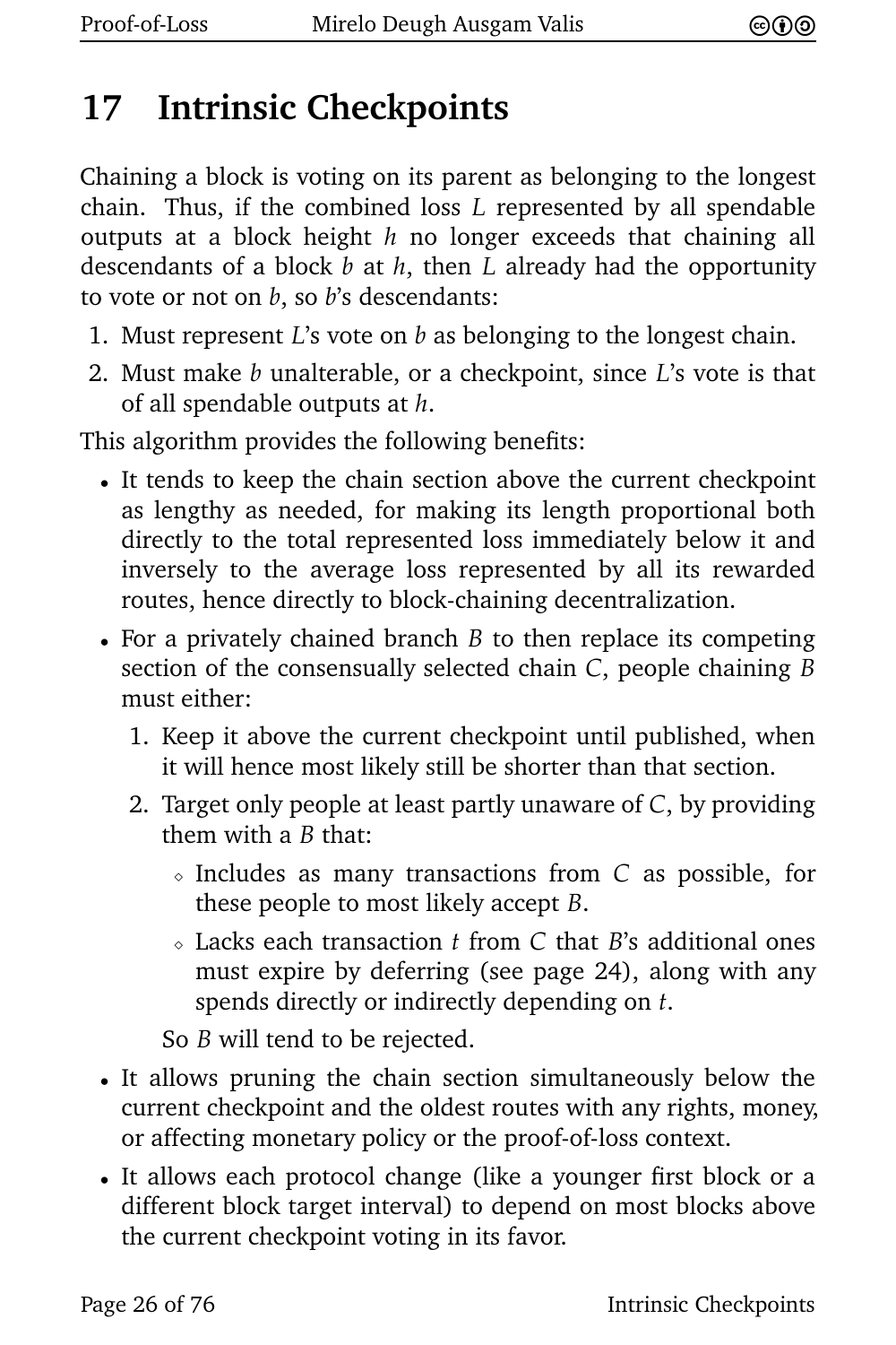# 17 Intrinsic Checkpoints

Chaining a block is voting on its parent as belonging to the longest chain. Thus, if the combined loss $L$ represented by all spendable outputs at a block height $h$ no longer exceeds that chaining all descendants of a block $b$ at $h$, then $L$ already had the opportunity to vote or not on $b$, so $b$'s descendants:

1. Must represent $L$'s vote on $b$ as belonging to the longest chain.
2. Must make $b$ unalterable, or a checkpoint, since $L$'s vote is that of all spendable outputs at $h$.

This algorithm provides the following benefits:

- It tends to keep the chain section above the current checkpoint as lengthy as needed, for making its length proportional both directly to the total represented loss immediately below it and inversely to the average loss represented by all its rewarded routes, hence directly to block-chaining decentralization.
- For a privately chained branch $B$ to then replace its competing section of the consensually selected chain $C$, people chaining $B$ must either:
  1. Keep it above the current checkpoint until published, when it will hence most likely still be shorter than that section.
  2. Target only people at least partly unaware of $C$, by providing them with a $B$ that:
     - Includes as many transactions from $C$ as possible, for these people to most likely accept $B$.
     - Lacks each transaction $t$ from $C$ that $B$'s additional ones must expire by deferring (see page 24), along with any spends directly or indirectly depending on $t$.

  So $B$ will tend to be rejected.
- It allows pruning the chain section simultaneously below the current checkpoint and the oldest routes with any rights, money, or affecting monetary policy or the proof-of-loss context.
- It allows each protocol change (like a younger first block or a different block target interval) to depend on most blocks above the current checkpoint voting in its favor.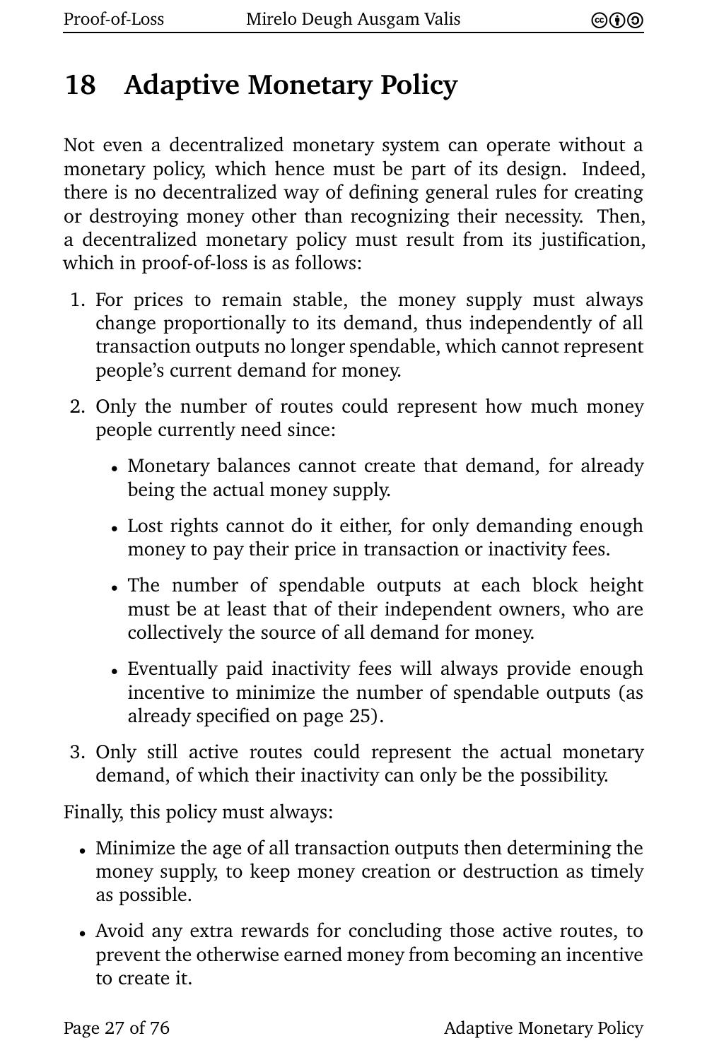# 18 Adaptive Monetary Policy

Not even a decentralized monetary system can operate without a monetary policy, which hence must be part of its design. Indeed, there is no decentralized way of defining general rules for creating or destroying money other than recognizing their necessity. Then, a decentralized monetary policy must result from its justification, which in proof-of-loss is as follows:

1. For prices to remain stable, the money supply must always change proportionally to its demand, thus independently of all transaction outputs no longer spendable, which cannot represent people's current demand for money.

2. Only the number of routes could represent how much money people currently need since:

   - Monetary balances cannot create that demand, for already being the actual money supply.

   - Lost rights cannot do it either, for only demanding enough money to pay their price in transaction or inactivity fees.

   - The number of spendable outputs at each block height must be at least that of their independent owners, who are collectively the source of all demand for money.

   - Eventually paid inactivity fees will always provide enough incentive to minimize the number of spendable outputs (as already specified on page 25).

3. Only still active routes could represent the actual monetary demand, of which their inactivity can only be the possibility.

Finally, this policy must always:

- Minimize the age of all transaction outputs then determining the money supply, to keep money creation or destruction as timely as possible.

- Avoid any extra rewards for concluding those active routes, to prevent the otherwise earned money from becoming an incentive to create it.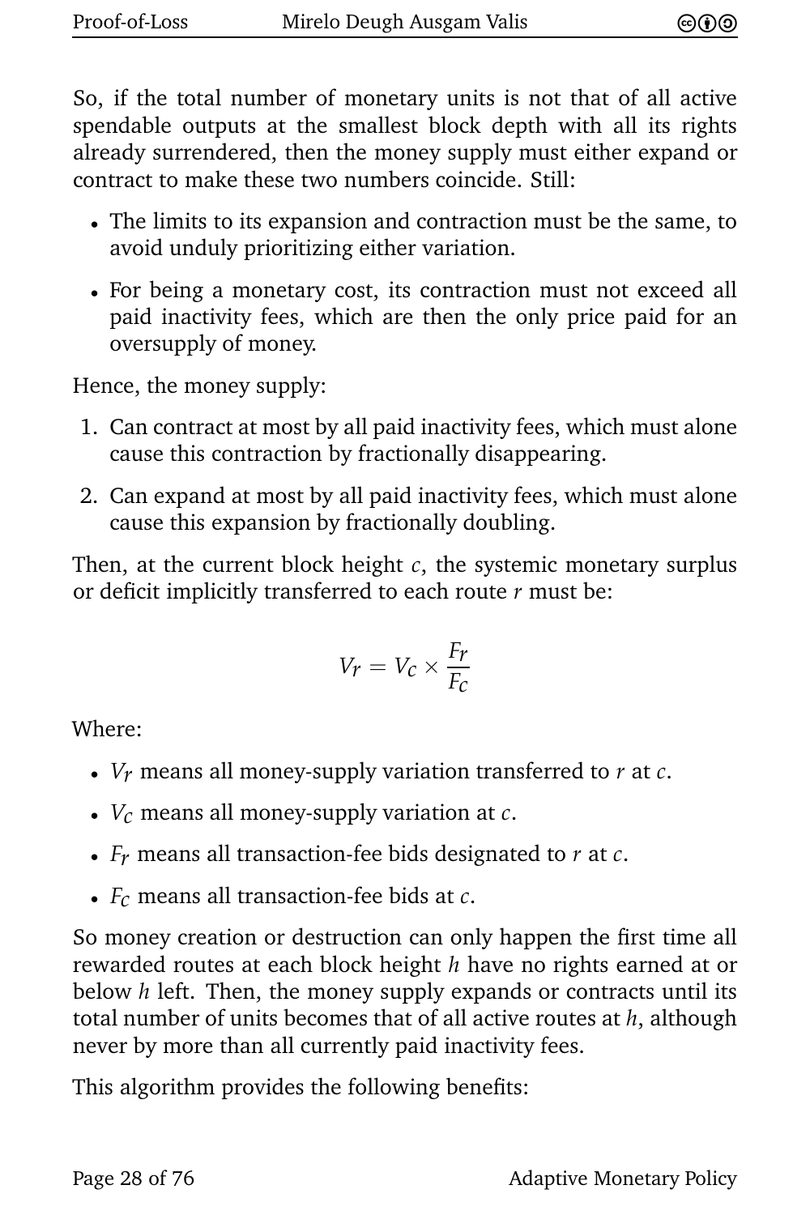So, if the total number of monetary units is not that of all active spendable outputs at the smallest block depth with all its rights already surrendered, then the money supply must either expand or contract to make these two numbers coincide. Still:

- The limits to its expansion and contraction must be the same, to avoid unduly prioritizing either variation.
- For being a monetary cost, its contraction must not exceed all paid inactivity fees, which are then the only price paid for an oversupply of money.

Hence, the money supply:

1. Can contract at most by all paid inactivity fees, which must alone cause this contraction by fractionally disappearing.
2. Can expand at most by all paid inactivity fees, which must alone cause this expansion by fractionally doubling.

Then, at the current block height $c$, the systemic monetary surplus or deficit implicitly transferred to each route $r$ must be:

$$V_r = V_c \times \frac{F_r}{F_c}$$

Where:

- $V_r$ means all money-supply variation transferred to $r$ at $c$.
- $V_c$ means all money-supply variation at $c$.
- $F_r$ means all transaction-fee bids designated to $r$ at $c$.
- $F_c$ means all transaction-fee bids at $c$.

So money creation or destruction can only happen the first time all rewarded routes at each block height $h$ have no rights earned at or below $h$ left. Then, the money supply expands or contracts until its total number of units becomes that of all active routes at $h$, although never by more than all currently paid inactivity fees.

This algorithm provides the following benefits: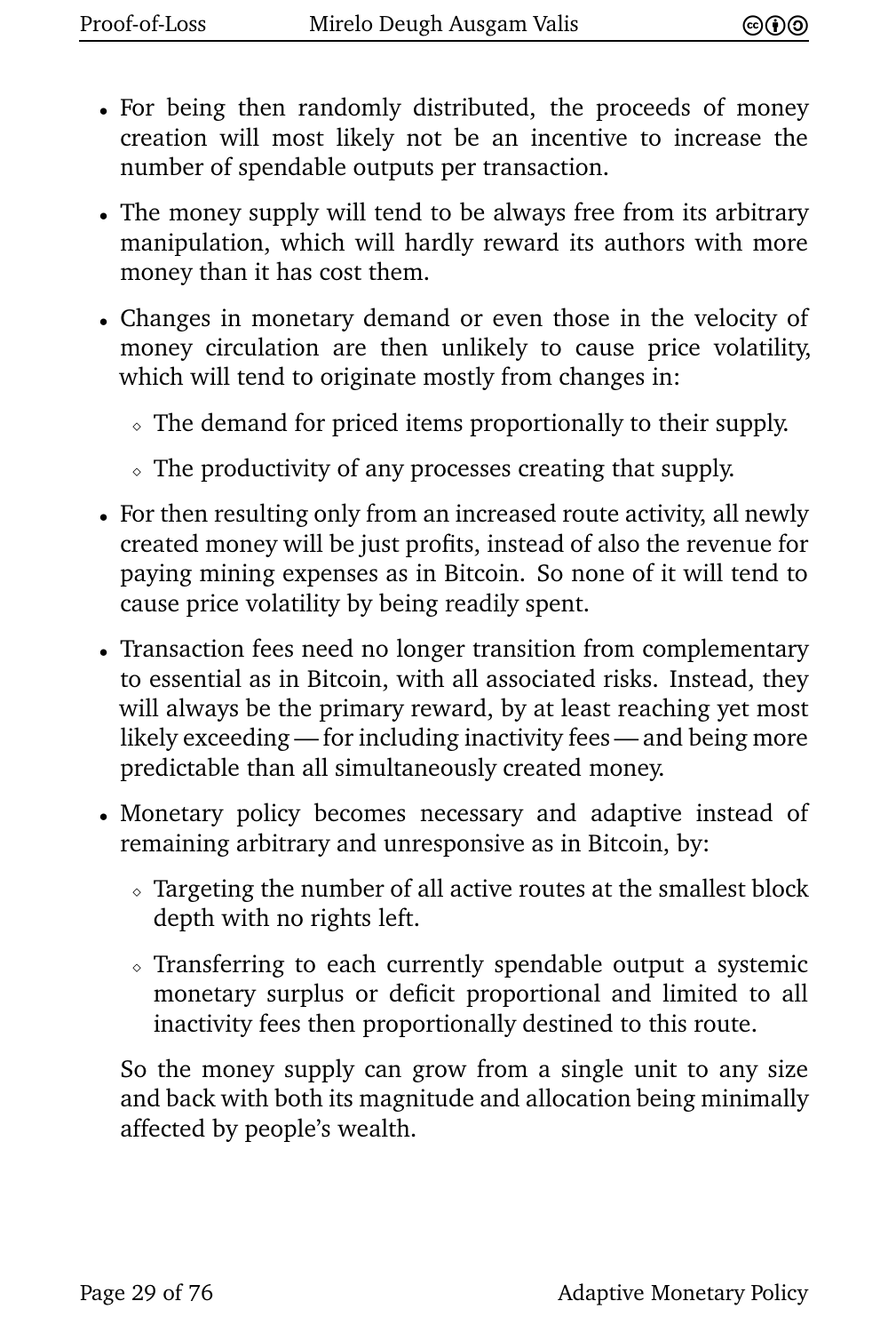- For being then randomly distributed, the proceeds of money creation will most likely not be an incentive to increase the number of spendable outputs per transaction.
- The money supply will tend to be always free from its arbitrary manipulation, which will hardly reward its authors with more money than it has cost them.
- Changes in monetary demand or even those in the velocity of money circulation are then unlikely to cause price volatility, which will tend to originate mostly from changes in:
  - The demand for priced items proportionally to their supply.
  - The productivity of any processes creating that supply.
- For then resulting only from an increased route activity, all newly created money will be just profits, instead of also the revenue for paying mining expenses as in Bitcoin. So none of it will tend to cause price volatility by being readily spent.
- Transaction fees need no longer transition from complementary to essential as in Bitcoin, with all associated risks. Instead, they will always be the primary reward, by at least reaching yet most likely exceeding — for including inactivity fees — and being more predictable than all simultaneously created money.
- Monetary policy becomes necessary and adaptive instead of remaining arbitrary and unresponsive as in Bitcoin, by:
  - Targeting the number of all active routes at the smallest block depth with no rights left.
  - Transferring to each currently spendable output a systemic monetary surplus or deficit proportional and limited to all inactivity fees then proportionally destined to this route.

  So the money supply can grow from a single unit to any size and back with both its magnitude and allocation being minimally affected by people's wealth.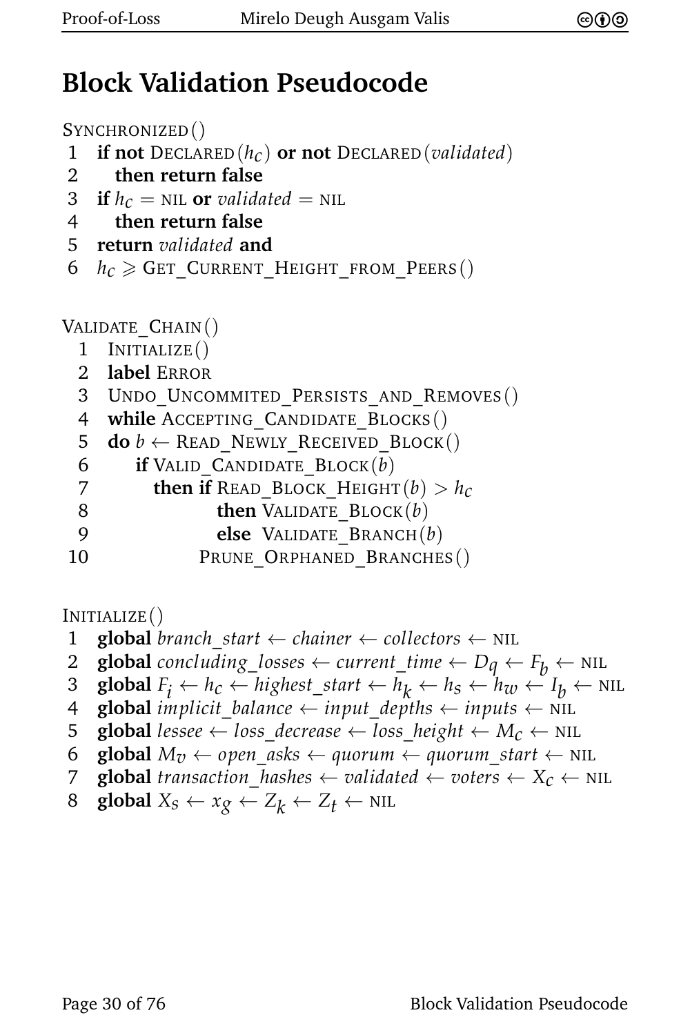# Block Validation Pseudocode

```
SYNCHRONIZED()
1  if not DECLARED(h_c) or not DECLARED(validated)
2    then return false
3  if h_c = NIL or validated = NIL
4    then return false
5  return validated and
6  h_c ⩾ GET_CURRENT_HEIGHT_FROM_PEERS()
```

```
VALIDATE_CHAIN()
 1  INITIALIZE()
 2  label ERROR
 3  UNDO_UNCOMMITED_PERSISTS_AND_REMOVES()
 4  while ACCEPTING_CANDIDATE_BLOCKS()
 5  do b ← READ_NEWLY_RECEIVED_BLOCK()
 6     if VALID_CANDIDATE_BLOCK(b)
 7       then if READ_BLOCK_HEIGHT(b) > h_c
 8              then VALIDATE_BLOCK(b)
 9              else  VALIDATE_BRANCH(b)
10            PRUNE_ORPHANED_BRANCHES()
```

```
INITIALIZE()
1  global branch_start ← chainer ← collectors ← NIL
2  global concluding_losses ← current_time ← D_q ← F_b ← NIL
3  global F_i ← h_c ← highest_start ← h_k ← h_s ← h_w ← I_b ← NIL
4  global implicit_balance ← input_depths ← inputs ← NIL
5  global lessee ← loss_decrease ← loss_height ← M_c ← NIL
6  global M_v ← open_asks ← quorum ← quorum_start ← NIL
7  global transaction_hashes ← validated ← voters ← X_c ← NIL
8  global X_s ← x_g ← Z_k ← Z_t ← NIL
```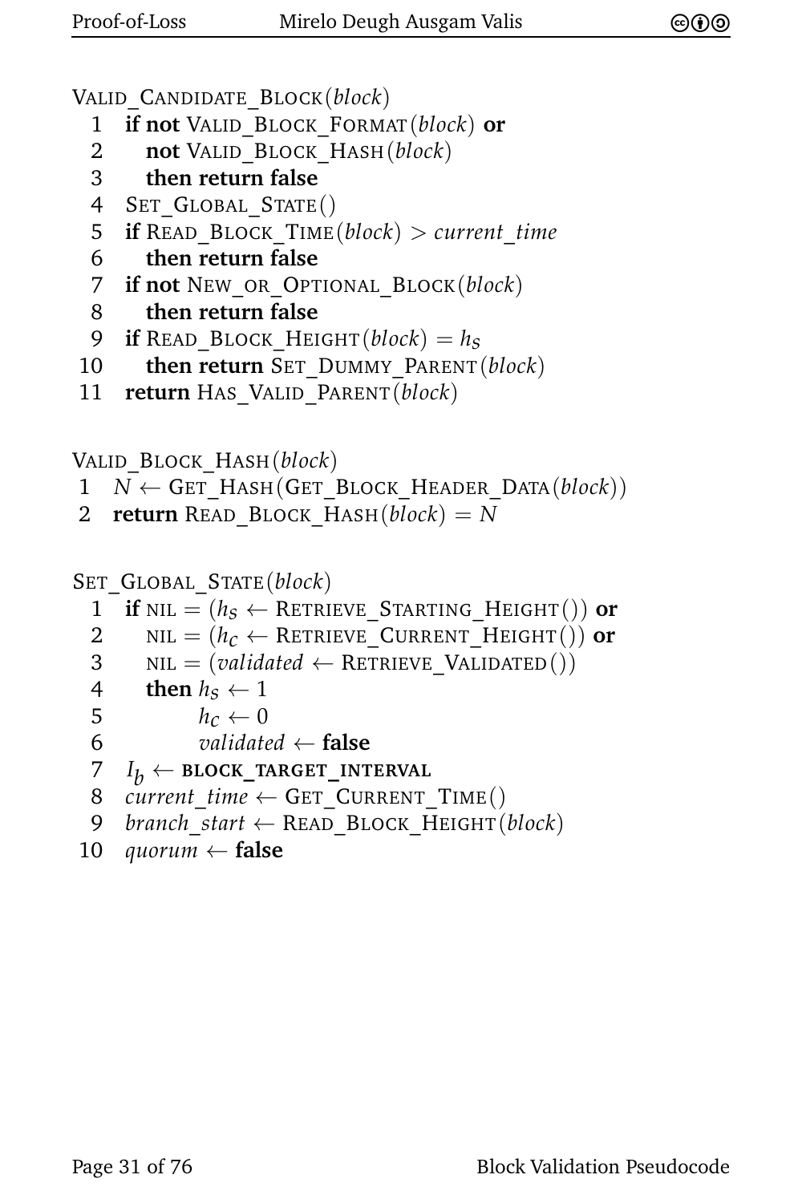```
VALID_CANDIDATE_BLOCK(block)
 1  if not VALID_BLOCK_FORMAT(block) or
 2     not VALID_BLOCK_HASH(block)
 3     then return false
 4  SET_GLOBAL_STATE()
 5  if READ_BLOCK_TIME(block) > current_time
 6     then return false
 7  if not NEW_OR_OPTIONAL_BLOCK(block)
 8     then return false
 9  if READ_BLOCK_HEIGHT(block) = h_s
10     then return SET_DUMMY_PARENT(block)
11  return HAS_VALID_PARENT(block)
```

```
VALID_BLOCK_HASH(block)
 1  N ← GET_HASH(GET_BLOCK_HEADER_DATA(block))
 2  return READ_BLOCK_HASH(block) = N
```

```
SET_GLOBAL_STATE(block)
 1  if NIL = (h_s ← RETRIEVE_STARTING_HEIGHT()) or
 2     NIL = (h_c ← RETRIEVE_CURRENT_HEIGHT()) or
 3     NIL = (validated ← RETRIEVE_VALIDATED())
 4     then h_s ← 1
 5          h_c ← 0
 6          validated ← false
 7  I_b ← BLOCK_TARGET_INTERVAL
 8  current_time ← GET_CURRENT_TIME()
 9  branch_start ← READ_BLOCK_HEIGHT(block)
10  quorum ← false
```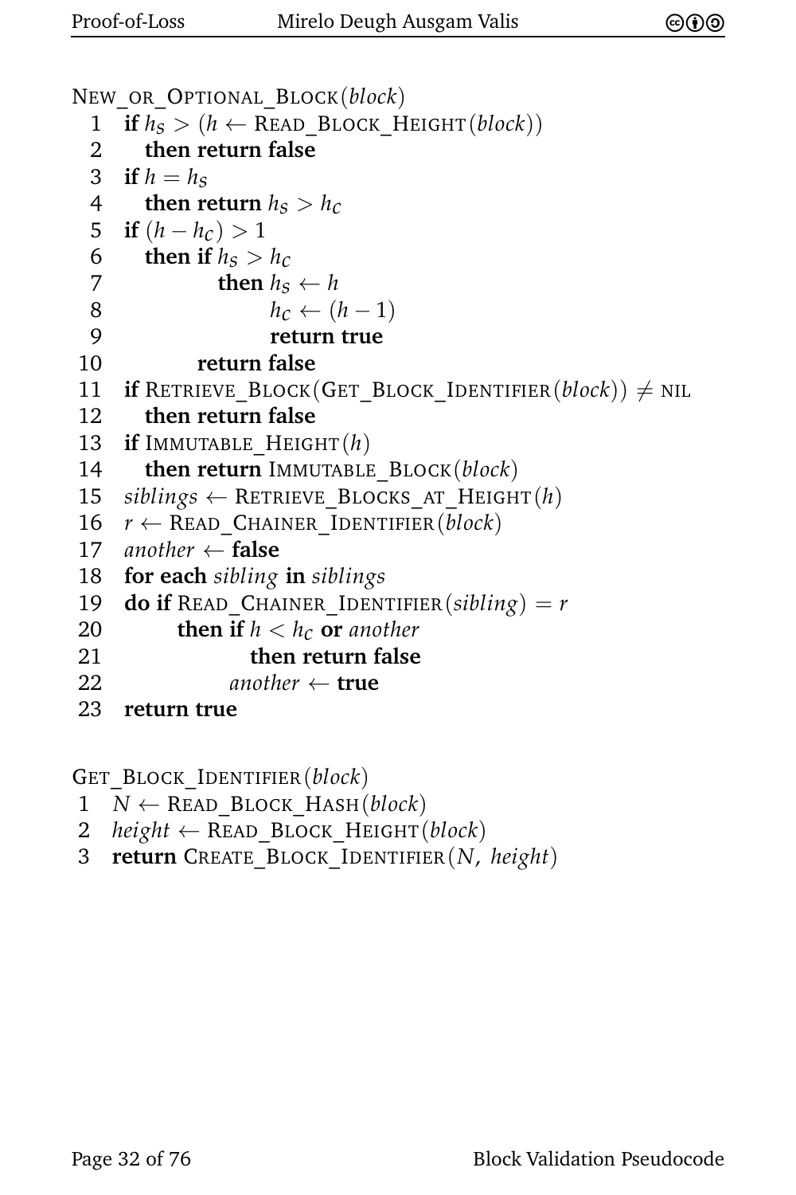```
NEW_OR_OPTIONAL_BLOCK(block)
 1  if hS > (h ← READ_BLOCK_HEIGHT(block))
 2    then return false
 3  if h = hS
 4    then return hS > hC
 5  if (h − hC) > 1
 6    then if hS > hC
 7            then hS ← h
 8                 hC ← (h − 1)
 9                 return true
10         return false
11  if RETRIEVE_BLOCK(GET_BLOCK_IDENTIFIER(block)) ≠ NIL
12    then return false
13  if IMMUTABLE_HEIGHT(h)
14    then return IMMUTABLE_BLOCK(block)
15  siblings ← RETRIEVE_BLOCKS_AT_HEIGHT(h)
16  r ← READ_CHAINER_IDENTIFIER(block)
17  another ← false
18  for each sibling in siblings
19  do if READ_CHAINER_IDENTIFIER(sibling) = r
20       then if h < hC or another
21              then return false
22            another ← true
23  return true
```

```
GET_BLOCK_IDENTIFIER(block)
 1  N ← READ_BLOCK_HASH(block)
 2  height ← READ_BLOCK_HEIGHT(block)
 3  return CREATE_BLOCK_IDENTIFIER(N, height)
```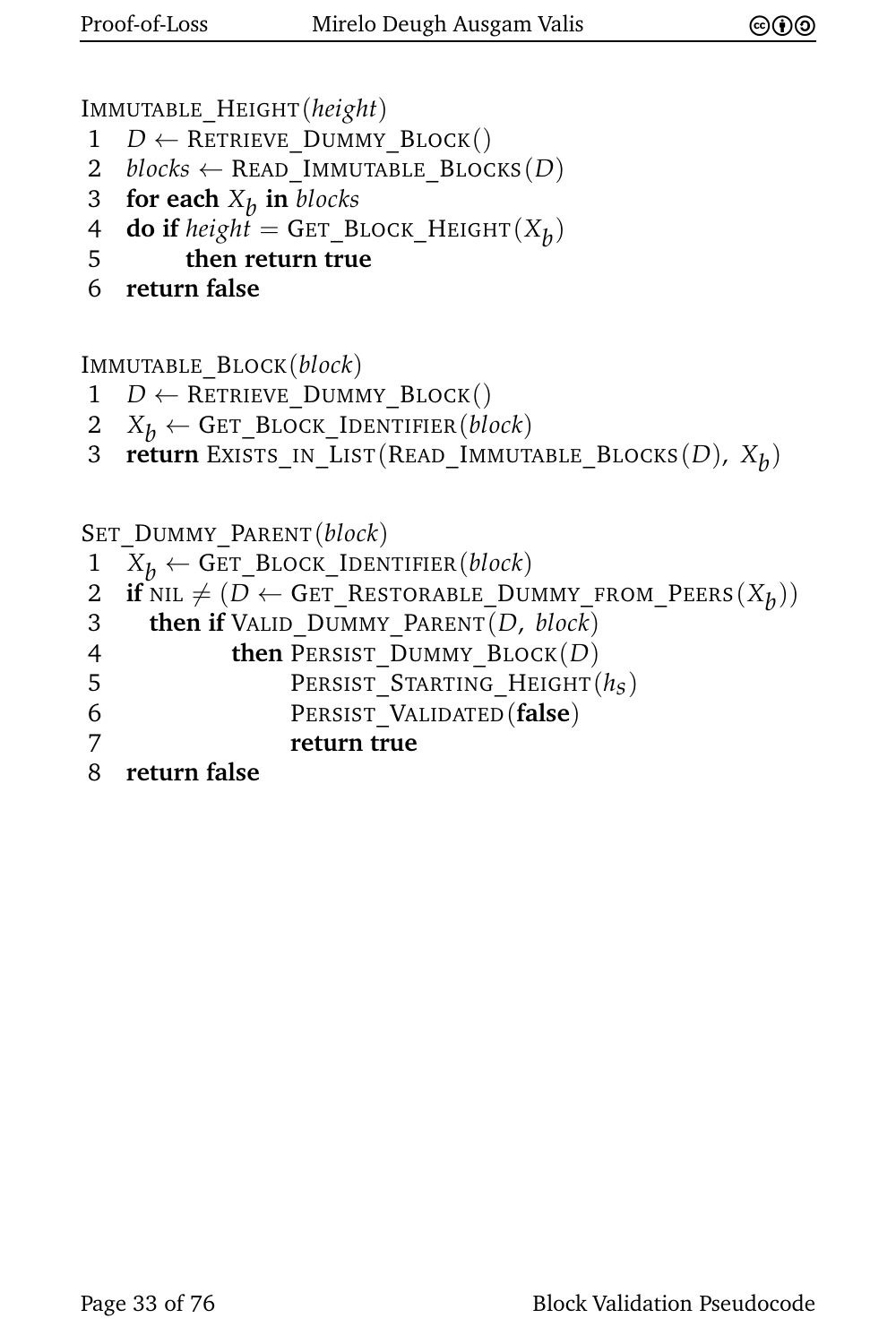```
IMMUTABLE_HEIGHT(height)
1  D ← RETRIEVE_DUMMY_BLOCK()
2  blocks ← READ_IMMUTABLE_BLOCKS(D)
3  for each X_b in blocks
4  do if height = GET_BLOCK_HEIGHT(X_b)
5        then return true
6  return false
```

```
IMMUTABLE_BLOCK(block)
1  D ← RETRIEVE_DUMMY_BLOCK()
2  X_b ← GET_BLOCK_IDENTIFIER(block)
3  return EXISTS_IN_LIST(READ_IMMUTABLE_BLOCKS(D), X_b)
```

```
SET_DUMMY_PARENT(block)
1  X_b ← GET_BLOCK_IDENTIFIER(block)
2  if NIL ≠ (D ← GET_RESTORABLE_DUMMY_FROM_PEERS(X_b))
3     then if VALID_DUMMY_PARENT(D, block)
4             then PERSIST_DUMMY_BLOCK(D)
5                  PERSIST_STARTING_HEIGHT(h_s)
6                  PERSIST_VALIDATED(false)
7                  return true
8  return false
```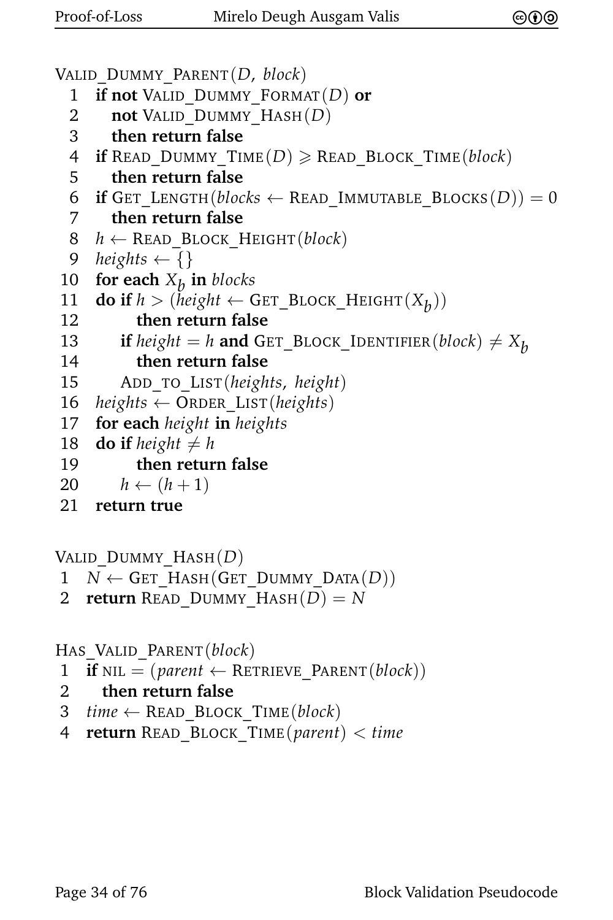```
VALID_DUMMY_PARENT(D, block)
 1  if not VALID_DUMMY_FORMAT(D) or
 2     not VALID_DUMMY_HASH(D)
 3     then return false
 4  if READ_DUMMY_TIME(D) ⩾ READ_BLOCK_TIME(block)
 5     then return false
 6  if GET_LENGTH(blocks ← READ_IMMUTABLE_BLOCKS(D)) = 0
 7     then return false
 8  h ← READ_BLOCK_HEIGHT(block)
 9  heights ← {}
10  for each X_b in blocks
11  do if h > (height ← GET_BLOCK_HEIGHT(X_b))
12        then return false
13     if height = h and GET_BLOCK_IDENTIFIER(block) ≠ X_b
14        then return false
15     ADD_TO_LIST(heights, height)
16  heights ← ORDER_LIST(heights)
17  for each height in heights
18  do if height ≠ h
19        then return false
20     h ← (h + 1)
21  return true
```

```
VALID_DUMMY_HASH(D)
 1  N ← GET_HASH(GET_DUMMY_DATA(D))
 2  return READ_DUMMY_HASH(D) = N
```

```
HAS_VALID_PARENT(block)
 1  if NIL = (parent ← RETRIEVE_PARENT(block))
 2     then return false
 3  time ← READ_BLOCK_TIME(block)
 4  return READ_BLOCK_TIME(parent) < time
```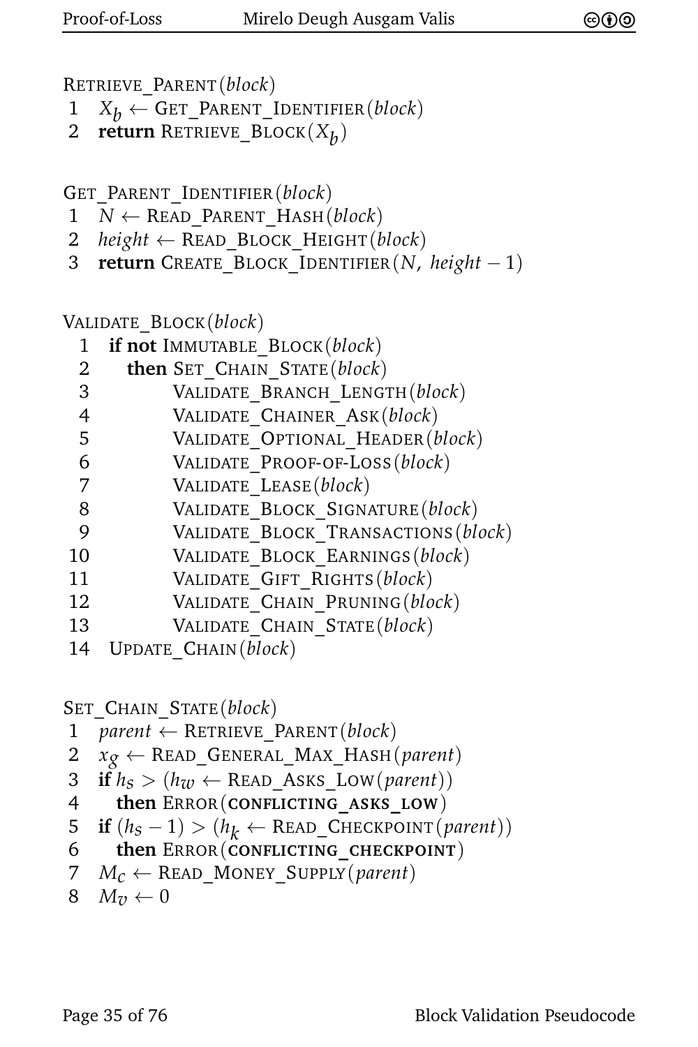Retrieve_Parent(*block*)

```
1  X_b ← GET_PARENT_IDENTIFIER(block)
2  return RETRIEVE_BLOCK(X_b)
```

Get_Parent_Identifier(*block*)

```
1  N ← READ_PARENT_HASH(block)
2  height ← READ_BLOCK_HEIGHT(block)
3  return CREATE_BLOCK_IDENTIFIER(N, height − 1)
```

Validate_Block(*block*)

```
 1  if not IMMUTABLE_BLOCK(block)
 2    then SET_CHAIN_STATE(block)
 3         VALIDATE_BRANCH_LENGTH(block)
 4         VALIDATE_CHAINER_ASK(block)
 5         VALIDATE_OPTIONAL_HEADER(block)
 6         VALIDATE_PROOF-OF-LOSS(block)
 7         VALIDATE_LEASE(block)
 8         VALIDATE_BLOCK_SIGNATURE(block)
 9         VALIDATE_BLOCK_TRANSACTIONS(block)
10         VALIDATE_BLOCK_EARNINGS(block)
11         VALIDATE_GIFT_RIGHTS(block)
12         VALIDATE_CHAIN_PRUNING(block)
13         VALIDATE_CHAIN_STATE(block)
14  UPDATE_CHAIN(block)
```

Set_Chain_State(*block*)

```
1  parent ← RETRIEVE_PARENT(block)
2  x_g ← READ_GENERAL_MAX_HASH(parent)
3  if h_s > (h_w ← READ_ASKS_LOW(parent))
4    then ERROR(conflicting_asks_low)
5  if (h_s − 1) > (h_k ← READ_CHECKPOINT(parent))
6    then ERROR(conflicting_checkpoint)
7  M_c ← READ_MONEY_SUPPLY(parent)
8  M_v ← 0
```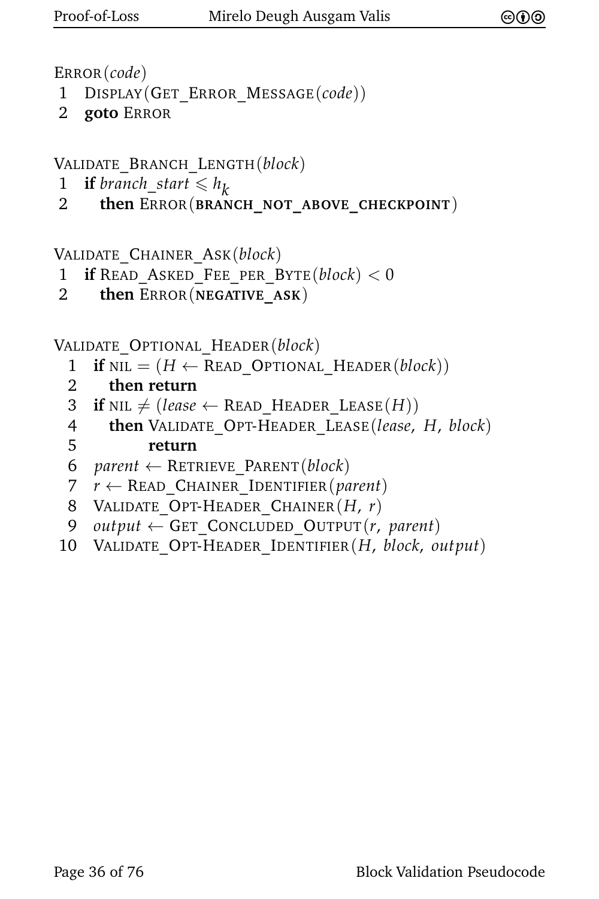```
ERROR(code)
 1  DISPLAY(GET_ERROR_MESSAGE(code))
 2  goto ERROR
```

```
VALIDATE_BRANCH_LENGTH(block)
 1  if branch_start ⩽ h_k
 2    then ERROR(BRANCH_NOT_ABOVE_CHECKPOINT)
```

```
VALIDATE_CHAINER_ASK(block)
 1  if READ_ASKED_FEE_PER_BYTE(block) < 0
 2    then ERROR(NEGATIVE_ASK)
```

```
VALIDATE_OPTIONAL_HEADER(block)
  1  if NIL = (H ← READ_OPTIONAL_HEADER(block))
  2    then return
  3  if NIL ≠ (lease ← READ_HEADER_LEASE(H))
  4    then VALIDATE_OPT-HEADER_LEASE(lease, H, block)
  5         return
  6  parent ← RETRIEVE_PARENT(block)
  7  r ← READ_CHAINER_IDENTIFIER(parent)
  8  VALIDATE_OPT-HEADER_CHAINER(H, r)
  9  output ← GET_CONCLUDED_OUTPUT(r, parent)
 10  VALIDATE_OPT-HEADER_IDENTIFIER(H, block, output)
```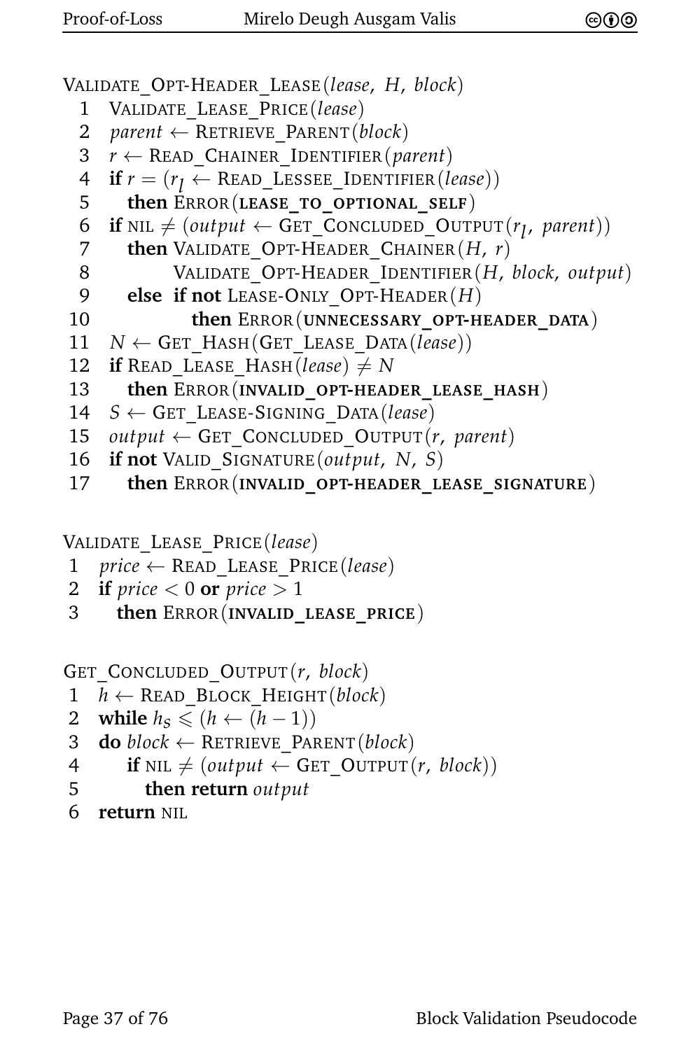```
VALIDATE_OPT-HEADER_LEASE(lease, H, block)
 1  VALIDATE_LEASE_PRICE(lease)
 2  parent ← RETRIEVE_PARENT(block)
 3  r ← READ_CHAINER_IDENTIFIER(parent)
 4  if r = (r_l ← READ_LESSEE_IDENTIFIER(lease))
 5     then ERROR(LEASE_TO_OPTIONAL_SELF)
 6  if NIL ≠ (output ← GET_CONCLUDED_OUTPUT(r_l, parent))
 7     then VALIDATE_OPT-HEADER_CHAINER(H, r)
 8          VALIDATE_OPT-HEADER_IDENTIFIER(H, block, output)
 9     else if not LEASE-ONLY_OPT-HEADER(H)
10             then ERROR(UNNECESSARY_OPT-HEADER_DATA)
11  N ← GET_HASH(GET_LEASE_DATA(lease))
12  if READ_LEASE_HASH(lease) ≠ N
13     then ERROR(INVALID_OPT-HEADER_LEASE_HASH)
14  S ← GET_LEASE-SIGNING_DATA(lease)
15  output ← GET_CONCLUDED_OUTPUT(r, parent)
16  if not VALID_SIGNATURE(output, N, S)
17     then ERROR(INVALID_OPT-HEADER_LEASE_SIGNATURE)
```

```
VALIDATE_LEASE_PRICE(lease)
 1  price ← READ_LEASE_PRICE(lease)
 2  if price < 0 or price > 1
 3     then ERROR(INVALID_LEASE_PRICE)
```

```
GET_CONCLUDED_OUTPUT(r, block)
 1  h ← READ_BLOCK_HEIGHT(block)
 2  while h_s ⩽ (h ← (h − 1))
 3  do block ← RETRIEVE_PARENT(block)
 4     if NIL ≠ (output ← GET_OUTPUT(r, block))
 5        then return output
 6  return NIL
```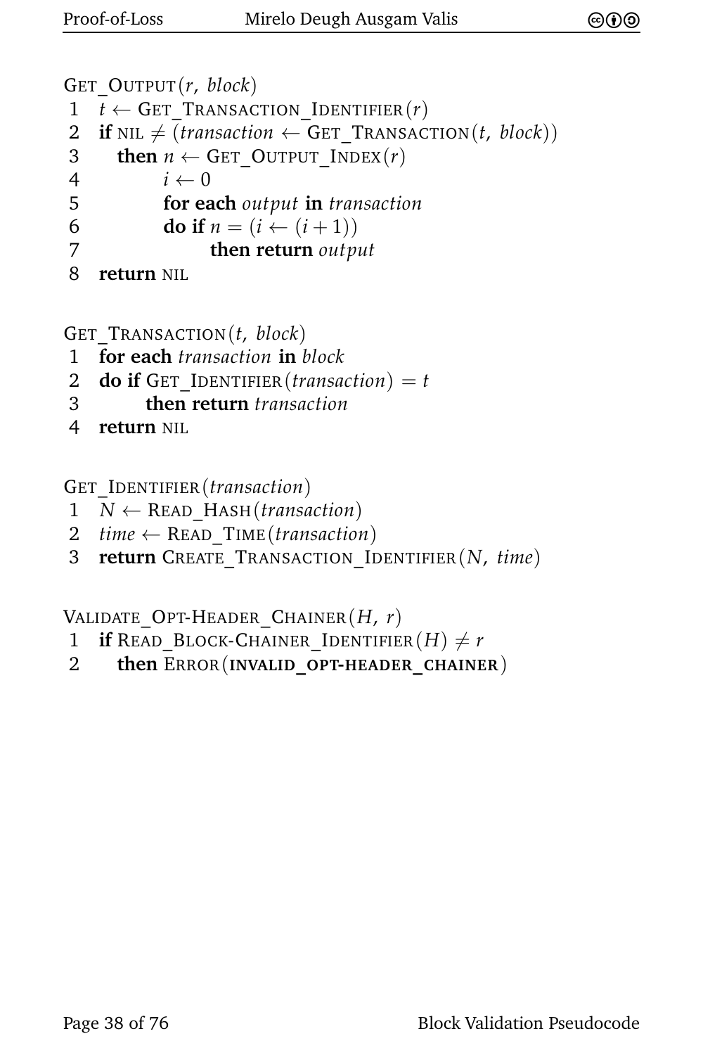```
GET_OUTPUT(r, block)
1  t ← GET_TRANSACTION_IDENTIFIER(r)
2  if NIL ≠ (transaction ← GET_TRANSACTION(t, block))
3    then n ← GET_OUTPUT_INDEX(r)
4         i ← 0
5         for each output in transaction
6         do if n = (i ← (i + 1))
7              then return output
8  return NIL
```

```
GET_TRANSACTION(t, block)
1  for each transaction in block
2  do if GET_IDENTIFIER(transaction) = t
3       then return transaction
4  return NIL
```

```
GET_IDENTIFIER(transaction)
1  N ← READ_HASH(transaction)
2  time ← READ_TIME(transaction)
3  return CREATE_TRANSACTION_IDENTIFIER(N, time)
```

```
VALIDATE_OPT-HEADER_CHAINER(H, r)
1  if READ_BLOCK-CHAINER_IDENTIFIER(H) ≠ r
2    then ERROR(INVALID_OPT-HEADER_CHAINER)
```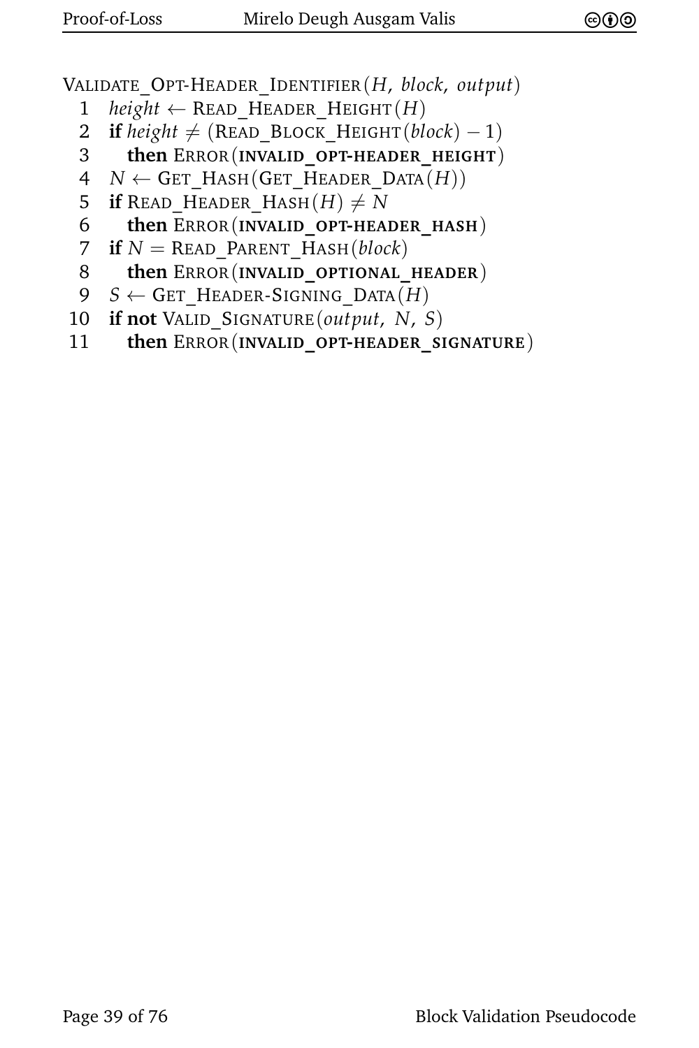```
VALIDATE_OPT-HEADER_IDENTIFIER(H, block, output)
 1  height ← READ_HEADER_HEIGHT(H)
 2  if height ≠ (READ_BLOCK_HEIGHT(block) − 1)
 3    then ERROR(invalid_opt-header_height)
 4  N ← GET_HASH(GET_HEADER_DATA(H))
 5  if READ_HEADER_HASH(H) ≠ N
 6    then ERROR(invalid_opt-header_hash)
 7  if N = READ_PARENT_HASH(block)
 8    then ERROR(invalid_optional_header)
 9  S ← GET_HEADER-SIGNING_DATA(H)
10  if not VALID_SIGNATURE(output, N, S)
11    then ERROR(invalid_opt-header_signature)
```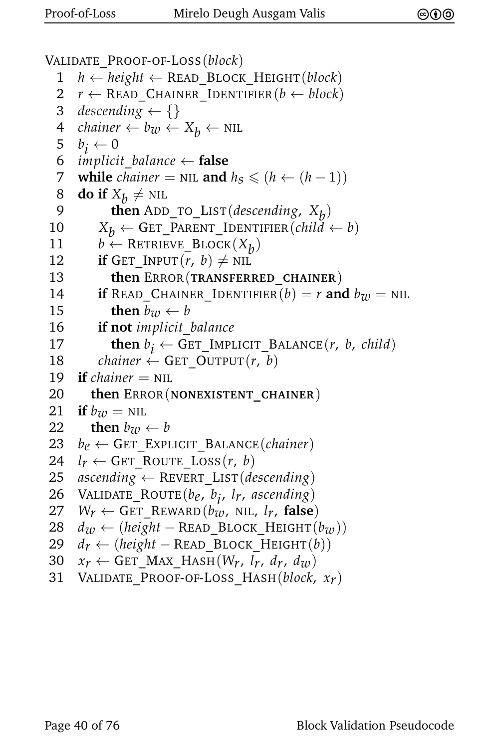VALIDATE_PROOF-OF-LOSS($block$)

```
 1  h ← height ← READ_BLOCK_HEIGHT(block)
 2  r ← READ_CHAINER_IDENTIFIER(b ← block)
 3  descending ← {}
 4  chainer ← b_w ← X_b ← NIL
 5  b_i ← 0
 6  implicit_balance ← false
 7  while chainer = NIL and h_s ⩽ (h ← (h − 1))
 8  do if X_b ≠ NIL
 9        then ADD_TO_LIST(descending, X_b)
10     X_b ← GET_PARENT_IDENTIFIER(child ← b)
11     b ← RETRIEVE_BLOCK(X_b)
12     if GET_INPUT(r, b) ≠ NIL
13        then ERROR(TRANSFERRED_CHAINER)
14     if READ_CHAINER_IDENTIFIER(b) = r and b_w = NIL
15        then b_w ← b
16     if not implicit_balance
17        then b_i ← GET_IMPLICIT_BALANCE(r, b, child)
18     chainer ← GET_OUTPUT(r, b)
19  if chainer = NIL
20     then ERROR(NONEXISTENT_CHAINER)
21  if b_w = NIL
22     then b_w ← b
23  b_e ← GET_EXPLICIT_BALANCE(chainer)
24  l_r ← GET_ROUTE_LOSS(r, b)
25  ascending ← REVERT_LIST(descending)
26  VALIDATE_ROUTE(b_e, b_i, l_r, ascending)
27  W_r ← GET_REWARD(b_w, NIL, l_r, false)
28  d_w ← (height − READ_BLOCK_HEIGHT(b_w))
29  d_r ← (height − READ_BLOCK_HEIGHT(b))
30  x_r ← GET_MAX_HASH(W_r, l_r, d_r, d_w)
31  VALIDATE_PROOF-OF-LOSS_HASH(block, x_r)
```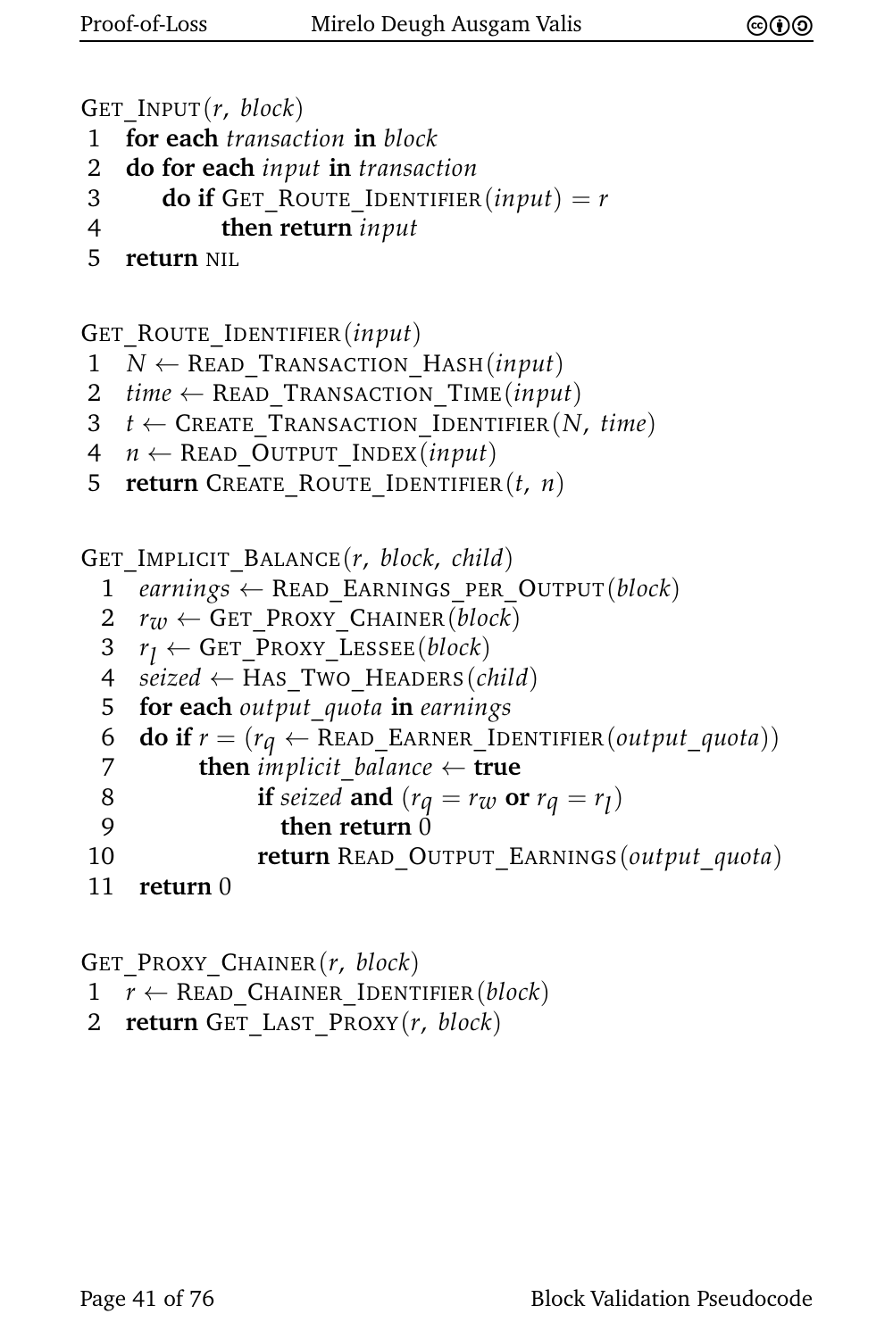```
GET_INPUT(r, block)
 1  for each transaction in block
 2  do for each input in transaction
 3      do if GET_ROUTE_IDENTIFIER(input) = r
 4           then return input
 5  return NIL
```

```
GET_ROUTE_IDENTIFIER(input)
 1  N ← READ_TRANSACTION_HASH(input)
 2  time ← READ_TRANSACTION_TIME(input)
 3  t ← CREATE_TRANSACTION_IDENTIFIER(N, time)
 4  n ← READ_OUTPUT_INDEX(input)
 5  return CREATE_ROUTE_IDENTIFIER(t, n)
```

```
GET_IMPLICIT_BALANCE(r, block, child)
  1  earnings ← READ_EARNINGS_PER_OUTPUT(block)
  2  r_w ← GET_PROXY_CHAINER(block)
  3  r_l ← GET_PROXY_LESSEE(block)
  4  seized ← HAS_TWO_HEADERS(child)
  5  for each output_quota in earnings
  6  do if r = (r_q ← READ_EARNER_IDENTIFIER(output_quota))
  7        then implicit_balance ← true
  8             if seized and (r_q = r_w or r_q = r_l)
  9               then return 0
 10             return READ_OUTPUT_EARNINGS(output_quota)
 11  return 0
```

```
GET_PROXY_CHAINER(r, block)
 1  r ← READ_CHAINER_IDENTIFIER(block)
 2  return GET_LAST_PROXY(r, block)
```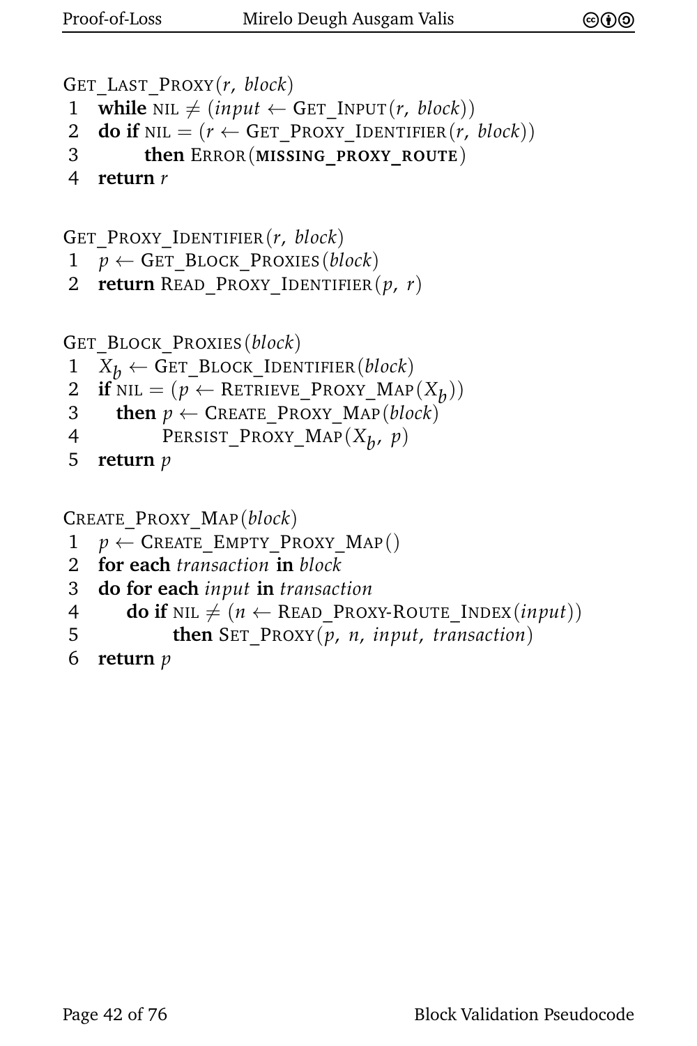```
GET_LAST_PROXY(r, block)
1  while NIL ≠ (input ← GET_INPUT(r, block))
2  do if NIL = (r ← GET_PROXY_IDENTIFIER(r, block))
3        then ERROR(MISSING_PROXY_ROUTE)
4  return r
```

```
GET_PROXY_IDENTIFIER(r, block)
1  p ← GET_BLOCK_PROXIES(block)
2  return READ_PROXY_IDENTIFIER(p, r)
```

```
GET_BLOCK_PROXIES(block)
1  X_b ← GET_BLOCK_IDENTIFIER(block)
2  if NIL = (p ← RETRIEVE_PROXY_MAP(X_b))
3    then p ← CREATE_PROXY_MAP(block)
4         PERSIST_PROXY_MAP(X_b, p)
5  return p
```

```
CREATE_PROXY_MAP(block)
1  p ← CREATE_EMPTY_PROXY_MAP()
2  for each transaction in block
3  do for each input in transaction
4     do if NIL ≠ (n ← READ_PROXY-ROUTE_INDEX(input))
5           then SET_PROXY(p, n, input, transaction)
6  return p
```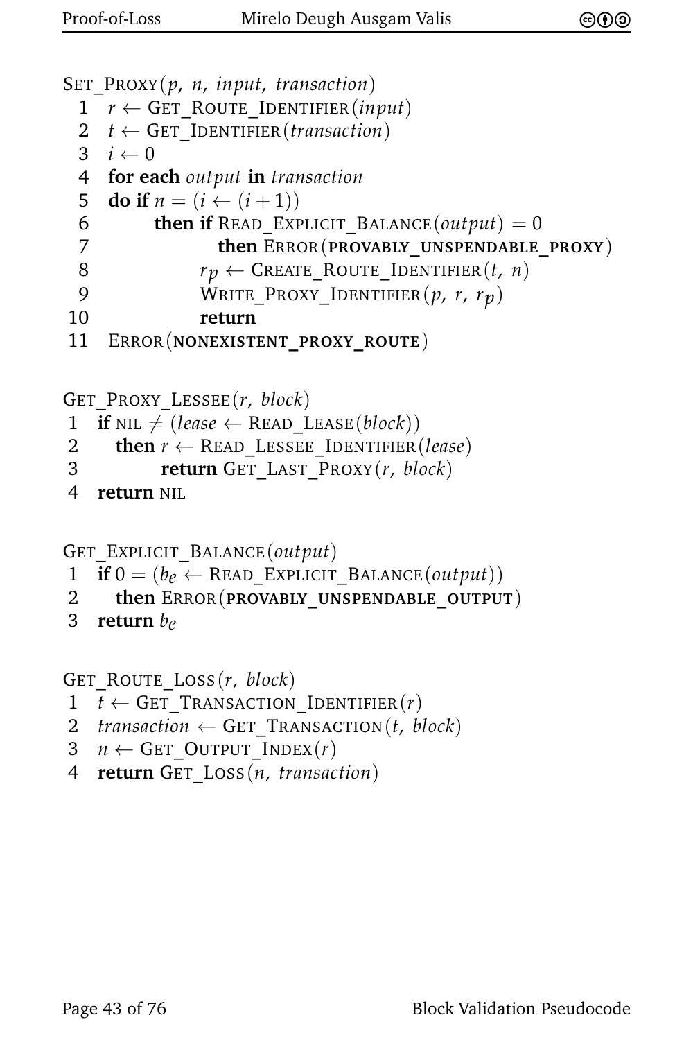```
SET_PROXY(p, n, input, transaction)
 1  r ← GET_ROUTE_IDENTIFIER(input)
 2  t ← GET_IDENTIFIER(transaction)
 3  i ← 0
 4  for each output in transaction
 5  do if n = (i ← (i + 1))
 6        then if READ_EXPLICIT_BALANCE(output) = 0
 7                then ERROR(PROVABLY_UNSPENDABLE_PROXY)
 8             r_p ← CREATE_ROUTE_IDENTIFIER(t, n)
 9             WRITE_PROXY_IDENTIFIER(p, r, r_p)
10             return
11  ERROR(NONEXISTENT_PROXY_ROUTE)
```

```
GET_PROXY_LESSEE(r, block)
 1  if NIL ≠ (lease ← READ_LEASE(block))
 2     then r ← READ_LESSEE_IDENTIFIER(lease)
 3          return GET_LAST_PROXY(r, block)
 4  return NIL
```

```
GET_EXPLICIT_BALANCE(output)
 1  if 0 = (b_e ← READ_EXPLICIT_BALANCE(output))
 2     then ERROR(PROVABLY_UNSPENDABLE_OUTPUT)
 3  return b_e
```

```
GET_ROUTE_LOSS(r, block)
 1  t ← GET_TRANSACTION_IDENTIFIER(r)
 2  transaction ← GET_TRANSACTION(t, block)
 3  n ← GET_OUTPUT_INDEX(r)
 4  return GET_LOSS(n, transaction)
```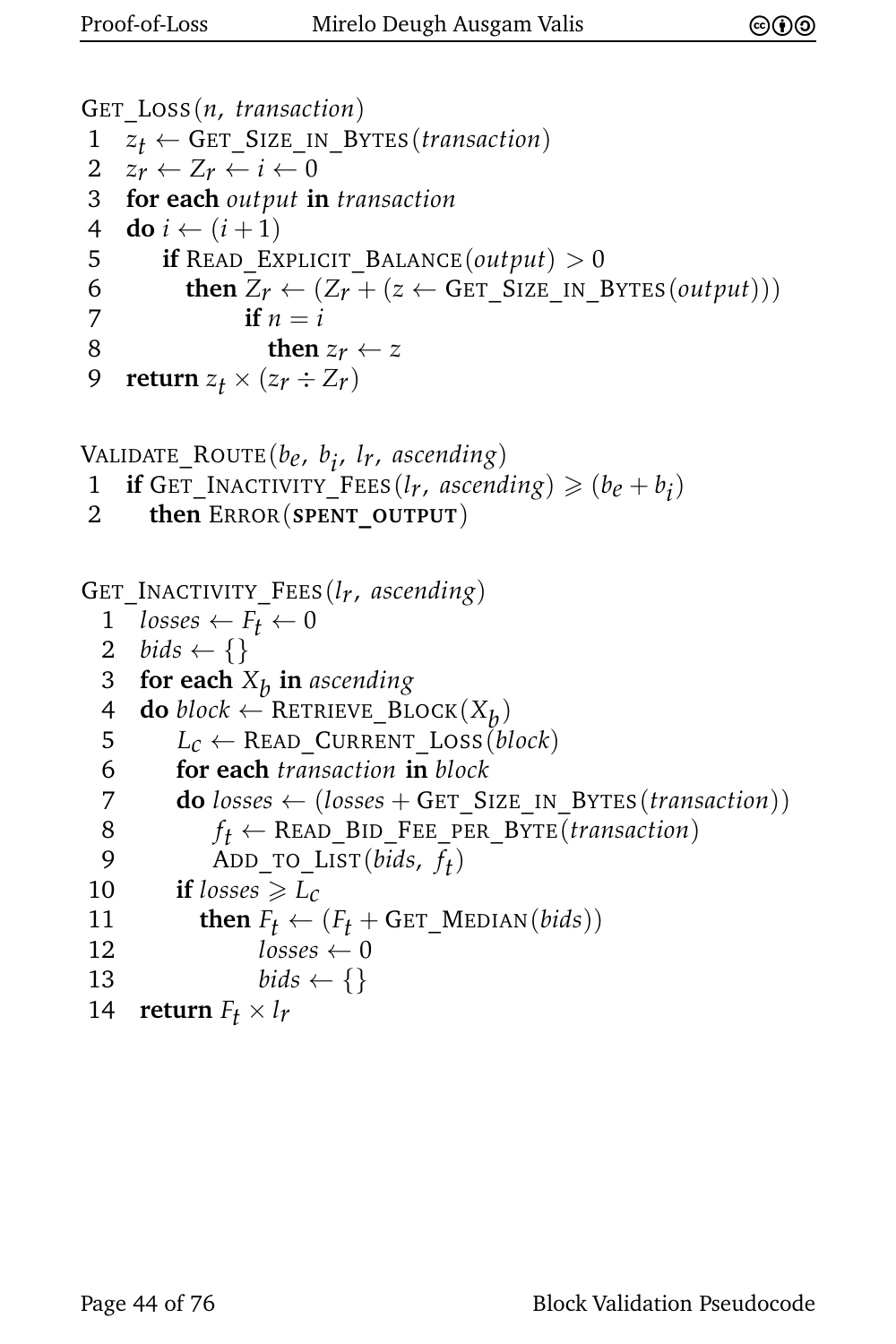```
GET_LOSS(n, transaction)
1  z_t ← GET_SIZE_IN_BYTES(transaction)
2  z_r ← Z_r ← i ← 0
3  for each output in transaction
4  do i ← (i + 1)
5      if READ_EXPLICIT_BALANCE(output) > 0
6        then Z_r ← (Z_r + (z ← GET_SIZE_IN_BYTES(output)))
7              if n = i
8                then z_r ← z
9  return z_t × (z_r ÷ Z_r)
```

```
VALIDATE_ROUTE(b_e, b_i, l_r, ascending)
1  if GET_INACTIVITY_FEES(l_r, ascending) ⩾ (b_e + b_i)
2    then ERROR(SPENT_OUTPUT)
```

```
GET_INACTIVITY_FEES(l_r, ascending)
 1  losses ← F_t ← 0
 2  bids ← {}
 3  for each X_b in ascending
 4  do block ← RETRIEVE_BLOCK(X_b)
 5      L_c ← READ_CURRENT_LOSS(block)
 6      for each transaction in block
 7      do losses ← (losses + GET_SIZE_IN_BYTES(transaction))
 8          f_t ← READ_BID_FEE_PER_BYTE(transaction)
 9          ADD_TO_LIST(bids, f_t)
10      if losses ⩾ L_c
11        then F_t ← (F_t + GET_MEDIAN(bids))
12              losses ← 0
13              bids ← {}
14  return F_t × l_r
```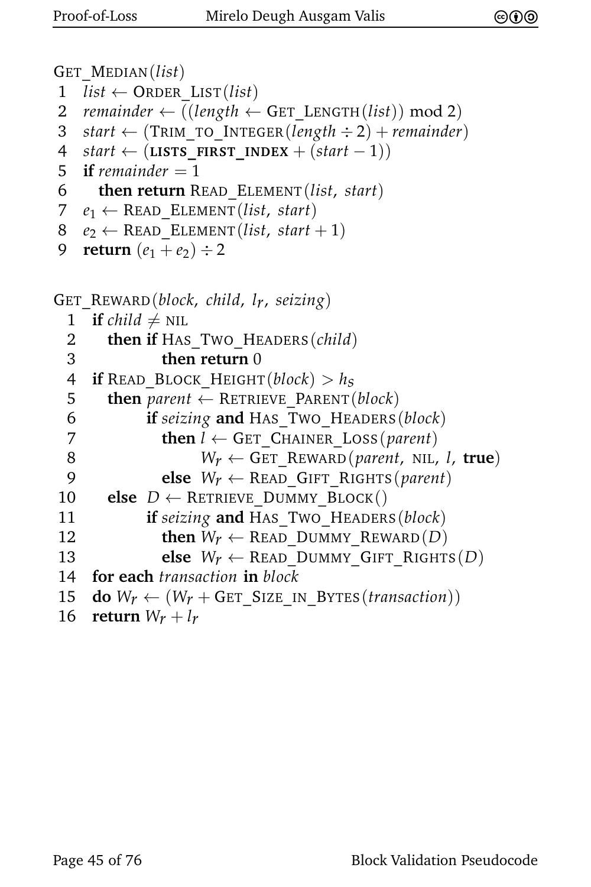```
GET_MEDIAN(list)
1  list ← ORDER_LIST(list)
2  remainder ← ((length ← GET_LENGTH(list)) mod 2)
3  start ← (TRIM_TO_INTEGER(length ÷ 2) + remainder)
4  start ← (LISTS_FIRST_INDEX + (start − 1))
5  if remainder = 1
6    then return READ_ELEMENT(list, start)
7  e1 ← READ_ELEMENT(list, start)
8  e2 ← READ_ELEMENT(list, start + 1)
9  return (e1 + e2) ÷ 2
```

```
GET_REWARD(block, child, l_r, seizing)
 1  if child ≠ NIL
 2    then if HAS_TWO_HEADERS(child)
 3           then return 0
 4  if READ_BLOCK_HEIGHT(block) > h_s
 5    then parent ← RETRIEVE_PARENT(block)
 6         if seizing and HAS_TWO_HEADERS(block)
 7           then l ← GET_CHAINER_LOSS(parent)
 8                W_r ← GET_REWARD(parent, NIL, l, true)
 9           else W_r ← READ_GIFT_RIGHTS(parent)
10    else D ← RETRIEVE_DUMMY_BLOCK()
11         if seizing and HAS_TWO_HEADERS(block)
12           then W_r ← READ_DUMMY_REWARD(D)
13           else W_r ← READ_DUMMY_GIFT_RIGHTS(D)
14  for each transaction in block
15  do W_r ← (W_r + GET_SIZE_IN_BYTES(transaction))
16  return W_r + l_r
```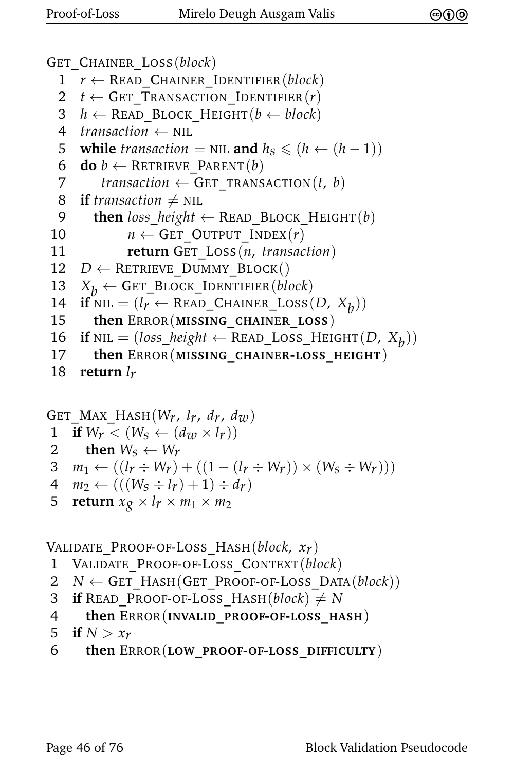```
GET_CHAINER_LOSS(block)
 1  r ← READ_CHAINER_IDENTIFIER(block)
 2  t ← GET_TRANSACTION_IDENTIFIER(r)
 3  h ← READ_BLOCK_HEIGHT(b ← block)
 4  transaction ← NIL
 5  while transaction = NIL and h_s ⩽ (h ← (h − 1))
 6  do b ← RETRIEVE_PARENT(b)
 7     transaction ← GET_TRANSACTION(t, b)
 8  if transaction ≠ NIL
 9    then loss_height ← READ_BLOCK_HEIGHT(b)
10         n ← GET_OUTPUT_INDEX(r)
11         return GET_LOSS(n, transaction)
12  D ← RETRIEVE_DUMMY_BLOCK()
13  X_b ← GET_BLOCK_IDENTIFIER(block)
14  if NIL = (l_r ← READ_CHAINER_LOSS(D, X_b))
15    then ERROR(MISSING_CHAINER_LOSS)
16  if NIL = (loss_height ← READ_LOSS_HEIGHT(D, X_b))
17    then ERROR(MISSING_CHAINER-LOSS_HEIGHT)
18  return l_r
```

```
GET_MAX_HASH(W_r, l_r, d_r, d_w)
 1  if W_r < (W_s ← (d_w × l_r))
 2    then W_s ← W_r
 3  m_1 ← ((l_r ÷ W_r) + ((1 − (l_r ÷ W_r)) × (W_s ÷ W_r)))
 4  m_2 ← (((W_s ÷ l_r) + 1) ÷ d_r)
 5  return x_g × l_r × m_1 × m_2
```

```
VALIDATE_PROOF-OF-LOSS_HASH(block, x_r)
 1  VALIDATE_PROOF-OF-LOSS_CONTEXT(block)
 2  N ← GET_HASH(GET_PROOF-OF-LOSS_DATA(block))
 3  if READ_PROOF-OF-LOSS_HASH(block) ≠ N
 4    then ERROR(INVALID_PROOF-OF-LOSS_HASH)
 5  if N > x_r
 6    then ERROR(LOW_PROOF-OF-LOSS_DIFFICULTY)
```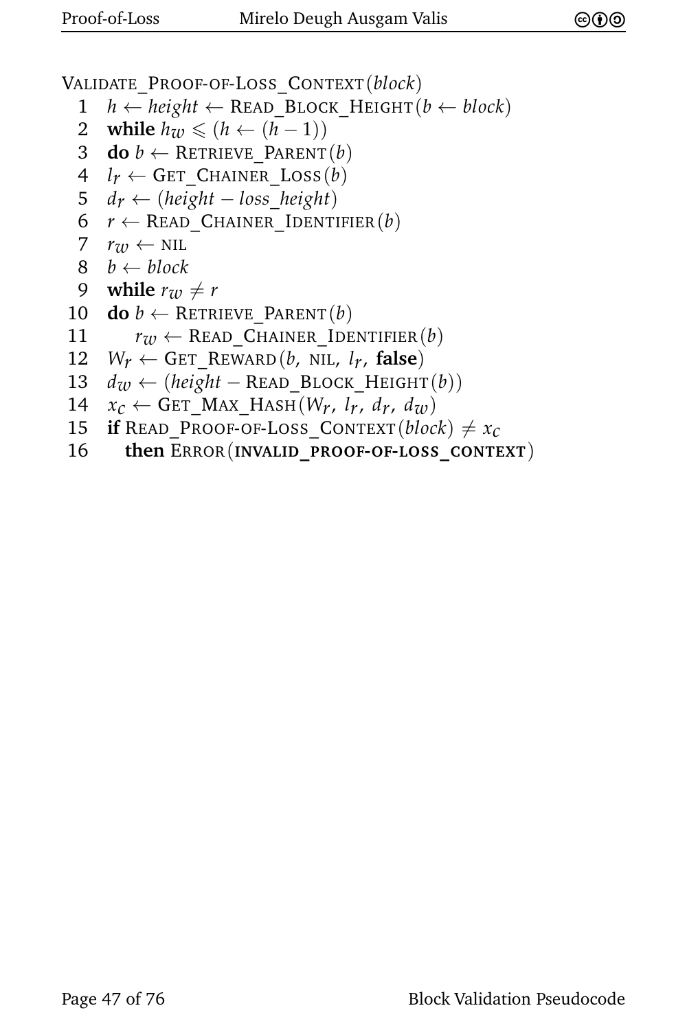```
VALIDATE_PROOF-OF-LOSS_CONTEXT(block)
 1  h ← height ← READ_BLOCK_HEIGHT(b ← block)
 2  while h_w ⩽ (h ← (h − 1))
 3  do b ← RETRIEVE_PARENT(b)
 4  l_r ← GET_CHAINER_LOSS(b)
 5  d_r ← (height − loss_height)
 6  r ← READ_CHAINER_IDENTIFIER(b)
 7  r_w ← NIL
 8  b ← block
 9  while r_w ≠ r
10  do b ← RETRIEVE_PARENT(b)
11      r_w ← READ_CHAINER_IDENTIFIER(b)
12  W_r ← GET_REWARD(b, NIL, l_r, false)
13  d_w ← (height − READ_BLOCK_HEIGHT(b))
14  x_c ← GET_MAX_HASH(W_r, l_r, d_r, d_w)
15  if READ_PROOF-OF-LOSS_CONTEXT(block) ≠ x_c
16     then ERROR(INVALID_PROOF-OF-LOSS_CONTEXT)
```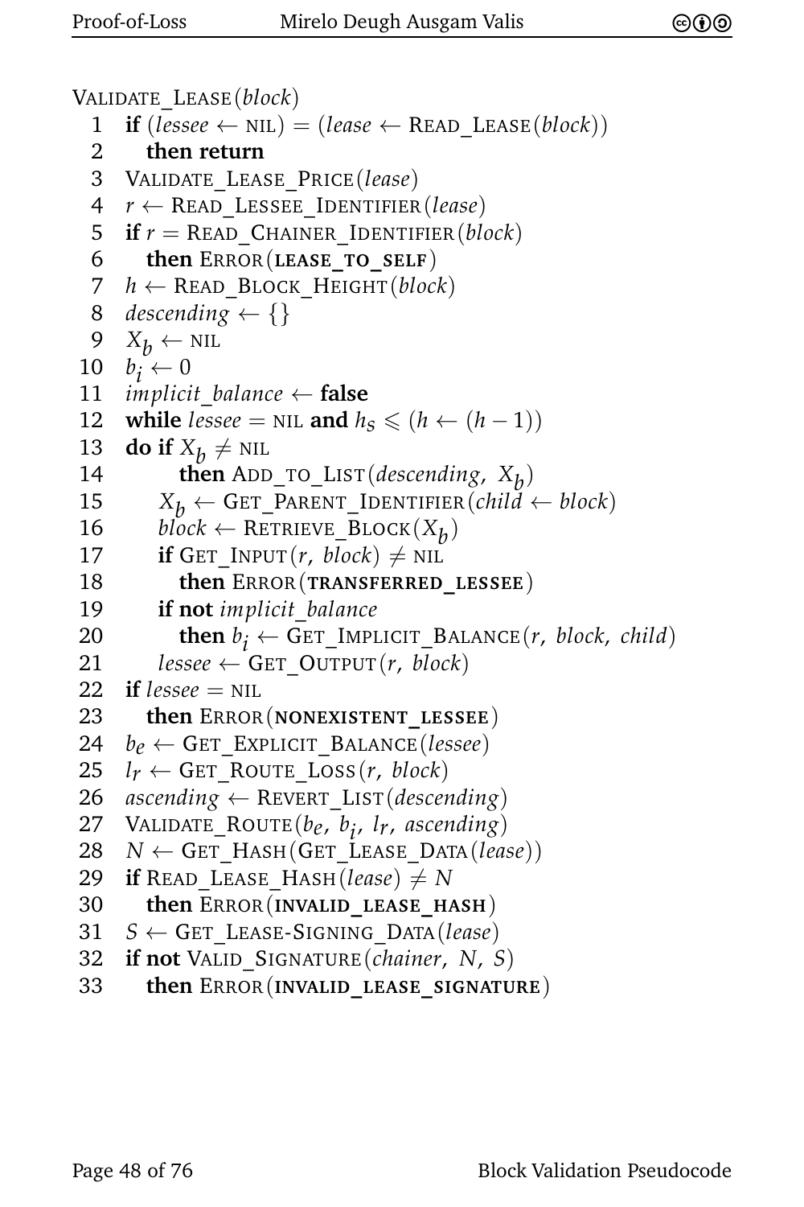```
VALIDATE_LEASE(block)
 1  if (lessee ← NIL) = (lease ← READ_LEASE(block))
 2    then return
 3  VALIDATE_LEASE_PRICE(lease)
 4  r ← READ_LESSEE_IDENTIFIER(lease)
 5  if r = READ_CHAINER_IDENTIFIER(block)
 6    then ERROR(LEASE_TO_SELF)
 7  h ← READ_BLOCK_HEIGHT(block)
 8  descending ← {}
 9  X_b ← NIL
10  b_i ← 0
11  implicit_balance ← false
12  while lessee = NIL and h_s ⩽ (h ← (h − 1))
13  do if X_b ≠ NIL
14       then ADD_TO_LIST(descending, X_b)
15     X_b ← GET_PARENT_IDENTIFIER(child ← block)
16     block ← RETRIEVE_BLOCK(X_b)
17     if GET_INPUT(r, block) ≠ NIL
18       then ERROR(TRANSFERRED_LESSEE)
19     if not implicit_balance
20       then b_i ← GET_IMPLICIT_BALANCE(r, block, child)
21     lessee ← GET_OUTPUT(r, block)
22  if lessee = NIL
23    then ERROR(NONEXISTENT_LESSEE)
24  b_e ← GET_EXPLICIT_BALANCE(lessee)
25  l_r ← GET_ROUTE_LOSS(r, block)
26  ascending ← REVERT_LIST(descending)
27  VALIDATE_ROUTE(b_e, b_i, l_r, ascending)
28  N ← GET_HASH(GET_LEASE_DATA(lease))
29  if READ_LEASE_HASH(lease) ≠ N
30    then ERROR(INVALID_LEASE_HASH)
31  S ← GET_LEASE-SIGNING_DATA(lease)
32  if not VALID_SIGNATURE(chainer, N, S)
33    then ERROR(INVALID_LEASE_SIGNATURE)
```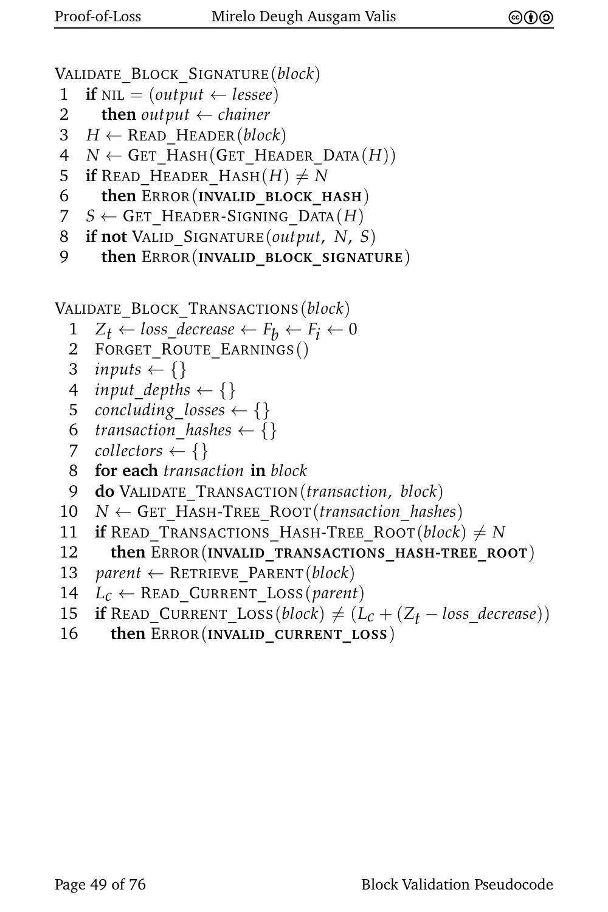```
VALIDATE_BLOCK_SIGNATURE(block)
 1  if NIL = (output ← lessee)
 2    then output ← chainer
 3  H ← READ_HEADER(block)
 4  N ← GET_HASH(GET_HEADER_DATA(H))
 5  if READ_HEADER_HASH(H) ≠ N
 6    then ERROR(INVALID_BLOCK_HASH)
 7  S ← GET_HEADER-SIGNING_DATA(H)
 8  if not VALID_SIGNATURE(output, N, S)
 9    then ERROR(INVALID_BLOCK_SIGNATURE)
```

```
VALIDATE_BLOCK_TRANSACTIONS(block)
  1  Z_t ← loss_decrease ← F_b ← F_i ← 0
  2  FORGET_ROUTE_EARNINGS()
  3  inputs ← {}
  4  input_depths ← {}
  5  concluding_losses ← {}
  6  transaction_hashes ← {}
  7  collectors ← {}
  8  for each transaction in block
  9  do VALIDATE_TRANSACTION(transaction, block)
 10  N ← GET_HASH-TREE_ROOT(transaction_hashes)
 11  if READ_TRANSACTIONS_HASH-TREE_ROOT(block) ≠ N
 12    then ERROR(INVALID_TRANSACTIONS_HASH-TREE_ROOT)
 13  parent ← RETRIEVE_PARENT(block)
 14  L_c ← READ_CURRENT_LOSS(parent)
 15  if READ_CURRENT_LOSS(block) ≠ (L_c + (Z_t − loss_decrease))
 16    then ERROR(INVALID_CURRENT_LOSS)
```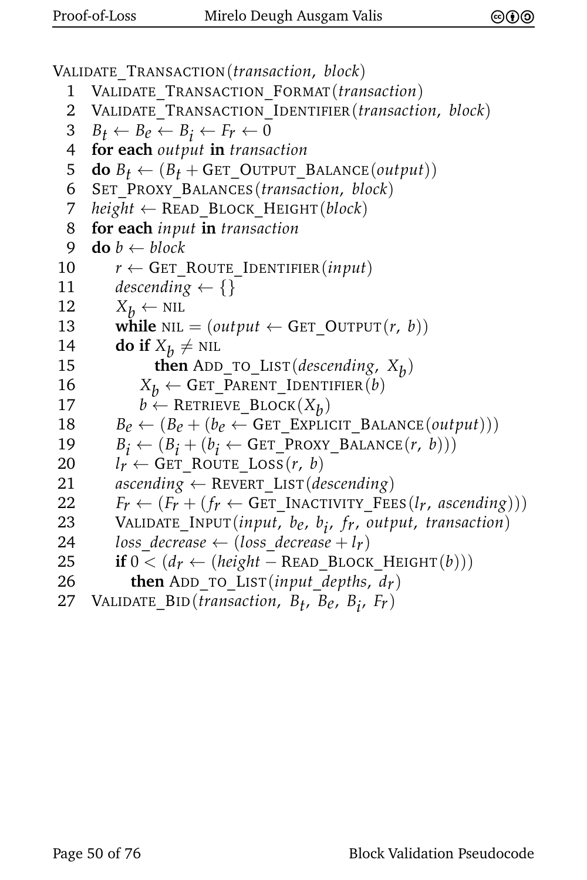```
VALIDATE_TRANSACTION(transaction, block)
 1  VALIDATE_TRANSACTION_FORMAT(transaction)
 2  VALIDATE_TRANSACTION_IDENTIFIER(transaction, block)
 3  B_t ← B_e ← B_i ← F_r ← 0
 4  for each output in transaction
 5  do B_t ← (B_t + GET_OUTPUT_BALANCE(output))
 6  SET_PROXY_BALANCES(transaction, block)
 7  height ← READ_BLOCK_HEIGHT(block)
 8  for each input in transaction
 9  do b ← block
10      r ← GET_ROUTE_IDENTIFIER(input)
11      descending ← {}
12      X_b ← NIL
13      while NIL = (output ← GET_OUTPUT(r, b))
14      do if X_b ≠ NIL
15            then ADD_TO_LIST(descending, X_b)
16          X_b ← GET_PARENT_IDENTIFIER(b)
17          b ← RETRIEVE_BLOCK(X_b)
18      B_e ← (B_e + (b_e ← GET_EXPLICIT_BALANCE(output)))
19      B_i ← (B_i + (b_i ← GET_PROXY_BALANCE(r, b)))
20      l_r ← GET_ROUTE_LOSS(r, b)
21      ascending ← REVERT_LIST(descending)
22      F_r ← (F_r + (f_r ← GET_INACTIVITY_FEES(l_r, ascending)))
23      VALIDATE_INPUT(input, b_e, b_i, f_r, output, transaction)
24      loss_decrease ← (loss_decrease + l_r)
25      if 0 < (d_r ← (height − READ_BLOCK_HEIGHT(b)))
26        then ADD_TO_LIST(input_depths, d_r)
27  VALIDATE_BID(transaction, B_t, B_e, B_i, F_r)
```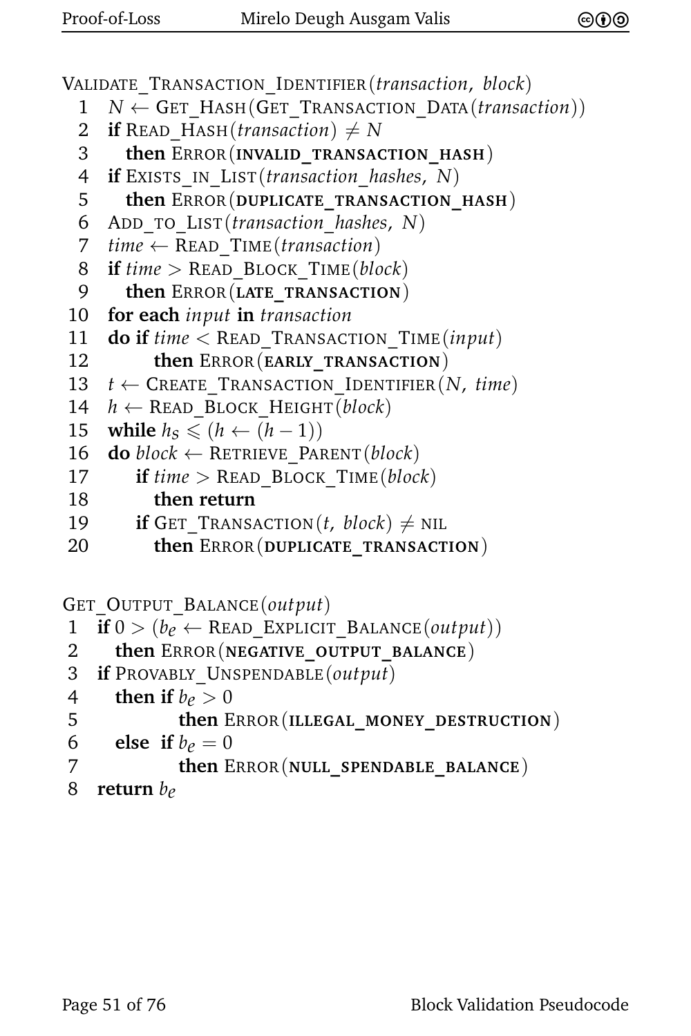```
VALIDATE_TRANSACTION_IDENTIFIER(transaction, block)
 1  N ← GET_HASH(GET_TRANSACTION_DATA(transaction))
 2  if READ_HASH(transaction) ≠ N
 3    then ERROR(INVALID_TRANSACTION_HASH)
 4  if EXISTS_IN_LIST(transaction_hashes, N)
 5    then ERROR(DUPLICATE_TRANSACTION_HASH)
 6  ADD_TO_LIST(transaction_hashes, N)
 7  time ← READ_TIME(transaction)
 8  if time > READ_BLOCK_TIME(block)
 9    then ERROR(LATE_TRANSACTION)
10  for each input in transaction
11  do if time < READ_TRANSACTION_TIME(input)
12        then ERROR(EARLY_TRANSACTION)
13  t ← CREATE_TRANSACTION_IDENTIFIER(N, time)
14  h ← READ_BLOCK_HEIGHT(block)
15  while h_s ⩽ (h ← (h − 1))
16  do block ← RETRIEVE_PARENT(block)
17      if time > READ_BLOCK_TIME(block)
18        then return
19      if GET_TRANSACTION(t, block) ≠ NIL
20        then ERROR(DUPLICATE_TRANSACTION)
```

```
GET_OUTPUT_BALANCE(output)
 1  if 0 > (b_e ← READ_EXPLICIT_BALANCE(output))
 2    then ERROR(NEGATIVE_OUTPUT_BALANCE)
 3  if PROVABLY_UNSPENDABLE(output)
 4    then if b_e > 0
 5           then ERROR(ILLEGAL_MONEY_DESTRUCTION)
 6    else if b_e = 0
 7           then ERROR(NULL_SPENDABLE_BALANCE)
 8  return b_e
```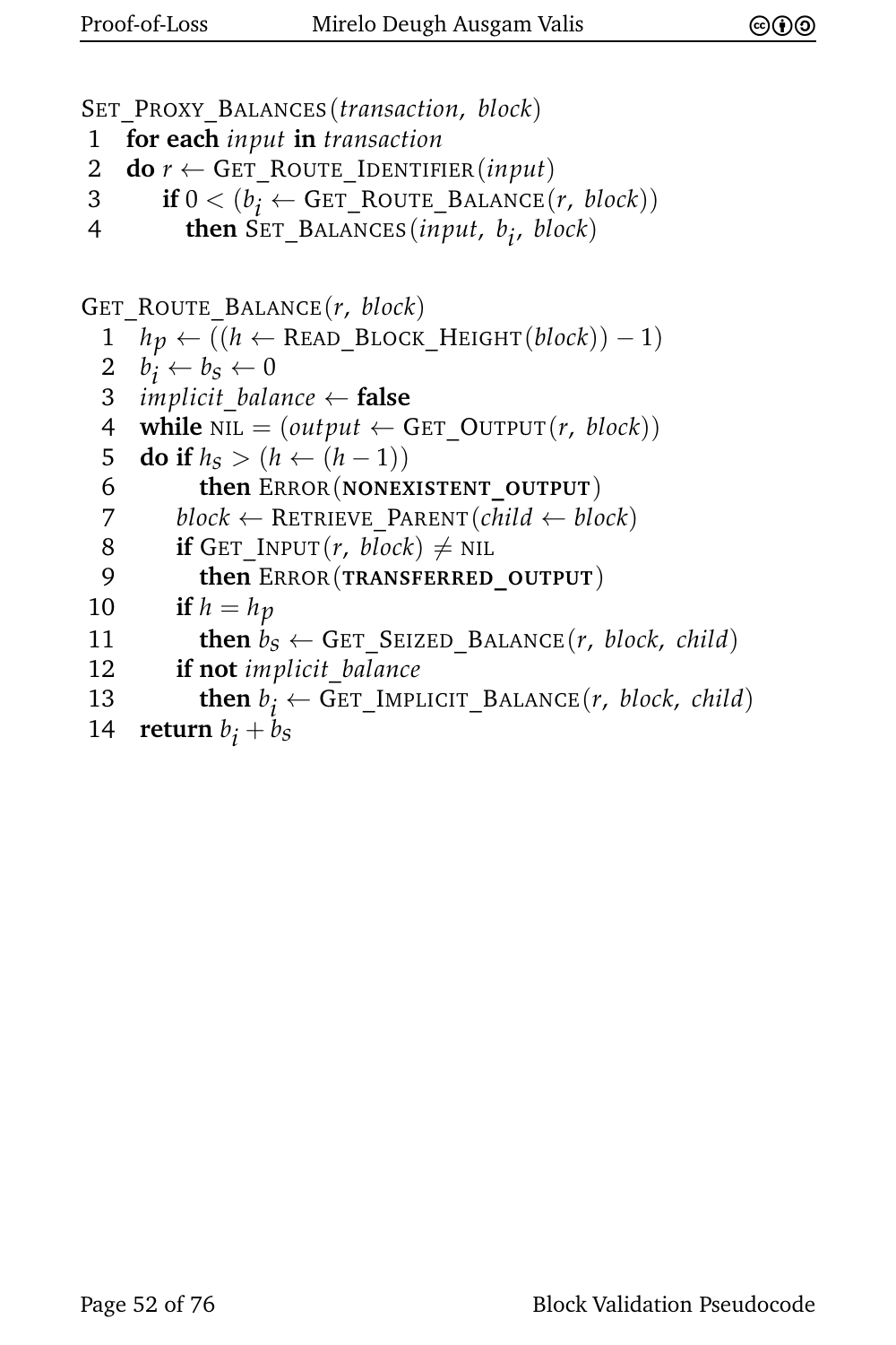```
SET_PROXY_BALANCES(transaction, block)
1  for each input in transaction
2  do r ← GET_ROUTE_IDENTIFIER(input)
3     if 0 < (b_i ← GET_ROUTE_BALANCE(r, block))
4        then SET_BALANCES(input, b_i, block)
```

```
GET_ROUTE_BALANCE(r, block)
 1  h_p ← ((h ← READ_BLOCK_HEIGHT(block)) − 1)
 2  b_i ← b_s ← 0
 3  implicit_balance ← false
 4  while NIL = (output ← GET_OUTPUT(r, block))
 5  do if h_s > (h ← (h − 1))
 6        then ERROR(NONEXISTENT_OUTPUT)
 7     block ← RETRIEVE_PARENT(child ← block)
 8     if GET_INPUT(r, block) ≠ NIL
 9        then ERROR(TRANSFERRED_OUTPUT)
10     if h = h_p
11        then b_s ← GET_SEIZED_BALANCE(r, block, child)
12     if not implicit_balance
13        then b_i ← GET_IMPLICIT_BALANCE(r, block, child)
14  return b_i + b_s
```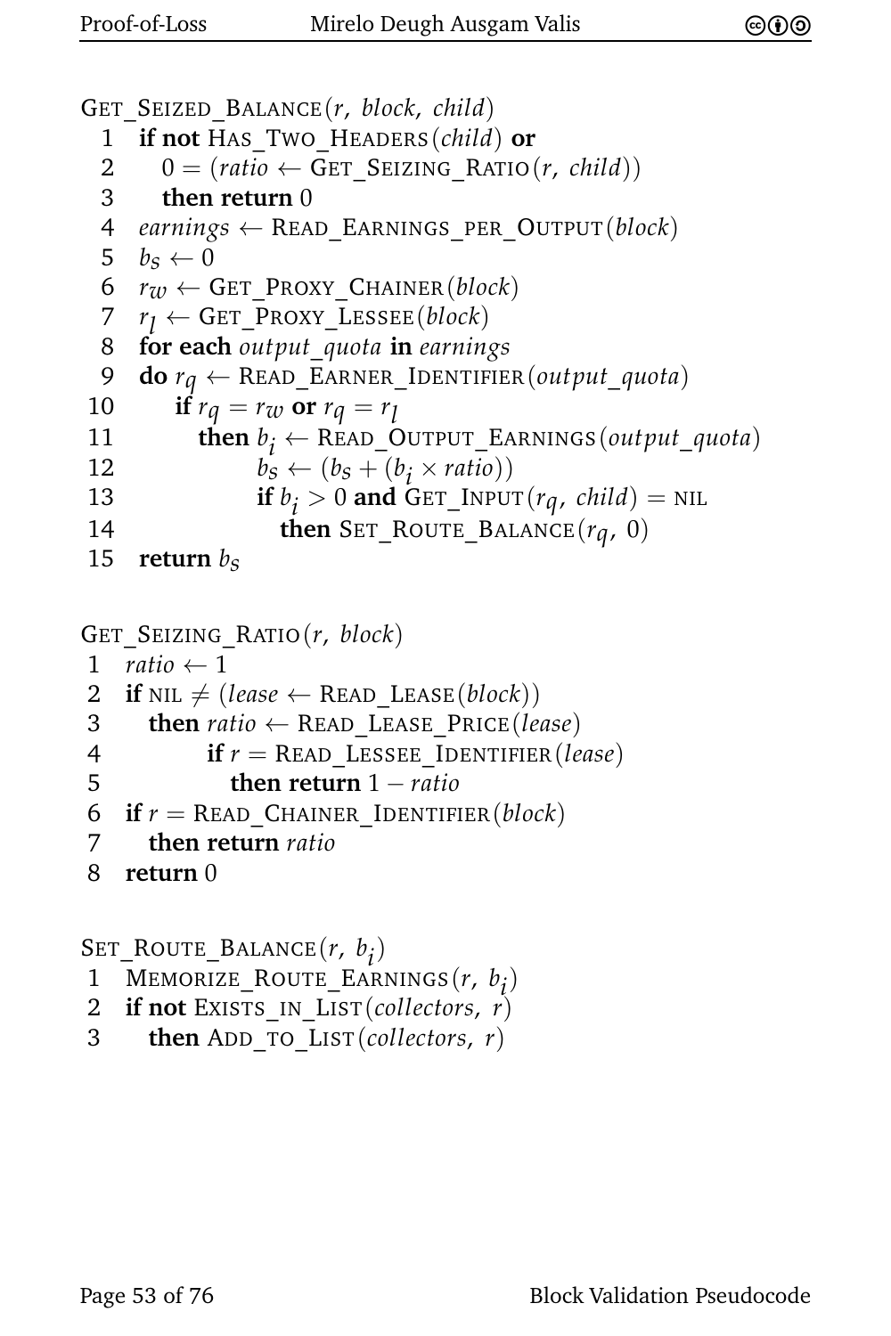```
GET_SEIZED_BALANCE(r, block, child)
 1  if not HAS_TWO_HEADERS(child) or
 2     0 = (ratio ← GET_SEIZING_RATIO(r, child))
 3     then return 0
 4  earnings ← READ_EARNINGS_PER_OUTPUT(block)
 5  b_s ← 0
 6  r_w ← GET_PROXY_CHAINER(block)
 7  r_l ← GET_PROXY_LESSEE(block)
 8  for each output_quota in earnings
 9  do r_q ← READ_EARNER_IDENTIFIER(output_quota)
10       if r_q = r_w or r_q = r_l
11          then b_i ← READ_OUTPUT_EARNINGS(output_quota)
12               b_s ← (b_s + (b_i × ratio))
13               if b_i > 0 and GET_INPUT(r_q, child) = NIL
14                  then SET_ROUTE_BALANCE(r_q, 0)
15  return b_s
```

```
GET_SEIZING_RATIO(r, block)
 1  ratio ← 1
 2  if NIL ≠ (lease ← READ_LEASE(block))
 3     then ratio ← READ_LEASE_PRICE(lease)
 4          if r = READ_LESSEE_IDENTIFIER(lease)
 5             then return 1 − ratio
 6  if r = READ_CHAINER_IDENTIFIER(block)
 7     then return ratio
 8  return 0
```

```
SET_ROUTE_BALANCE(r, b_i)
 1  MEMORIZE_ROUTE_EARNINGS(r, b_i)
 2  if not EXISTS_IN_LIST(collectors, r)
 3     then ADD_TO_LIST(collectors, r)
```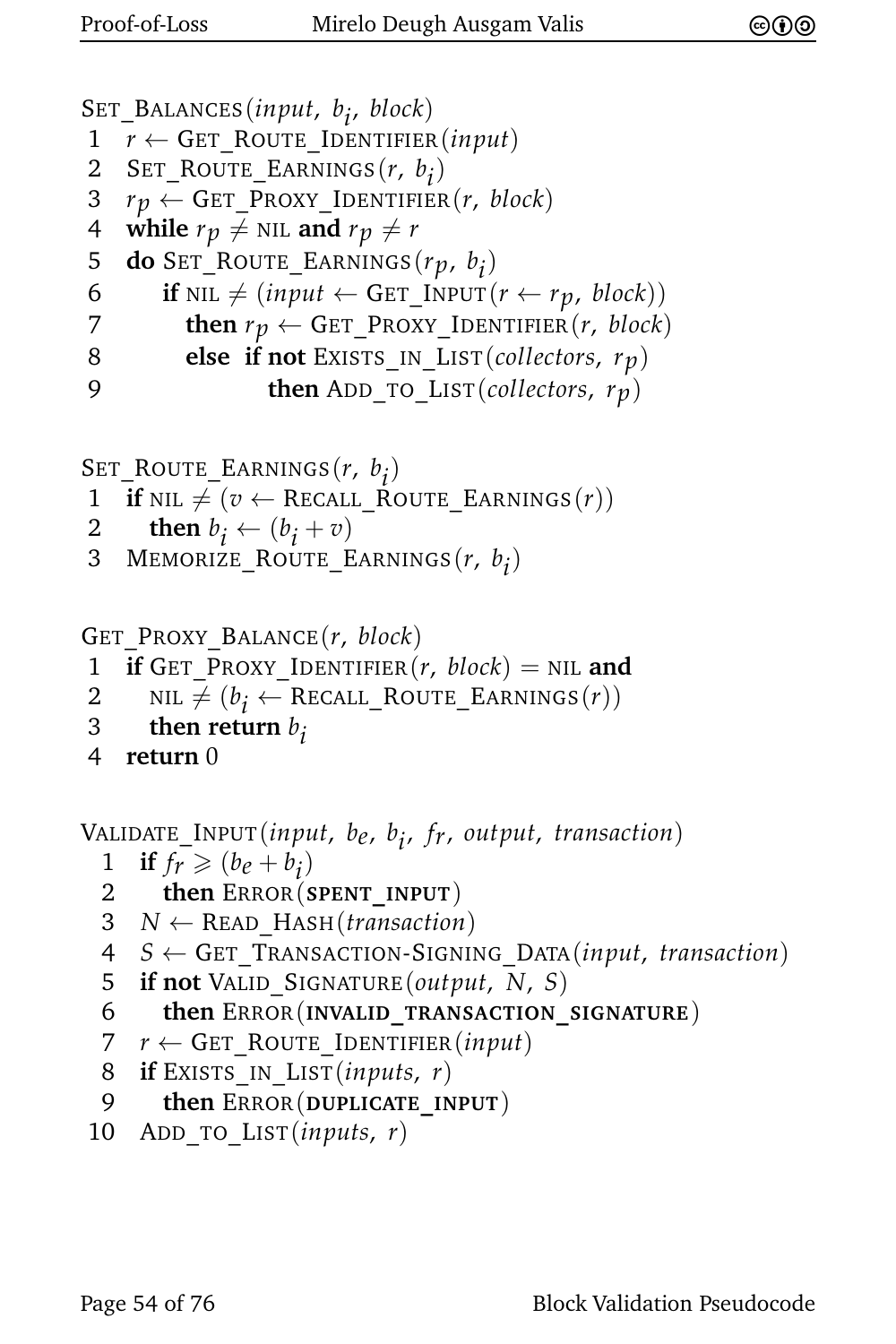```
SET_BALANCES(input, b_i, block)
 1  r ← GET_ROUTE_IDENTIFIER(input)
 2  SET_ROUTE_EARNINGS(r, b_i)
 3  r_p ← GET_PROXY_IDENTIFIER(r, block)
 4  while r_p ≠ NIL and r_p ≠ r
 5  do SET_ROUTE_EARNINGS(r_p, b_i)
 6      if NIL ≠ (input ← GET_INPUT(r ← r_p, block))
 7        then r_p ← GET_PROXY_IDENTIFIER(r, block)
 8        else  if not EXISTS_IN_LIST(collectors, r_p)
 9                then ADD_TO_LIST(collectors, r_p)
```

```
SET_ROUTE_EARNINGS(r, b_i)
 1  if NIL ≠ (v ← RECALL_ROUTE_EARNINGS(r))
 2    then b_i ← (b_i + v)
 3  MEMORIZE_ROUTE_EARNINGS(r, b_i)
```

```
GET_PROXY_BALANCE(r, block)
 1  if GET_PROXY_IDENTIFIER(r, block) = NIL and
 2    NIL ≠ (b_i ← RECALL_ROUTE_EARNINGS(r))
 3    then return b_i
 4  return 0
```

```
VALIDATE_INPUT(input, b_e, b_i, f_r, output, transaction)
  1  if f_r ⩾ (b_e + b_i)
  2    then ERROR(SPENT_INPUT)
  3  N ← READ_HASH(transaction)
  4  S ← GET_TRANSACTION-SIGNING_DATA(input, transaction)
  5  if not VALID_SIGNATURE(output, N, S)
  6    then ERROR(INVALID_TRANSACTION_SIGNATURE)
  7  r ← GET_ROUTE_IDENTIFIER(input)
  8  if EXISTS_IN_LIST(inputs, r)
  9    then ERROR(DUPLICATE_INPUT)
 10  ADD_TO_LIST(inputs, r)
```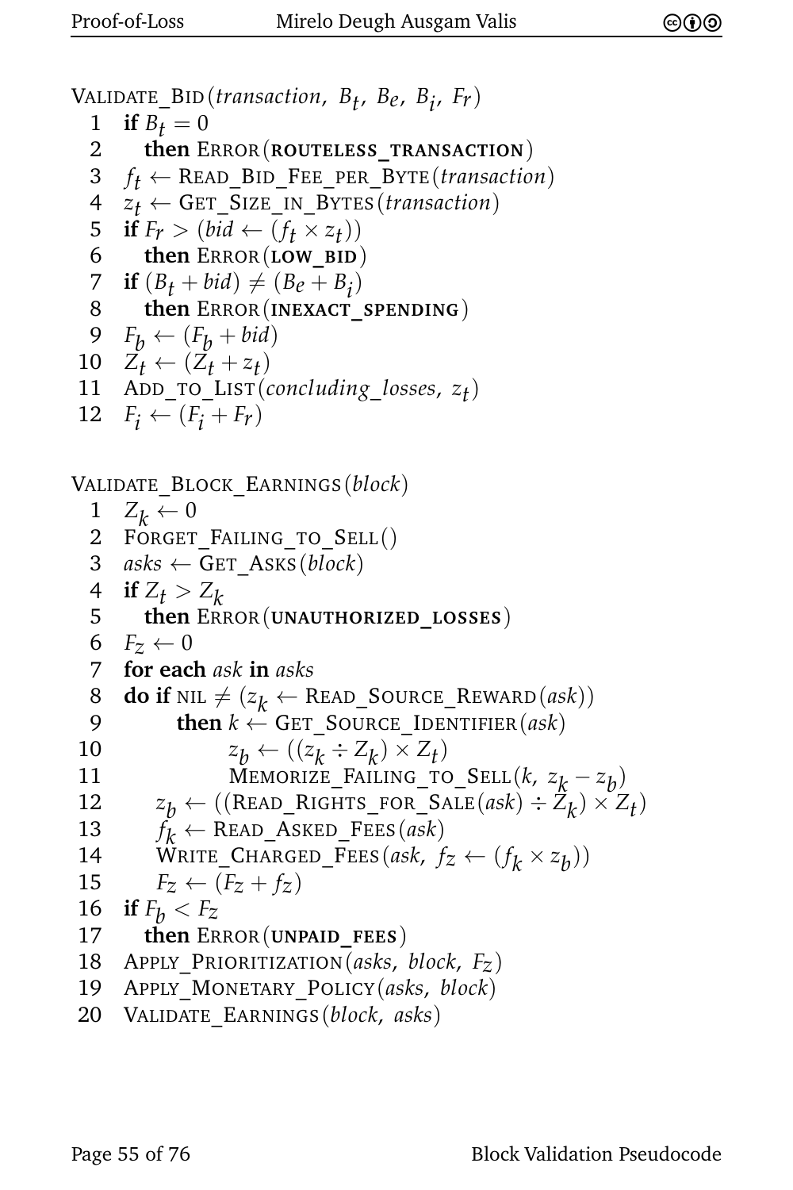Validate_Bid(*transaction*, $B_t$, $B_e$, $B_i$, $F_r$)

```
 1  if B_t = 0
 2    then Error(ROUTELESS_TRANSACTION)
 3  f_t ← Read_Bid_Fee_per_Byte(transaction)
 4  z_t ← Get_Size_in_Bytes(transaction)
 5  if F_r > (bid ← (f_t × z_t))
 6    then Error(LOW_BID)
 7  if (B_t + bid) ≠ (B_e + B_i)
 8    then Error(INEXACT_SPENDING)
 9  F_b ← (F_b + bid)
10  Z_t ← (Z_t + z_t)
11  Add_to_List(concluding_losses, z_t)
12  F_i ← (F_i + F_r)
```

Validate_Block_Earnings(*block*)

```
 1  Z_k ← 0
 2  Forget_Failing_to_Sell()
 3  asks ← Get_Asks(block)
 4  if Z_t > Z_k
 5    then Error(UNAUTHORIZED_LOSSES)
 6  F_z ← 0
 7  for each ask in asks
 8  do if NIL ≠ (z_k ← Read_Source_Reward(ask))
 9        then k ← Get_Source_Identifier(ask)
10             z_b ← ((z_k ÷ Z_k) × Z_t)
11             Memorize_Failing_to_Sell(k, z_k − z_b)
12     z_b ← ((Read_Rights_for_Sale(ask) ÷ Z_k) × Z_t)
13     f_k ← Read_Asked_Fees(ask)
14     Write_Charged_Fees(ask, f_z ← (f_k × z_b))
15     F_z ← (F_z + f_z)
16  if F_b < F_z
17    then Error(UNPAID_FEES)
18  Apply_Prioritization(asks, block, F_z)
19  Apply_Monetary_Policy(asks, block)
20  Validate_Earnings(block, asks)
```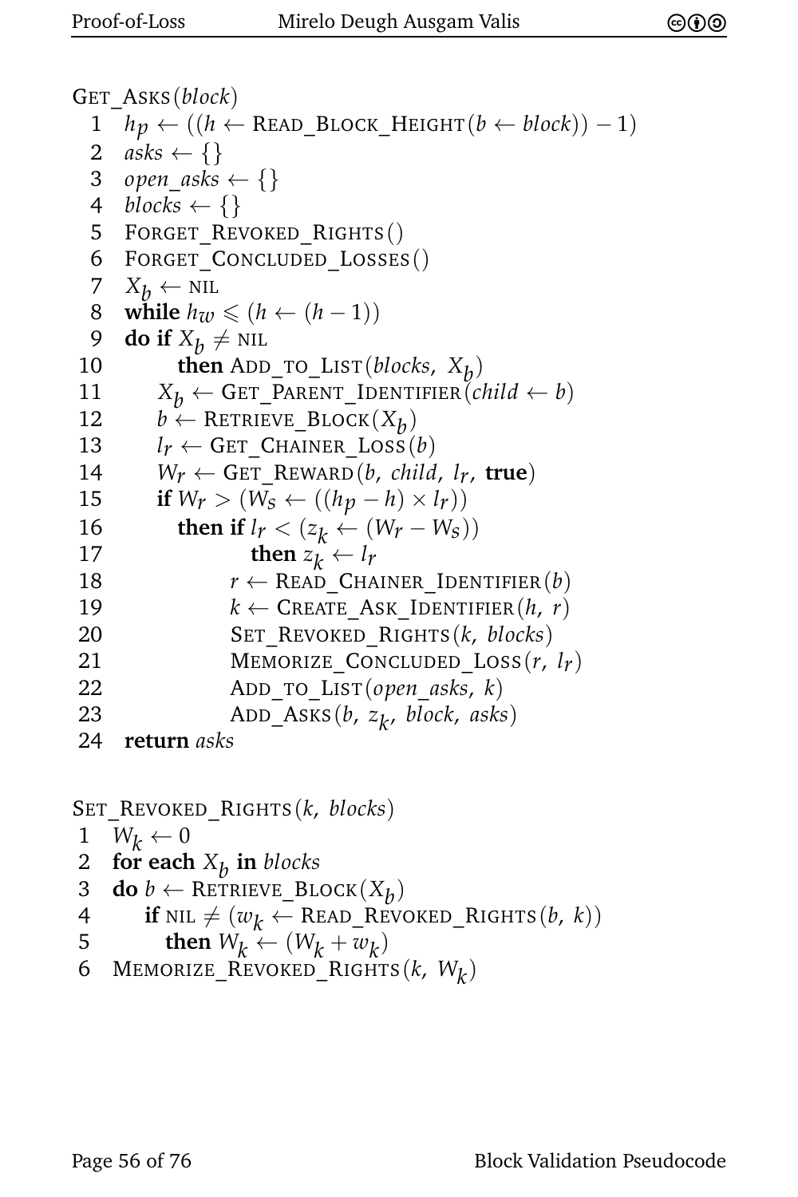```
GET_ASKS(block)
 1  hp ← ((h ← READ_BLOCK_HEIGHT(b ← block)) − 1)
 2  asks ← {}
 3  open_asks ← {}
 4  blocks ← {}
 5  FORGET_REVOKED_RIGHTS()
 6  FORGET_CONCLUDED_LOSSES()
 7  Xb ← NIL
 8  while hw ⩽ (h ← (h − 1))
 9  do if Xb ≠ NIL
10        then ADD_TO_LIST(blocks, Xb)
11     Xb ← GET_PARENT_IDENTIFIER(child ← b)
12     b ← RETRIEVE_BLOCK(Xb)
13     lr ← GET_CHAINER_LOSS(b)
14     Wr ← GET_REWARD(b, child, lr, true)
15     if Wr > (Ws ← ((hp − h) × lr))
16        then if lr < (zk ← (Wr − Ws))
17                then zk ← lr
18             r ← READ_CHAINER_IDENTIFIER(b)
19             k ← CREATE_ASK_IDENTIFIER(h, r)
20             SET_REVOKED_RIGHTS(k, blocks)
21             MEMORIZE_CONCLUDED_LOSS(r, lr)
22             ADD_TO_LIST(open_asks, k)
23             ADD_ASKS(b, zk, block, asks)
24  return asks
```

```
SET_REVOKED_RIGHTS(k, blocks)
 1  Wk ← 0
 2  for each Xb in blocks
 3  do b ← RETRIEVE_BLOCK(Xb)
 4     if NIL ≠ (wk ← READ_REVOKED_RIGHTS(b, k))
 5        then Wk ← (Wk + wk)
 6  MEMORIZE_REVOKED_RIGHTS(k, Wk)
```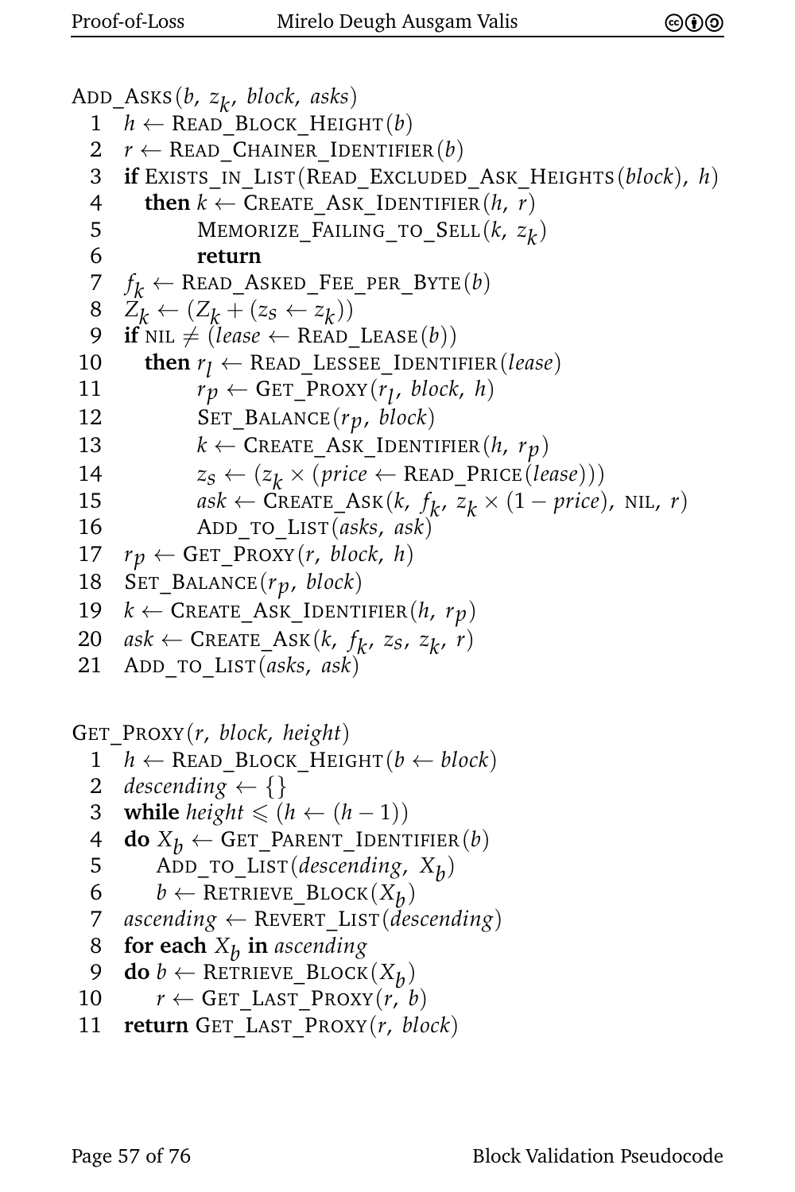```
ADD_ASKS(b, z_k, block, asks)
 1  h ← READ_BLOCK_HEIGHT(b)
 2  r ← READ_CHAINER_IDENTIFIER(b)
 3  if EXISTS_IN_LIST(READ_EXCLUDED_ASK_HEIGHTS(block), h)
 4    then k ← CREATE_ASK_IDENTIFIER(h, r)
 5         MEMORIZE_FAILING_TO_SELL(k, z_k)
 6         return
 7  f_k ← READ_ASKED_FEE_PER_BYTE(b)
 8  Z_k ← (Z_k + (z_s ← z_k))
 9  if NIL ≠ (lease ← READ_LEASE(b))
10    then r_l ← READ_LESSEE_IDENTIFIER(lease)
11         r_p ← GET_PROXY(r_l, block, h)
12         SET_BALANCE(r_p, block)
13         k ← CREATE_ASK_IDENTIFIER(h, r_p)
14         z_s ← (z_k × (price ← READ_PRICE(lease)))
15         ask ← CREATE_ASK(k, f_k, z_k × (1 − price), NIL, r)
16         ADD_TO_LIST(asks, ask)
17  r_p ← GET_PROXY(r, block, h)
18  SET_BALANCE(r_p, block)
19  k ← CREATE_ASK_IDENTIFIER(h, r_p)
20  ask ← CREATE_ASK(k, f_k, z_s, z_k, r)
21  ADD_TO_LIST(asks, ask)
```

```
GET_PROXY(r, block, height)
 1  h ← READ_BLOCK_HEIGHT(b ← block)
 2  descending ← {}
 3  while height ⩽ (h ← (h − 1))
 4  do X_b ← GET_PARENT_IDENTIFIER(b)
 5     ADD_TO_LIST(descending, X_b)
 6     b ← RETRIEVE_BLOCK(X_b)
 7  ascending ← REVERT_LIST(descending)
 8  for each X_b in ascending
 9  do b ← RETRIEVE_BLOCK(X_b)
10     r ← GET_LAST_PROXY(r, b)
11  return GET_LAST_PROXY(r, block)
```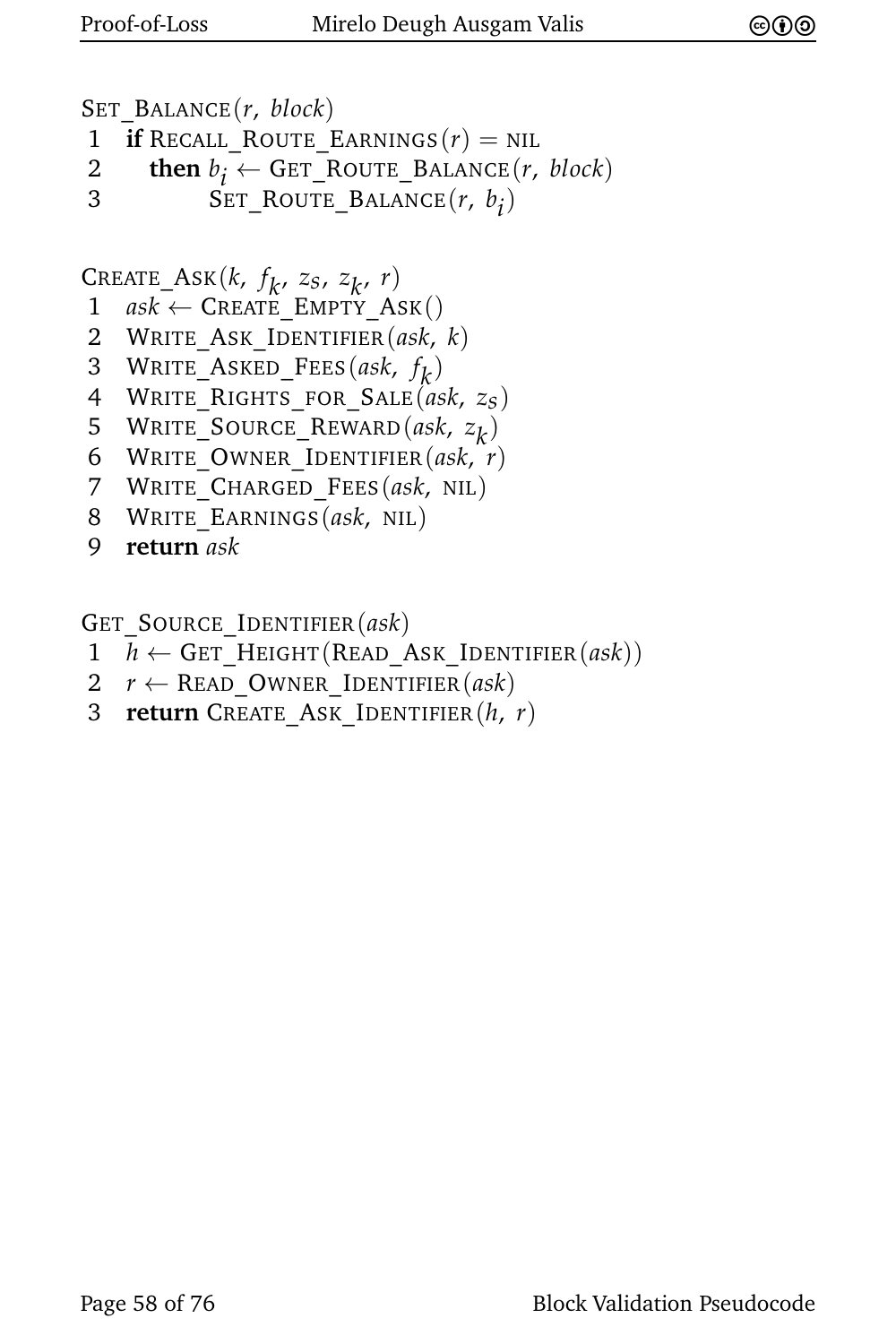SET_BALANCE(*r*, *block*)

```
1  if RECALL_ROUTE_EARNINGS(r) = NIL
2     then b_i ← GET_ROUTE_BALANCE(r, block)
3          SET_ROUTE_BALANCE(r, b_i)
```

CREATE_ASK($k$, $f_k$, $z_S$, $z_k$, $r$)

```
1  ask ← CREATE_EMPTY_ASK()
2  WRITE_ASK_IDENTIFIER(ask, k)
3  WRITE_ASKED_FEES(ask, f_k)
4  WRITE_RIGHTS_FOR_SALE(ask, z_S)
5  WRITE_SOURCE_REWARD(ask, z_k)
6  WRITE_OWNER_IDENTIFIER(ask, r)
7  WRITE_CHARGED_FEES(ask, NIL)
8  WRITE_EARNINGS(ask, NIL)
9  return ask
```

GET_SOURCE_IDENTIFIER(*ask*)

```
1  h ← GET_HEIGHT(READ_ASK_IDENTIFIER(ask))
2  r ← READ_OWNER_IDENTIFIER(ask)
3  return CREATE_ASK_IDENTIFIER(h, r)
```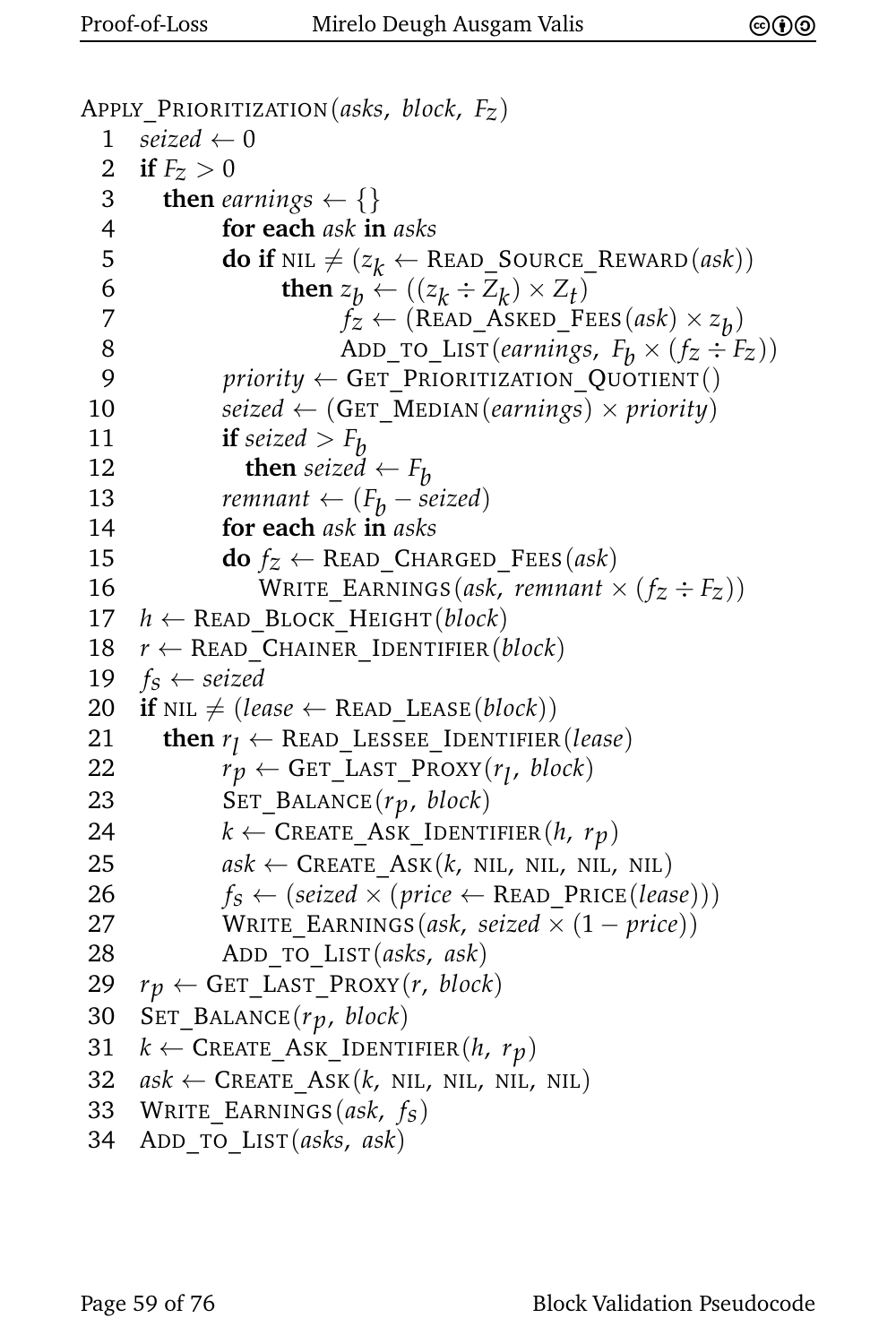```
APPLY_PRIORITIZATION(asks, block, F_Z)
 1  seized ← 0
 2  if F_Z > 0
 3    then earnings ← {}
 4         for each ask in asks
 5         do if NIL ≠ (z_k ← READ_SOURCE_REWARD(ask))
 6              then z_b ← ((z_k ÷ Z_k) × Z_t)
 7                   f_Z ← (READ_ASKED_FEES(ask) × z_b)
 8                   ADD_TO_LIST(earnings, F_b × (f_Z ÷ F_Z))
 9         priority ← GET_PRIORITIZATION_QUOTIENT()
10         seized ← (GET_MEDIAN(earnings) × priority)
11         if seized > F_b
12           then seized ← F_b
13         remnant ← (F_b − seized)
14         for each ask in asks
15         do f_Z ← READ_CHARGED_FEES(ask)
16            WRITE_EARNINGS(ask, remnant × (f_Z ÷ F_Z))
17  h ← READ_BLOCK_HEIGHT(block)
18  r ← READ_CHAINER_IDENTIFIER(block)
19  f_S ← seized
20  if NIL ≠ (lease ← READ_LEASE(block))
21    then r_l ← READ_LESSEE_IDENTIFIER(lease)
22         r_p ← GET_LAST_PROXY(r_l, block)
23         SET_BALANCE(r_p, block)
24         k ← CREATE_ASK_IDENTIFIER(h, r_p)
25         ask ← CREATE_ASK(k, NIL, NIL, NIL, NIL)
26         f_S ← (seized × (price ← READ_PRICE(lease)))
27         WRITE_EARNINGS(ask, seized × (1 − price))
28         ADD_TO_LIST(asks, ask)
29  r_p ← GET_LAST_PROXY(r, block)
30  SET_BALANCE(r_p, block)
31  k ← CREATE_ASK_IDENTIFIER(h, r_p)
32  ask ← CREATE_ASK(k, NIL, NIL, NIL, NIL)
33  WRITE_EARNINGS(ask, f_S)
34  ADD_TO_LIST(asks, ask)
```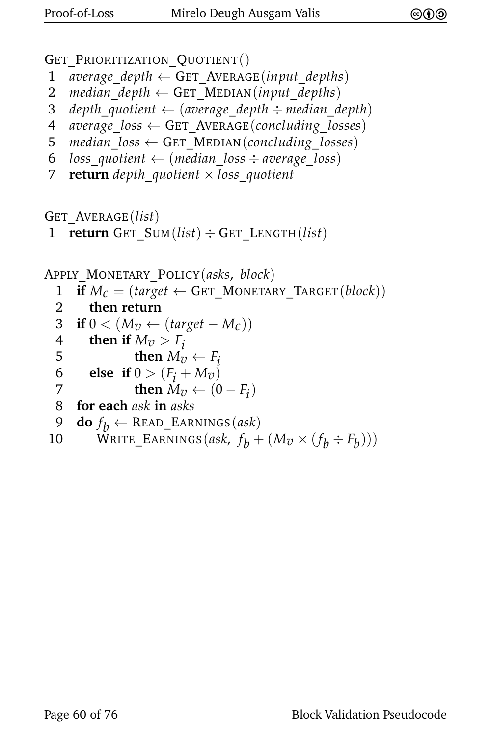```
GET_PRIORITIZATION_QUOTIENT()
 1  average_depth ← GET_AVERAGE(input_depths)
 2  median_depth ← GET_MEDIAN(input_depths)
 3  depth_quotient ← (average_depth ÷ median_depth)
 4  average_loss ← GET_AVERAGE(concluding_losses)
 5  median_loss ← GET_MEDIAN(concluding_losses)
 6  loss_quotient ← (median_loss ÷ average_loss)
 7  return depth_quotient × loss_quotient
```

```
GET_AVERAGE(list)
 1  return GET_SUM(list) ÷ GET_LENGTH(list)
```

```
APPLY_MONETARY_POLICY(asks, block)
  1  if M_c = (target ← GET_MONETARY_TARGET(block))
  2    then return
  3  if 0 < (M_v ← (target − M_c))
  4    then if M_v > F_i
  5           then M_v ← F_i
  6    else  if 0 > (F_i + M_v)
  7           then M_v ← (0 − F_i)
  8  for each ask in asks
  9  do f_b ← READ_EARNINGS(ask)
 10     WRITE_EARNINGS(ask, f_b + (M_v × (f_b ÷ F_b)))
```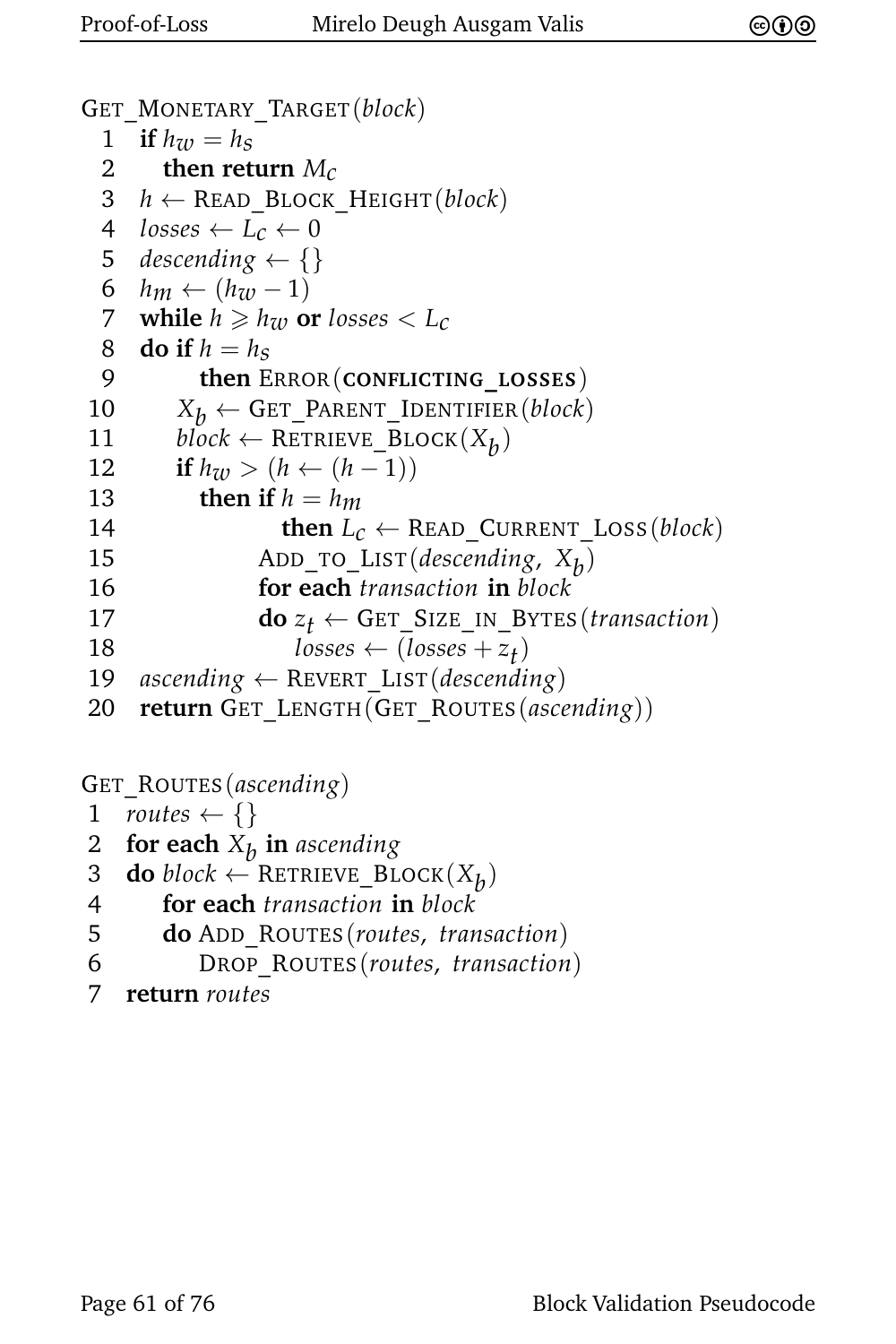```
GET_MONETARY_TARGET(block)
 1  if h_w = h_s
 2    then return M_c
 3  h ← READ_BLOCK_HEIGHT(block)
 4  losses ← L_c ← 0
 5  descending ← {}
 6  h_m ← (h_w − 1)
 7  while h ⩾ h_w or losses < L_c
 8  do if h = h_s
 9       then ERROR(CONFLICTING_LOSSES)
10     X_b ← GET_PARENT_IDENTIFIER(block)
11     block ← RETRIEVE_BLOCK(X_b)
12     if h_w > (h ← (h − 1))
13       then if h = h_m
14              then L_c ← READ_CURRENT_LOSS(block)
15            ADD_TO_LIST(descending, X_b)
16            for each transaction in block
17            do z_t ← GET_SIZE_IN_BYTES(transaction)
18               losses ← (losses + z_t)
19  ascending ← REVERT_LIST(descending)
20  return GET_LENGTH(GET_ROUTES(ascending))
```

```
GET_ROUTES(ascending)
 1  routes ← {}
 2  for each X_b in ascending
 3  do block ← RETRIEVE_BLOCK(X_b)
 4     for each transaction in block
 5     do ADD_ROUTES(routes, transaction)
 6        DROP_ROUTES(routes, transaction)
 7  return routes
```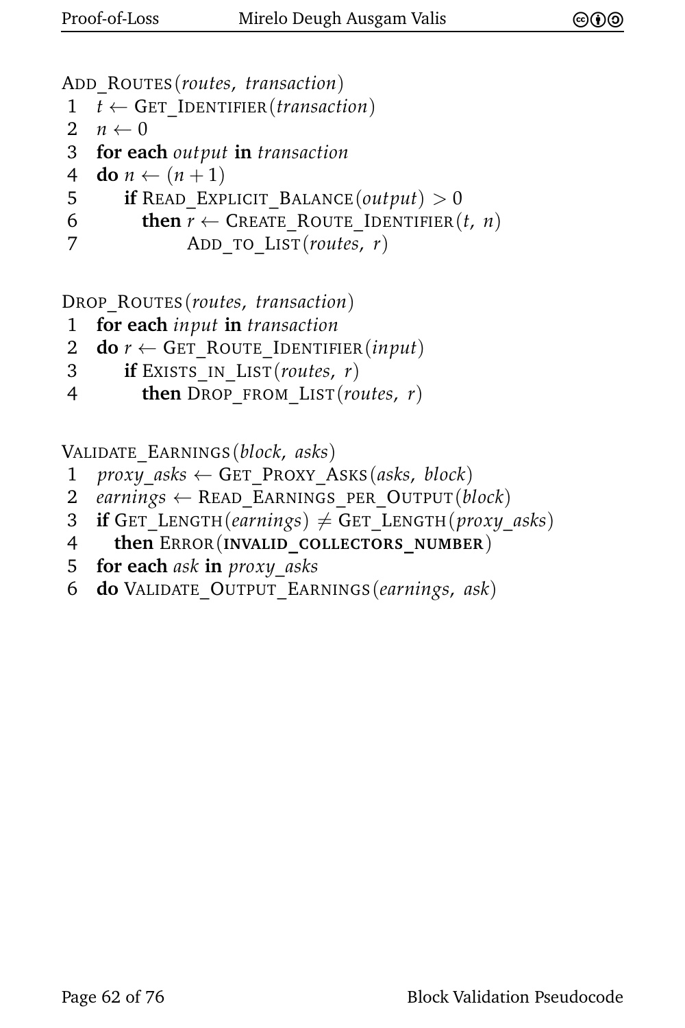```
ADD_ROUTES(routes, transaction)
1  t ← GET_IDENTIFIER(transaction)
2  n ← 0
3  for each output in transaction
4  do n ← (n + 1)
5      if READ_EXPLICIT_BALANCE(output) > 0
6         then r ← CREATE_ROUTE_IDENTIFIER(t, n)
7              ADD_TO_LIST(routes, r)
```

```
DROP_ROUTES(routes, transaction)
1  for each input in transaction
2  do r ← GET_ROUTE_IDENTIFIER(input)
3      if EXISTS_IN_LIST(routes, r)
4         then DROP_FROM_LIST(routes, r)
```

```
VALIDATE_EARNINGS(block, asks)
1  proxy_asks ← GET_PROXY_ASKS(asks, block)
2  earnings ← READ_EARNINGS_PER_OUTPUT(block)
3  if GET_LENGTH(earnings) ≠ GET_LENGTH(proxy_asks)
4     then ERROR(INVALID_COLLECTORS_NUMBER)
5  for each ask in proxy_asks
6  do VALIDATE_OUTPUT_EARNINGS(earnings, ask)
```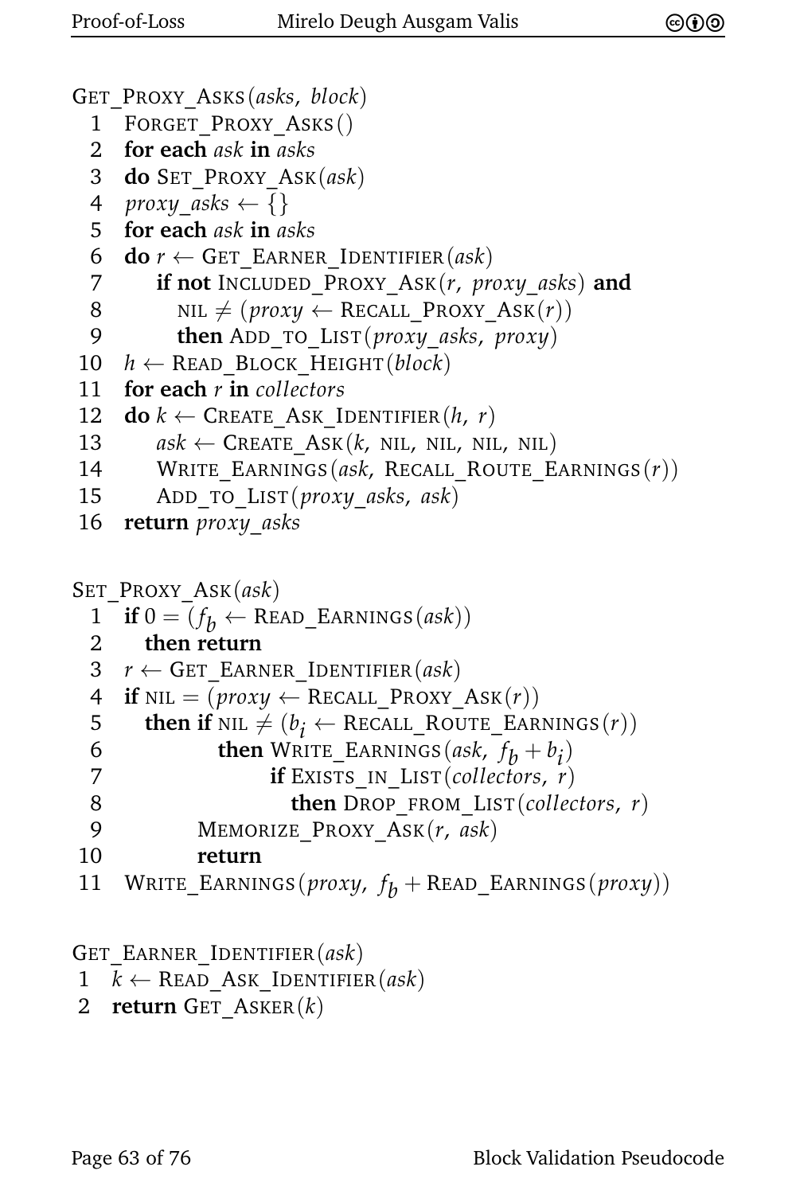```
GET_PROXY_ASKS(asks, block)
 1  FORGET_PROXY_ASKS()
 2  for each ask in asks
 3  do SET_PROXY_ASK(ask)
 4  proxy_asks ← {}
 5  for each ask in asks
 6  do r ← GET_EARNER_IDENTIFIER(ask)
 7      if not INCLUDED_PROXY_ASK(r, proxy_asks) and
 8         NIL ≠ (proxy ← RECALL_PROXY_ASK(r))
 9         then ADD_TO_LIST(proxy_asks, proxy)
10  h ← READ_BLOCK_HEIGHT(block)
11  for each r in collectors
12  do k ← CREATE_ASK_IDENTIFIER(h, r)
13      ask ← CREATE_ASK(k, NIL, NIL, NIL, NIL)
14      WRITE_EARNINGS(ask, RECALL_ROUTE_EARNINGS(r))
15      ADD_TO_LIST(proxy_asks, ask)
16  return proxy_asks
```

```
SET_PROXY_ASK(ask)
 1  if 0 = (f_b ← READ_EARNINGS(ask))
 2     then return
 3  r ← GET_EARNER_IDENTIFIER(ask)
 4  if NIL = (proxy ← RECALL_PROXY_ASK(r))
 5     then if NIL ≠ (b_i ← RECALL_ROUTE_EARNINGS(r))
 6              then WRITE_EARNINGS(ask, f_b + b_i)
 7                   if EXISTS_IN_LIST(collectors, r)
 8                      then DROP_FROM_LIST(collectors, r)
 9           MEMORIZE_PROXY_ASK(r, ask)
10           return
11  WRITE_EARNINGS(proxy, f_b + READ_EARNINGS(proxy))
```

```
GET_EARNER_IDENTIFIER(ask)
 1  k ← READ_ASK_IDENTIFIER(ask)
 2  return GET_ASKER(k)
```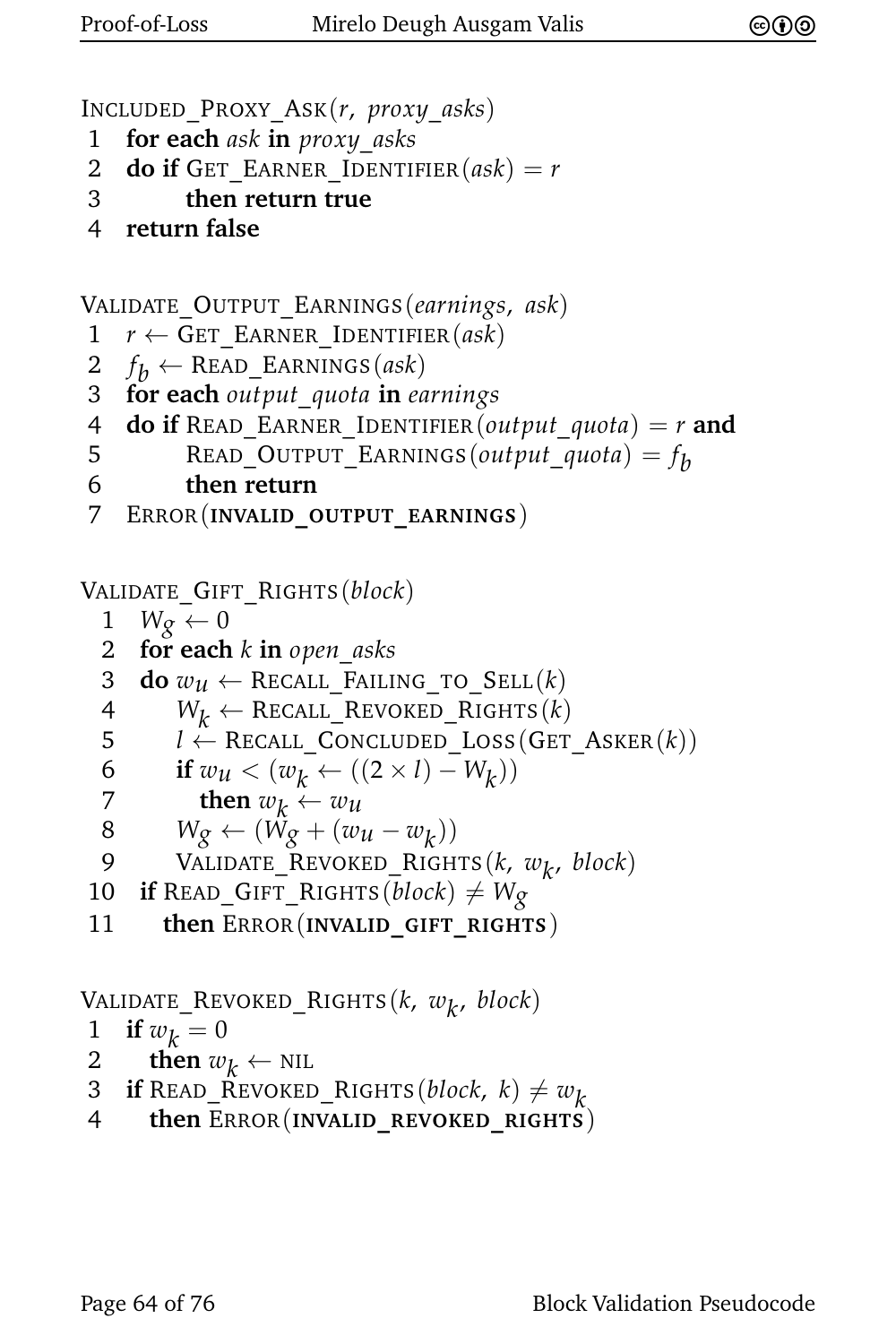```
INCLUDED_PROXY_ASK(r, proxy_asks)
 1  for each ask in proxy_asks
 2  do if GET_EARNER_IDENTIFIER(ask) = r
 3        then return true
 4  return false
```

```
VALIDATE_OUTPUT_EARNINGS(earnings, ask)
 1  r ← GET_EARNER_IDENTIFIER(ask)
 2  f_b ← READ_EARNINGS(ask)
 3  for each output_quota in earnings
 4  do if READ_EARNER_IDENTIFIER(output_quota) = r and
 5        READ_OUTPUT_EARNINGS(output_quota) = f_b
 6        then return
 7  ERROR(INVALID_OUTPUT_EARNINGS)
```

```
VALIDATE_GIFT_RIGHTS(block)
  1  W_g ← 0
  2  for each k in open_asks
  3  do w_u ← RECALL_FAILING_TO_SELL(k)
  4     W_k ← RECALL_REVOKED_RIGHTS(k)
  5     l ← RECALL_CONCLUDED_LOSS(GET_ASKER(k))
  6     if w_u < (w_k ← ((2 × l) − W_k))
  7        then w_k ← w_u
  8     W_g ← (W_g + (w_u − w_k))
  9     VALIDATE_REVOKED_RIGHTS(k, w_k, block)
 10  if READ_GIFT_RIGHTS(block) ≠ W_g
 11     then ERROR(INVALID_GIFT_RIGHTS)
```

```
VALIDATE_REVOKED_RIGHTS(k, w_k, block)
 1  if w_k = 0
 2     then w_k ← NIL
 3  if READ_REVOKED_RIGHTS(block, k) ≠ w_k
 4     then ERROR(INVALID_REVOKED_RIGHTS)
```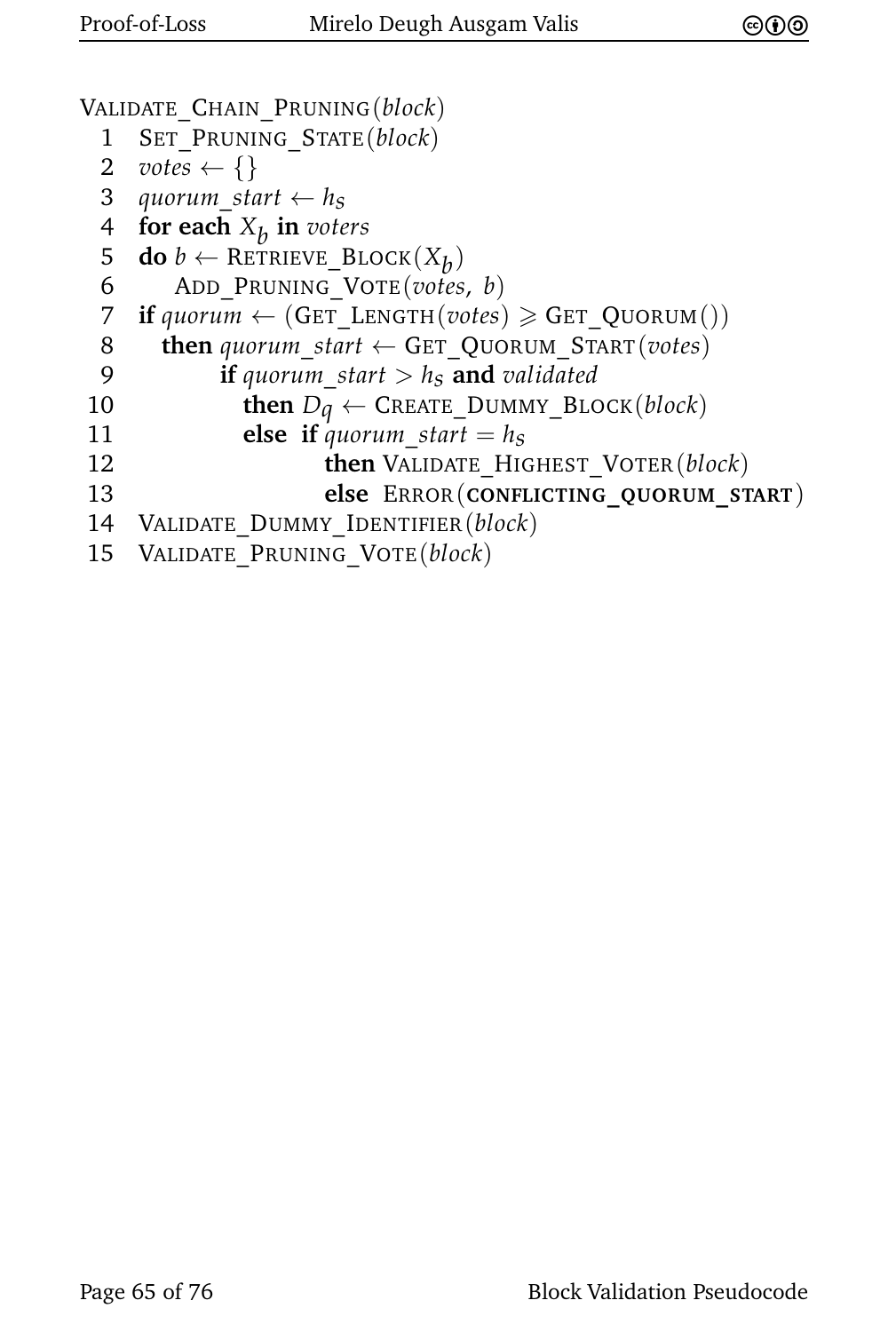```
VALIDATE_CHAIN_PRUNING(block)
 1  SET_PRUNING_STATE(block)
 2  votes ← {}
 3  quorum_start ← h_S
 4  for each X_b in voters
 5  do b ← RETRIEVE_BLOCK(X_b)
 6      ADD_PRUNING_VOTE(votes, b)
 7  if quorum ← (GET_LENGTH(votes) ⩾ GET_QUORUM())
 8     then quorum_start ← GET_QUORUM_START(votes)
 9           if quorum_start > h_S and validated
10              then D_q ← CREATE_DUMMY_BLOCK(block)
11              else  if quorum_start = h_S
12                       then VALIDATE_HIGHEST_VOTER(block)
13                       else  ERROR(CONFLICTING_QUORUM_START)
14  VALIDATE_DUMMY_IDENTIFIER(block)
15  VALIDATE_PRUNING_VOTE(block)
```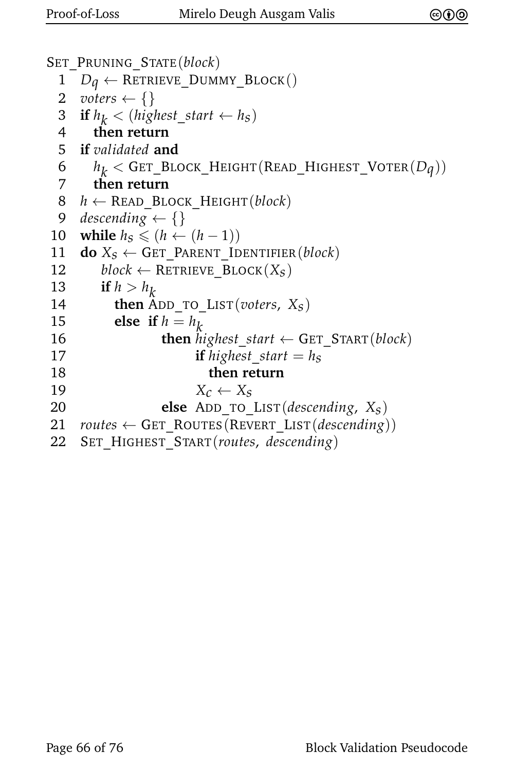```
SET_PRUNING_STATE(block)
 1  D_q ← RETRIEVE_DUMMY_BLOCK()
 2  voters ← {}
 3  if h_k < (highest_start ← h_s)
 4     then return
 5  if validated and
 6     h_k < GET_BLOCK_HEIGHT(READ_HIGHEST_VOTER(D_q))
 7     then return
 8  h ← READ_BLOCK_HEIGHT(block)
 9  descending ← {}
10  while h_s ⩽ (h ← (h − 1))
11  do X_s ← GET_PARENT_IDENTIFIER(block)
12      block ← RETRIEVE_BLOCK(X_s)
13      if h > h_k
14         then ADD_TO_LIST(voters, X_s)
15         else  if h = h_k
16                  then highest_start ← GET_START(block)
17                       if highest_start = h_s
18                          then return
19                       X_c ← X_s
20                  else  ADD_TO_LIST(descending, X_s)
21  routes ← GET_ROUTES(REVERT_LIST(descending))
22  SET_HIGHEST_START(routes, descending)
```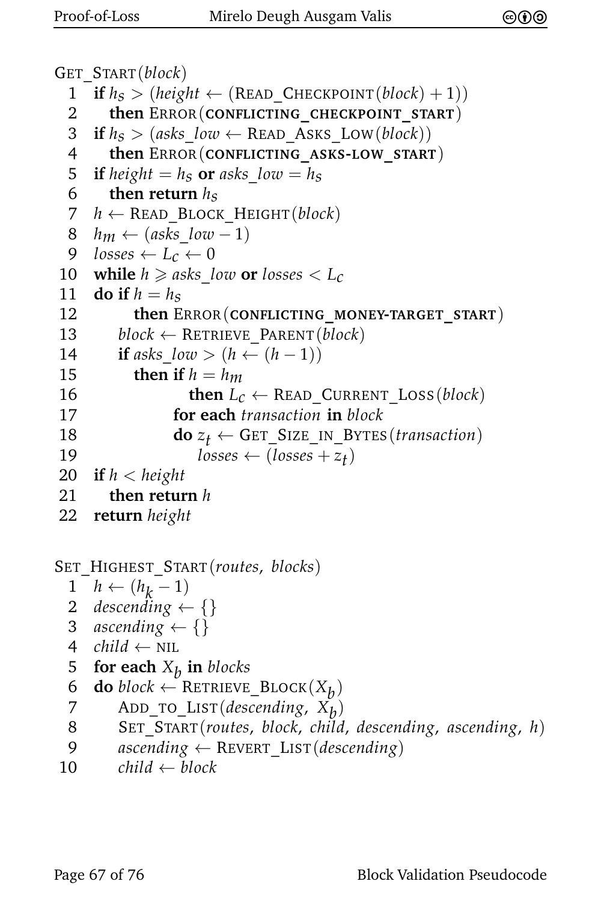```
GET_START(block)
 1  if h_s > (height ← (READ_CHECKPOINT(block) + 1))
 2    then ERROR(CONFLICTING_CHECKPOINT_START)
 3  if h_s > (asks_low ← READ_ASKS_LOW(block))
 4    then ERROR(CONFLICTING_ASKS-LOW_START)
 5  if height = h_s or asks_low = h_s
 6    then return h_s
 7  h ← READ_BLOCK_HEIGHT(block)
 8  h_m ← (asks_low − 1)
 9  losses ← L_c ← 0
10  while h ⩾ asks_low or losses < L_c
11  do if h = h_s
12       then ERROR(CONFLICTING_MONEY-TARGET_START)
13     block ← RETRIEVE_PARENT(block)
14     if asks_low > (h ← (h − 1))
15       then if h = h_m
16              then L_c ← READ_CURRENT_LOSS(block)
17            for each transaction in block
18            do z_t ← GET_SIZE_IN_BYTES(transaction)
19               losses ← (losses + z_t)
20  if h < height
21    then return h
22  return height
```

```
SET_HIGHEST_START(routes, blocks)
 1  h ← (h_k − 1)
 2  descending ← {}
 3  ascending ← {}
 4  child ← NIL
 5  for each X_b in blocks
 6  do block ← RETRIEVE_BLOCK(X_b)
 7     ADD_TO_LIST(descending, X_b)
 8     SET_START(routes, block, child, descending, ascending, h)
 9     ascending ← REVERT_LIST(descending)
10     child ← block
```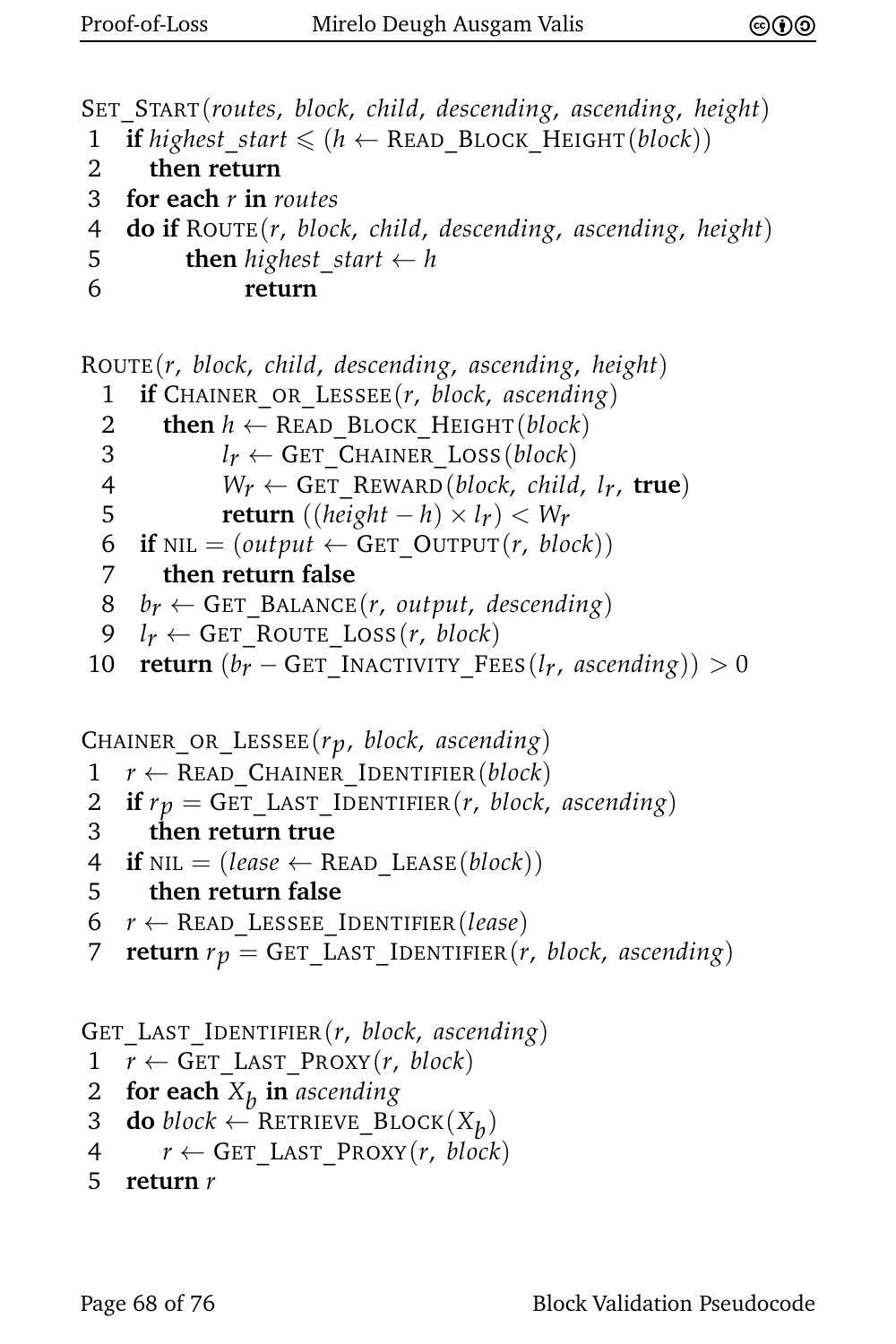```
SET_START(routes, block, child, descending, ascending, height)
 1  if highest_start ≤ (h ← READ_BLOCK_HEIGHT(block))
 2    then return
 3  for each r in routes
 4  do if ROUTE(r, block, child, descending, ascending, height)
 5       then highest_start ← h
 6            return
```

```
ROUTE(r, block, child, descending, ascending, height)
 1  if CHAINER_OR_LESSEE(r, block, ascending)
 2    then h ← READ_BLOCK_HEIGHT(block)
 3         l_r ← GET_CHAINER_LOSS(block)
 4         W_r ← GET_REWARD(block, child, l_r, true)
 5         return ((height − h) × l_r) < W_r
 6  if NIL = (output ← GET_OUTPUT(r, block))
 7    then return false
 8  b_r ← GET_BALANCE(r, output, descending)
 9  l_r ← GET_ROUTE_LOSS(r, block)
10  return (b_r − GET_INACTIVITY_FEES(l_r, ascending)) > 0
```

```
CHAINER_OR_LESSEE(r_p, block, ascending)
 1  r ← READ_CHAINER_IDENTIFIER(block)
 2  if r_p = GET_LAST_IDENTIFIER(r, block, ascending)
 3    then return true
 4  if NIL = (lease ← READ_LEASE(block))
 5    then return false
 6  r ← READ_LESSEE_IDENTIFIER(lease)
 7  return r_p = GET_LAST_IDENTIFIER(r, block, ascending)
```

```
GET_LAST_IDENTIFIER(r, block, ascending)
 1  r ← GET_LAST_PROXY(r, block)
 2  for each X_b in ascending
 3  do block ← RETRIEVE_BLOCK(X_b)
 4     r ← GET_LAST_PROXY(r, block)
 5  return r
```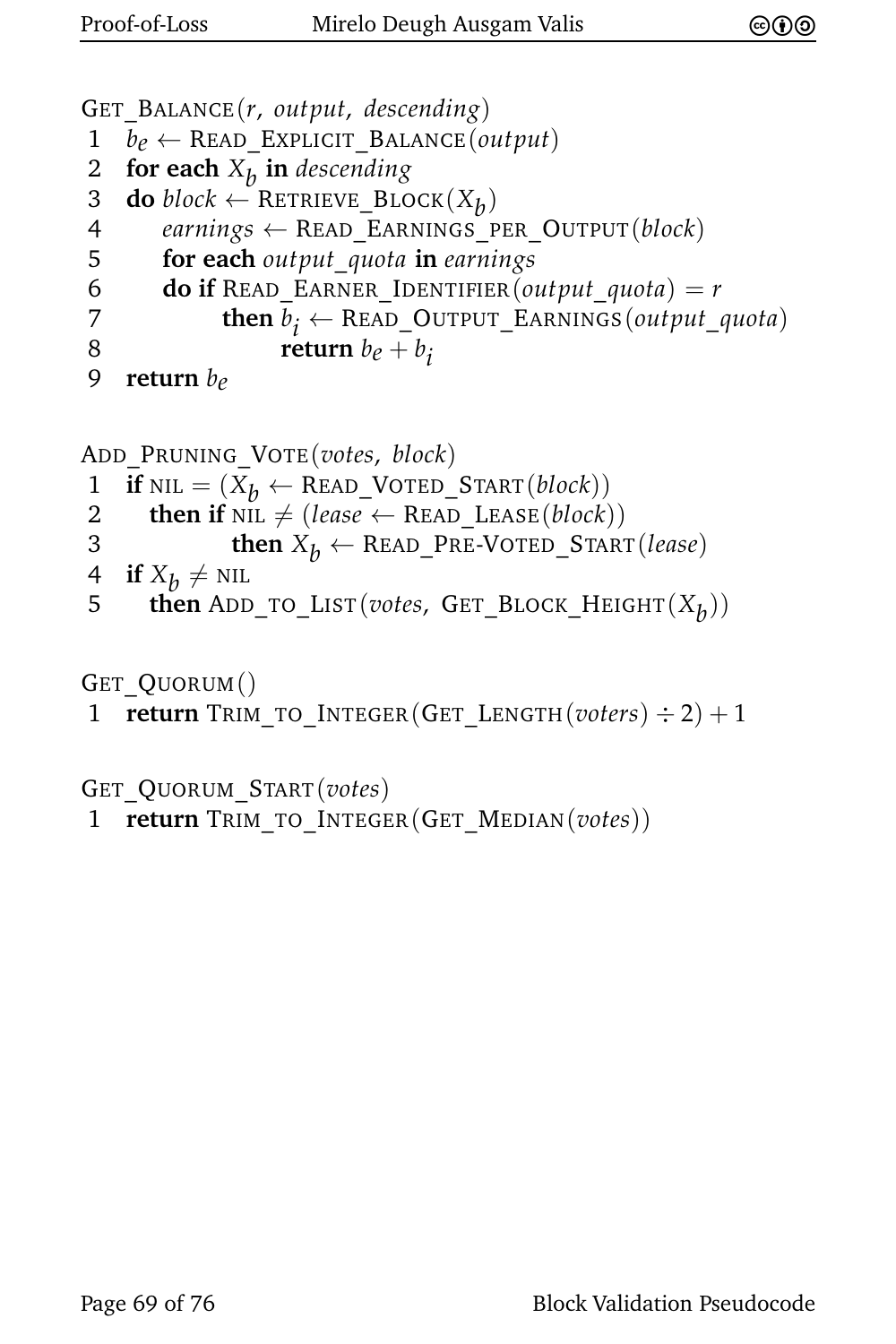```
GET_BALANCE(r, output, descending)
1  b_e ← READ_EXPLICIT_BALANCE(output)
2  for each X_b in descending
3  do block ← RETRIEVE_BLOCK(X_b)
4     earnings ← READ_EARNINGS_PER_OUTPUT(block)
5     for each output_quota in earnings
6     do if READ_EARNER_IDENTIFIER(output_quota) = r
7           then b_i ← READ_OUTPUT_EARNINGS(output_quota)
8                return b_e + b_i
9  return b_e
```

```
ADD_PRUNING_VOTE(votes, block)
1  if NIL = (X_b ← READ_VOTED_START(block))
2     then if NIL ≠ (lease ← READ_LEASE(block))
3             then X_b ← READ_PRE-VOTED_START(lease)
4  if X_b ≠ NIL
5     then ADD_TO_LIST(votes, GET_BLOCK_HEIGHT(X_b))
```

```
GET_QUORUM()
1  return TRIM_TO_INTEGER(GET_LENGTH(voters) ÷ 2) + 1
```

```
GET_QUORUM_START(votes)
1  return TRIM_TO_INTEGER(GET_MEDIAN(votes))
```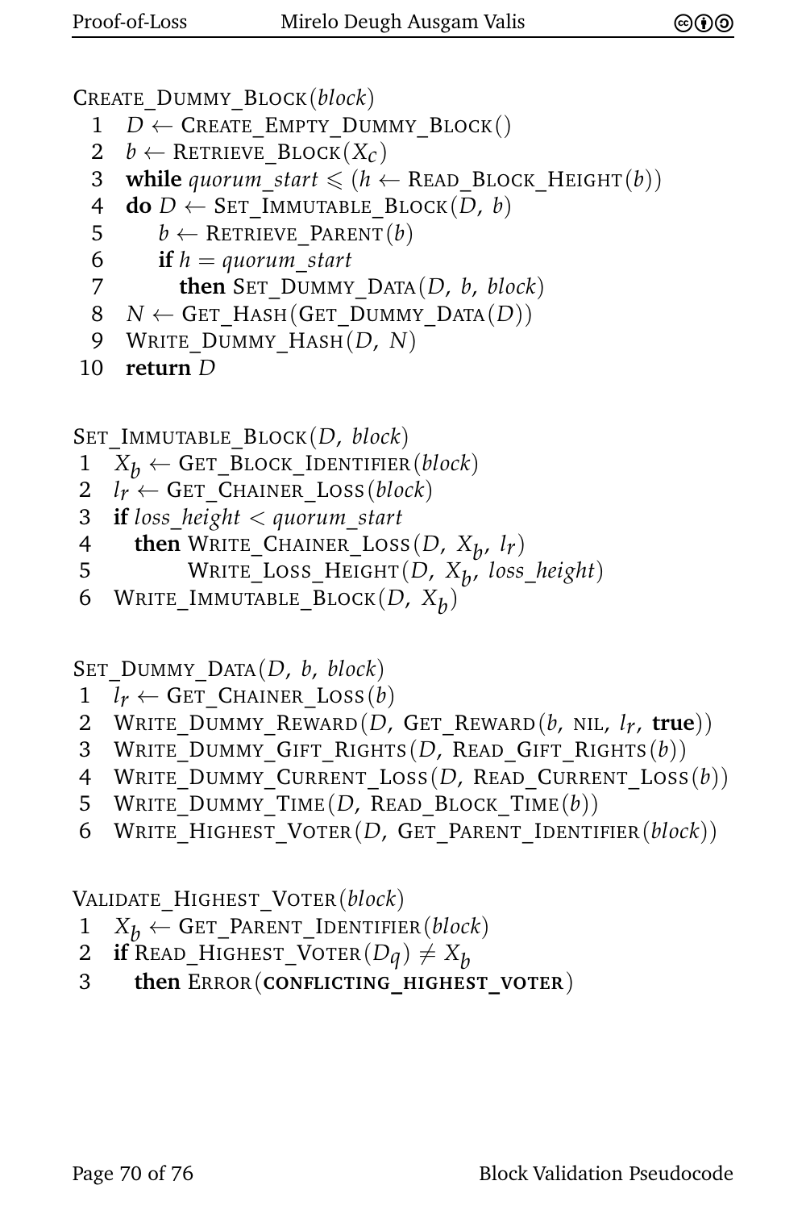```
CREATE_DUMMY_BLOCK(block)
 1  D ← CREATE_EMPTY_DUMMY_BLOCK()
 2  b ← RETRIEVE_BLOCK(X_c)
 3  while quorum_start ⩽ (h ← READ_BLOCK_HEIGHT(b))
 4  do D ← SET_IMMUTABLE_BLOCK(D, b)
 5     b ← RETRIEVE_PARENT(b)
 6     if h = quorum_start
 7       then SET_DUMMY_DATA(D, b, block)
 8  N ← GET_HASH(GET_DUMMY_DATA(D))
 9  WRITE_DUMMY_HASH(D, N)
10  return D
```

```
SET_IMMUTABLE_BLOCK(D, block)
 1  X_b ← GET_BLOCK_IDENTIFIER(block)
 2  l_r ← GET_CHAINER_LOSS(block)
 3  if loss_height < quorum_start
 4    then WRITE_CHAINER_LOSS(D, X_b, l_r)
 5         WRITE_LOSS_HEIGHT(D, X_b, loss_height)
 6  WRITE_IMMUTABLE_BLOCK(D, X_b)
```

```
SET_DUMMY_DATA(D, b, block)
 1  l_r ← GET_CHAINER_LOSS(b)
 2  WRITE_DUMMY_REWARD(D, GET_REWARD(b, NIL, l_r, true))
 3  WRITE_DUMMY_GIFT_RIGHTS(D, READ_GIFT_RIGHTS(b))
 4  WRITE_DUMMY_CURRENT_LOSS(D, READ_CURRENT_LOSS(b))
 5  WRITE_DUMMY_TIME(D, READ_BLOCK_TIME(b))
 6  WRITE_HIGHEST_VOTER(D, GET_PARENT_IDENTIFIER(block))
```

```
VALIDATE_HIGHEST_VOTER(block)
 1  X_b ← GET_PARENT_IDENTIFIER(block)
 2  if READ_HIGHEST_VOTER(D_q) ≠ X_b
 3    then ERROR(CONFLICTING_HIGHEST_VOTER)
```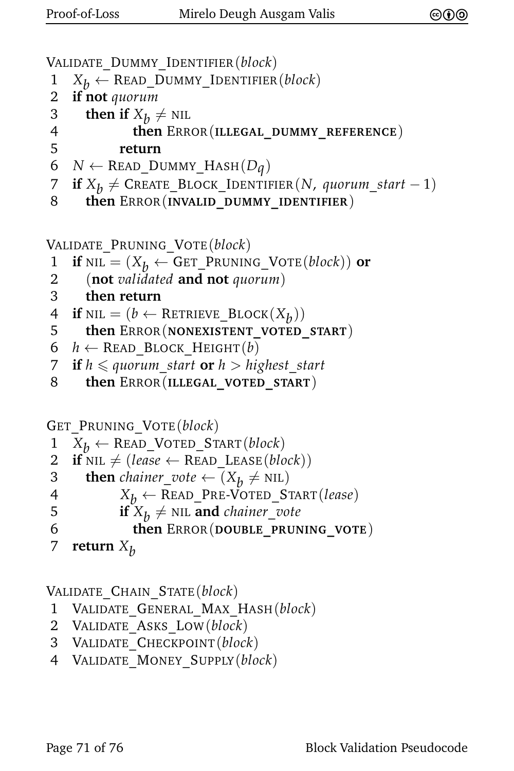```
VALIDATE_DUMMY_IDENTIFIER(block)
1  X_b ← READ_DUMMY_IDENTIFIER(block)
2  if not quorum
3     then if X_b ≠ NIL
4             then ERROR(ILLEGAL_DUMMY_REFERENCE)
5          return
6  N ← READ_DUMMY_HASH(D_q)
7  if X_b ≠ CREATE_BLOCK_IDENTIFIER(N, quorum_start − 1)
8     then ERROR(INVALID_DUMMY_IDENTIFIER)
```

```
VALIDATE_PRUNING_VOTE(block)
1  if NIL = (X_b ← GET_PRUNING_VOTE(block)) or
2     (not validated and not quorum)
3     then return
4  if NIL = (b ← RETRIEVE_BLOCK(X_b))
5     then ERROR(NONEXISTENT_VOTED_START)
6  h ← READ_BLOCK_HEIGHT(b)
7  if h ⩽ quorum_start or h > highest_start
8     then ERROR(ILLEGAL_VOTED_START)
```

```
GET_PRUNING_VOTE(block)
1  X_b ← READ_VOTED_START(block)
2  if NIL ≠ (lease ← READ_LEASE(block))
3     then chainer_vote ← (X_b ≠ NIL)
4          X_b ← READ_PRE-VOTED_START(lease)
5          if X_b ≠ NIL and chainer_vote
6             then ERROR(DOUBLE_PRUNING_VOTE)
7  return X_b
```

```
VALIDATE_CHAIN_STATE(block)
1  VALIDATE_GENERAL_MAX_HASH(block)
2  VALIDATE_ASKS_LOW(block)
3  VALIDATE_CHECKPOINT(block)
4  VALIDATE_MONEY_SUPPLY(block)
```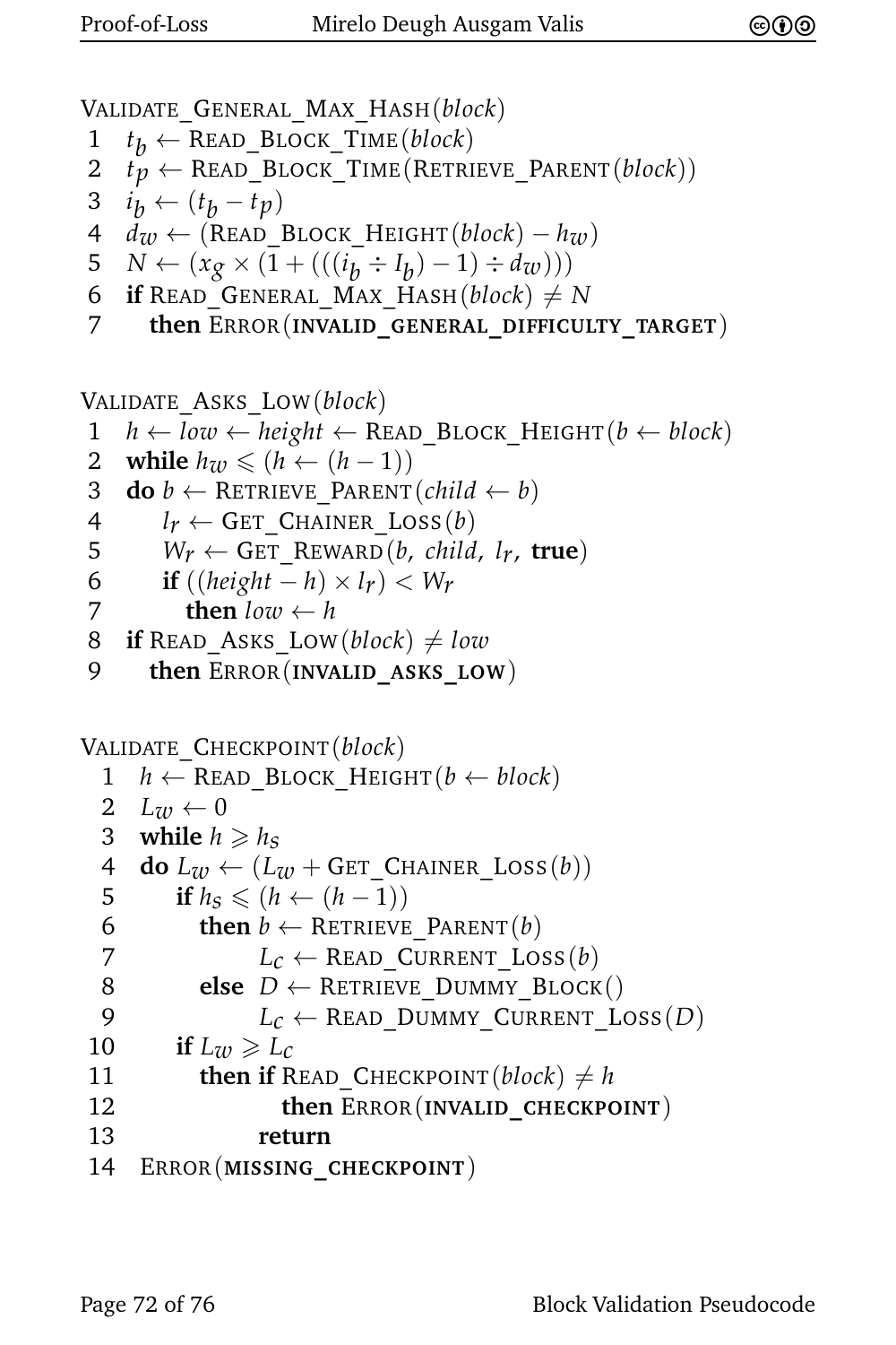```
VALIDATE_GENERAL_MAX_HASH(block)
 1  t_b ← READ_BLOCK_TIME(block)
 2  t_p ← READ_BLOCK_TIME(RETRIEVE_PARENT(block))
 3  i_b ← (t_b − t_p)
 4  d_w ← (READ_BLOCK_HEIGHT(block) − h_w)
 5  N ← (x_g × (1 + (((i_b ÷ I_b) − 1) ÷ d_w)))
 6  if READ_GENERAL_MAX_HASH(block) ≠ N
 7     then ERROR(INVALID_GENERAL_DIFFICULTY_TARGET)
```

```
VALIDATE_ASKS_LOW(block)
 1  h ← low ← height ← READ_BLOCK_HEIGHT(b ← block)
 2  while h_w ⩽ (h ← (h − 1))
 3  do b ← RETRIEVE_PARENT(child ← b)
 4     l_r ← GET_CHAINER_LOSS(b)
 5     W_r ← GET_REWARD(b, child, l_r, true)
 6     if ((height − h) × l_r) < W_r
 7        then low ← h
 8  if READ_ASKS_LOW(block) ≠ low
 9     then ERROR(INVALID_ASKS_LOW)
```

```
VALIDATE_CHECKPOINT(block)
  1  h ← READ_BLOCK_HEIGHT(b ← block)
  2  L_w ← 0
  3  while h ⩾ h_s
  4  do L_w ← (L_w + GET_CHAINER_LOSS(b))
  5     if h_s ⩽ (h ← (h − 1))
  6        then b ← RETRIEVE_PARENT(b)
  7             L_c ← READ_CURRENT_LOSS(b)
  8        else  D ← RETRIEVE_DUMMY_BLOCK()
  9             L_c ← READ_DUMMY_CURRENT_LOSS(D)
 10     if L_w ⩾ L_c
 11        then if READ_CHECKPOINT(block) ≠ h
 12                then ERROR(INVALID_CHECKPOINT)
 13             return
 14  ERROR(MISSING_CHECKPOINT)
```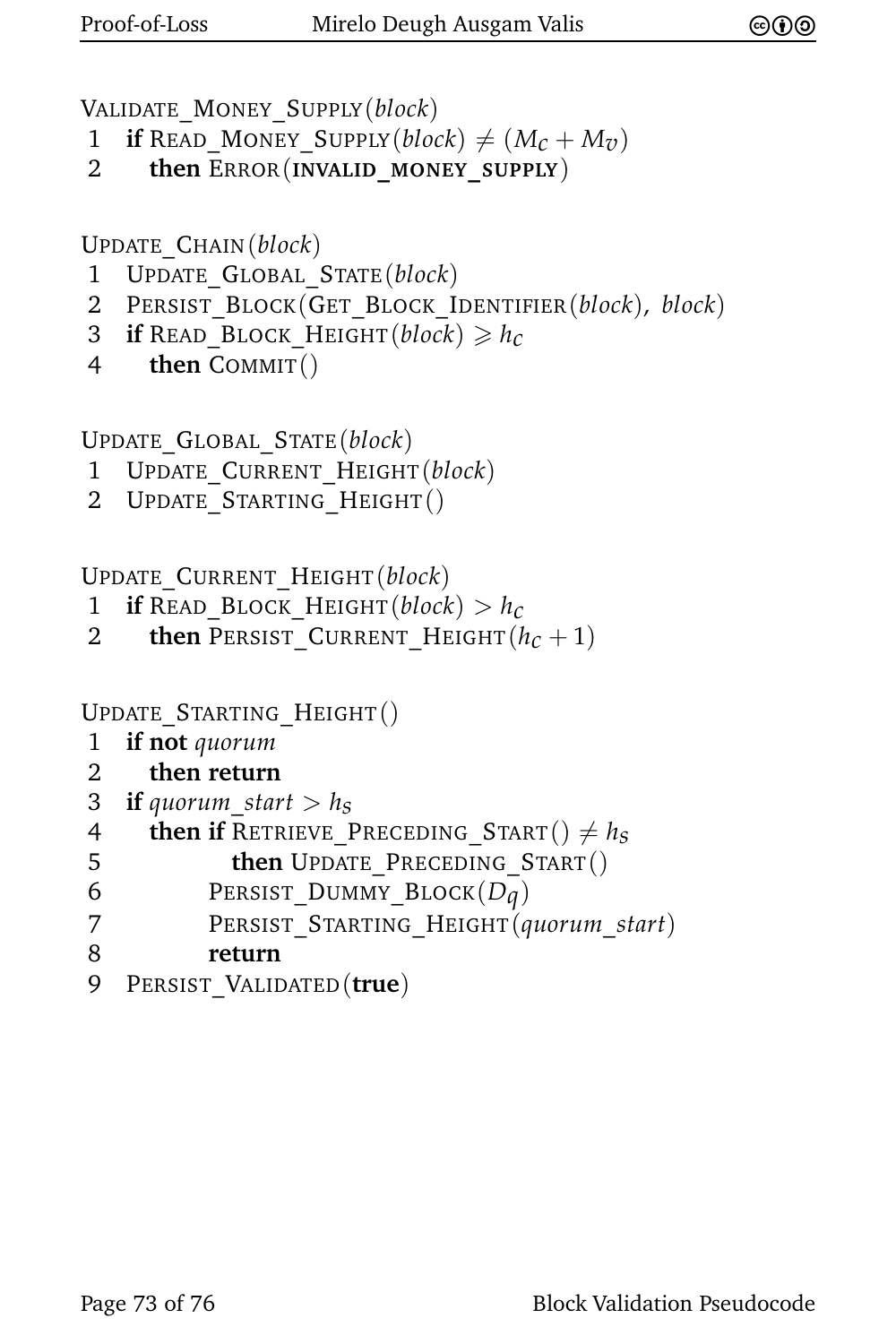```
VALIDATE_MONEY_SUPPLY(block)
 1  if READ_MONEY_SUPPLY(block) ≠ (M_c + M_v)
 2    then ERROR(INVALID_MONEY_SUPPLY)
```

```
UPDATE_CHAIN(block)
 1  UPDATE_GLOBAL_STATE(block)
 2  PERSIST_BLOCK(GET_BLOCK_IDENTIFIER(block), block)
 3  if READ_BLOCK_HEIGHT(block) ≥ h_c
 4    then COMMIT()
```

```
UPDATE_GLOBAL_STATE(block)
 1  UPDATE_CURRENT_HEIGHT(block)
 2  UPDATE_STARTING_HEIGHT()
```

```
UPDATE_CURRENT_HEIGHT(block)
 1  if READ_BLOCK_HEIGHT(block) > h_c
 2    then PERSIST_CURRENT_HEIGHT(h_c + 1)
```

```
UPDATE_STARTING_HEIGHT()
 1  if not quorum
 2    then return
 3  if quorum_start > h_s
 4    then if RETRIEVE_PRECEDING_START() ≠ h_s
 5           then UPDATE_PRECEDING_START()
 6         PERSIST_DUMMY_BLOCK(D_q)
 7         PERSIST_STARTING_HEIGHT(quorum_start)
 8         return
 9  PERSIST_VALIDATED(true)
```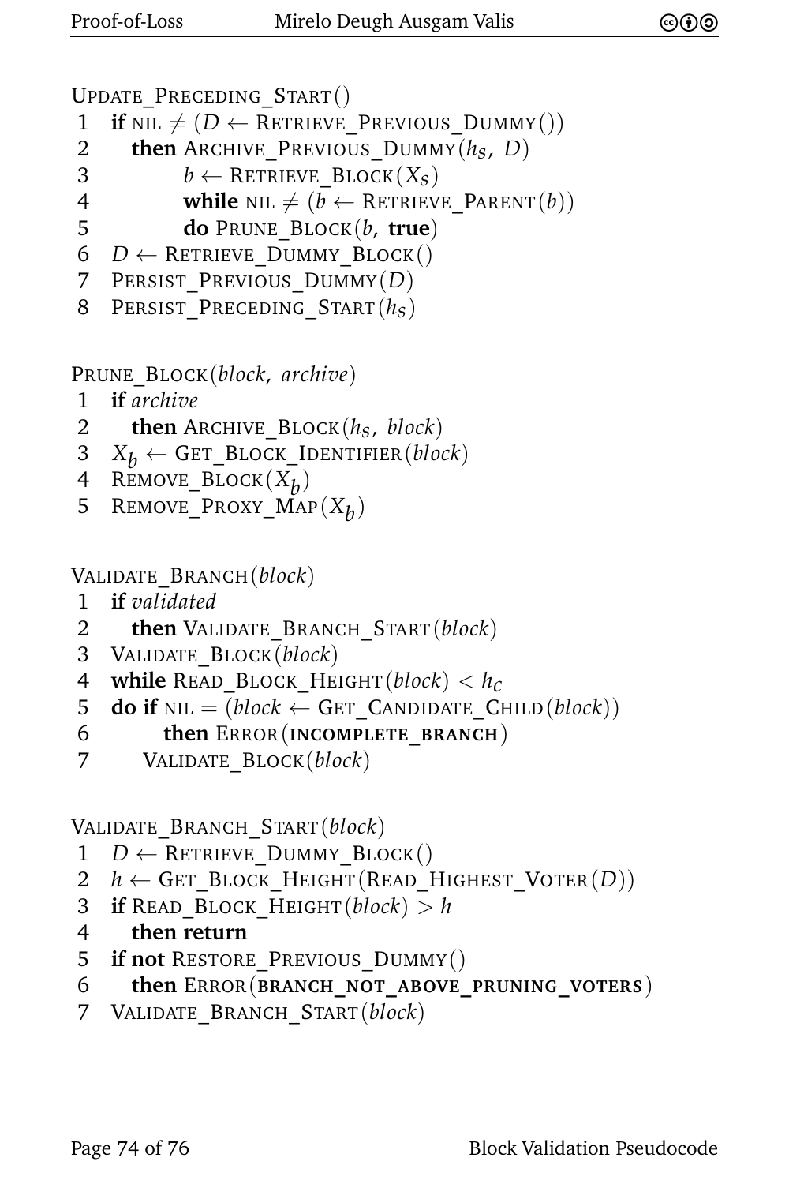```
UPDATE_PRECEDING_START()
1  if NIL ≠ (D ← RETRIEVE_PREVIOUS_DUMMY())
2    then ARCHIVE_PREVIOUS_DUMMY(h_S, D)
3         b ← RETRIEVE_BLOCK(X_S)
4         while NIL ≠ (b ← RETRIEVE_PARENT(b))
5         do PRUNE_BLOCK(b, true)
6  D ← RETRIEVE_DUMMY_BLOCK()
7  PERSIST_PREVIOUS_DUMMY(D)
8  PERSIST_PRECEDING_START(h_S)
```

```
PRUNE_BLOCK(block, archive)
1  if archive
2    then ARCHIVE_BLOCK(h_S, block)
3  X_b ← GET_BLOCK_IDENTIFIER(block)
4  REMOVE_BLOCK(X_b)
5  REMOVE_PROXY_MAP(X_b)
```

```
VALIDATE_BRANCH(block)
1  if validated
2    then VALIDATE_BRANCH_START(block)
3  VALIDATE_BLOCK(block)
4  while READ_BLOCK_HEIGHT(block) < h_C
5  do if NIL = (block ← GET_CANDIDATE_CHILD(block))
6       then ERROR(INCOMPLETE_BRANCH)
7     VALIDATE_BLOCK(block)
```

```
VALIDATE_BRANCH_START(block)
1  D ← RETRIEVE_DUMMY_BLOCK()
2  h ← GET_BLOCK_HEIGHT(READ_HIGHEST_VOTER(D))
3  if READ_BLOCK_HEIGHT(block) > h
4    then return
5  if not RESTORE_PREVIOUS_DUMMY()
6    then ERROR(BRANCH_NOT_ABOVE_PRUNING_VOTERS)
7  VALIDATE_BRANCH_START(block)
```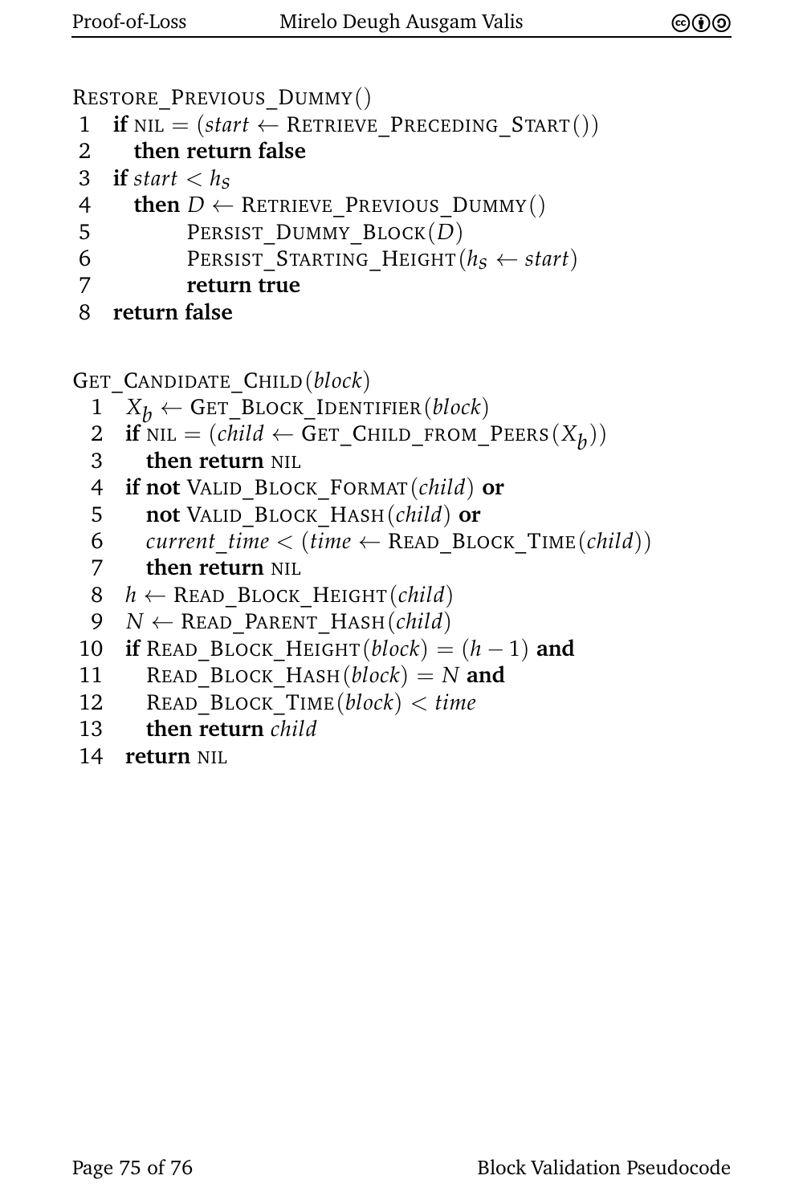```
RESTORE_PREVIOUS_DUMMY()
 1  if NIL = (start ← RETRIEVE_PRECEDING_START())
 2    then return false
 3  if start < h_S
 4    then D ← RETRIEVE_PREVIOUS_DUMMY()
 5         PERSIST_DUMMY_BLOCK(D)
 6         PERSIST_STARTING_HEIGHT(h_S ← start)
 7         return true
 8  return false
```

```
GET_CANDIDATE_CHILD(block)
  1  X_b ← GET_BLOCK_IDENTIFIER(block)
  2  if NIL = (child ← GET_CHILD_FROM_PEERS(X_b))
  3    then return NIL
  4  if not VALID_BLOCK_FORMAT(child) or
  5    not VALID_BLOCK_HASH(child) or
  6    current_time < (time ← READ_BLOCK_TIME(child))
  7    then return NIL
  8  h ← READ_BLOCK_HEIGHT(child)
  9  N ← READ_PARENT_HASH(child)
 10  if READ_BLOCK_HEIGHT(block) = (h − 1) and
 11    READ_BLOCK_HASH(block) = N and
 12    READ_BLOCK_TIME(block) < time
 13    then return child
 14  return NIL
```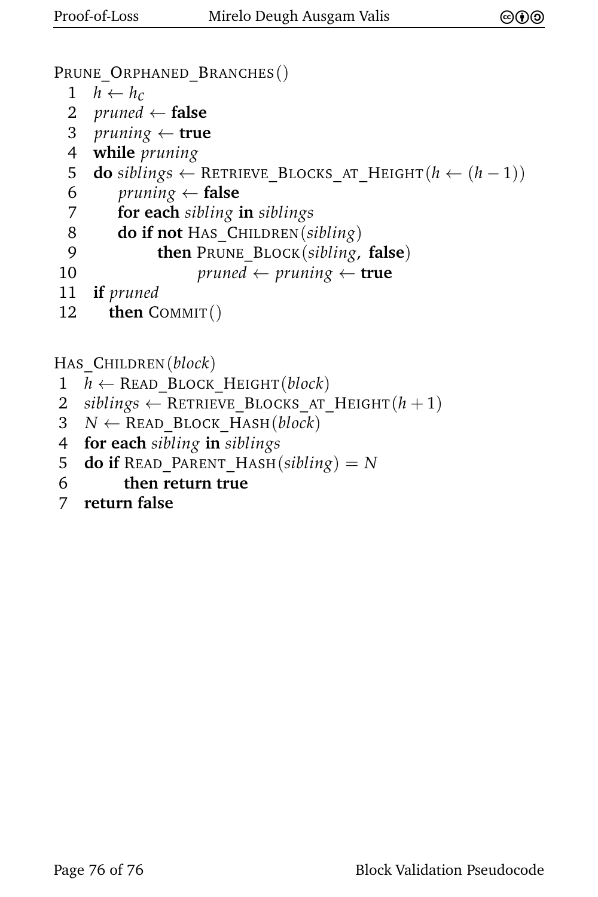```
PRUNE_ORPHANED_BRANCHES()
 1  h ← h_C
 2  pruned ← false
 3  pruning ← true
 4  while pruning
 5  do siblings ← RETRIEVE_BLOCKS_AT_HEIGHT(h ← (h − 1))
 6     pruning ← false
 7     for each sibling in siblings
 8     do if not HAS_CHILDREN(sibling)
 9          then PRUNE_BLOCK(sibling, false)
10               pruned ← pruning ← true
11  if pruned
12    then COMMIT()
```

```
HAS_CHILDREN(block)
 1  h ← READ_BLOCK_HEIGHT(block)
 2  siblings ← RETRIEVE_BLOCKS_AT_HEIGHT(h + 1)
 3  N ← READ_BLOCK_HASH(block)
 4  for each sibling in siblings
 5  do if READ_PARENT_HASH(sibling) = N
 6       then return true
 7  return false
```